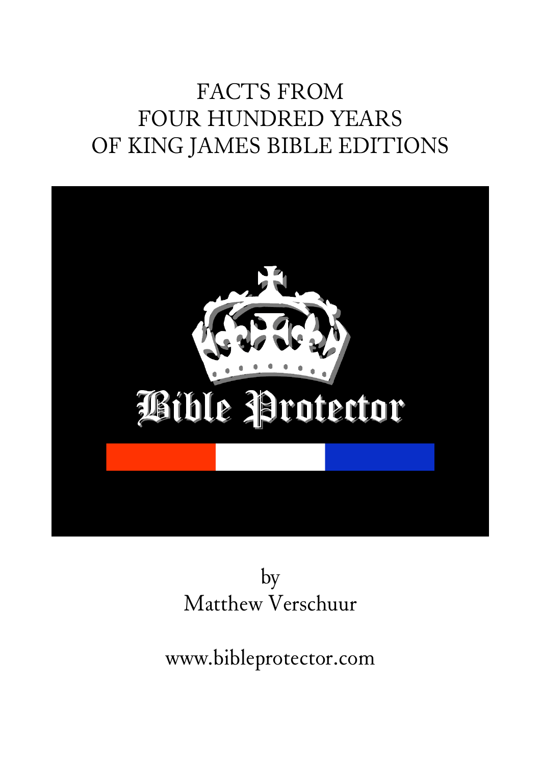# FACTS FROM FOUR HUNDRED YEARS OF KING JAMES BIBLE EDITIONS

Bible Protector

by
Matthew Verschuur

www.bibleprotector.com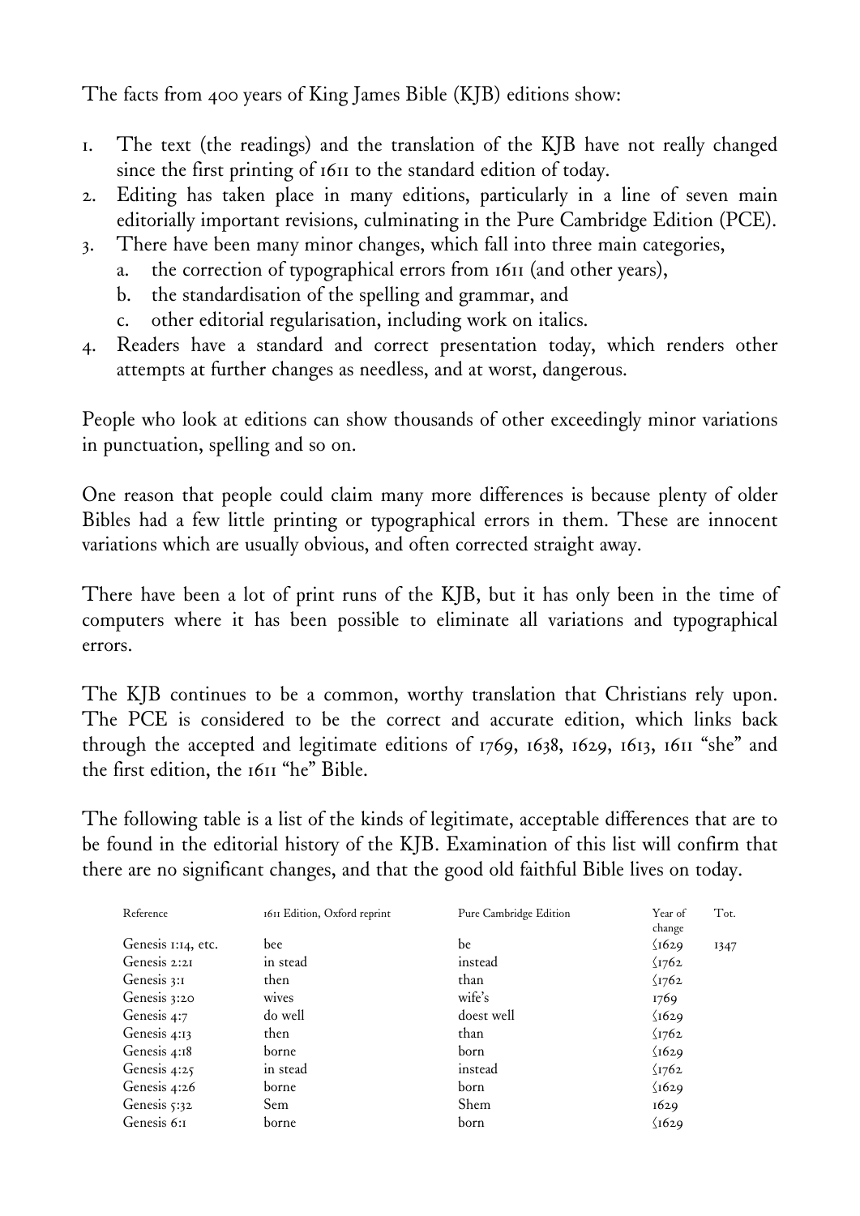The facts from 400 years of King James Bible (KJB) editions show:

1. The text (the readings) and the translation of the KJB have not really changed since the first printing of 1611 to the standard edition of today.
2. Editing has taken place in many editions, particularly in a line of seven main editorially important revisions, culminating in the Pure Cambridge Edition (PCE).
3. There have been many minor changes, which fall into three main categories,
   a. the correction of typographical errors from 1611 (and other years),
   b. the standardisation of the spelling and grammar, and
   c. other editorial regularisation, including work on italics.
4. Readers have a standard and correct presentation today, which renders other attempts at further changes as needless, and at worst, dangerous.

People who look at editions can show thousands of other exceedingly minor variations in punctuation, spelling and so on.

One reason that people could claim many more differences is because plenty of older Bibles had a few little printing or typographical errors in them. These are innocent variations which are usually obvious, and often corrected straight away.

There have been a lot of print runs of the KJB, but it has only been in the time of computers where it has been possible to eliminate all variations and typographical errors.

The KJB continues to be a common, worthy translation that Christians rely upon. The PCE is considered to be the correct and accurate edition, which links back through the accepted and legitimate editions of 1769, 1638, 1629, 1613, 1611 "she" and the first edition, the 1611 "he" Bible.

The following table is a list of the kinds of legitimate, acceptable differences that are to be found in the editorial history of the KJB. Examination of this list will confirm that there are no significant changes, and that the good old faithful Bible lives on today.

| Reference | 1611 Edition, Oxford reprint | Pure Cambridge Edition | Year of change | Tot. |
|---|---|---|---|---|
| Genesis 1:14, etc. | bee | be | ⟨1629 | 1347 |
| Genesis 2:21 | in stead | instead | ⟨1762 | |
| Genesis 3:1 | then | than | ⟨1762 | |
| Genesis 3:20 | wives | wife's | 1769 | |
| Genesis 4:7 | do well | doest well | ⟨1629 | |
| Genesis 4:13 | then | than | ⟨1762 | |
| Genesis 4:18 | borne | born | ⟨1629 | |
| Genesis 4:25 | in stead | instead | ⟨1762 | |
| Genesis 4:26 | borne | born | ⟨1629 | |
| Genesis 5:32 | Sem | Shem | 1629 | |
| Genesis 6:1 | borne | born | ⟨1629 | |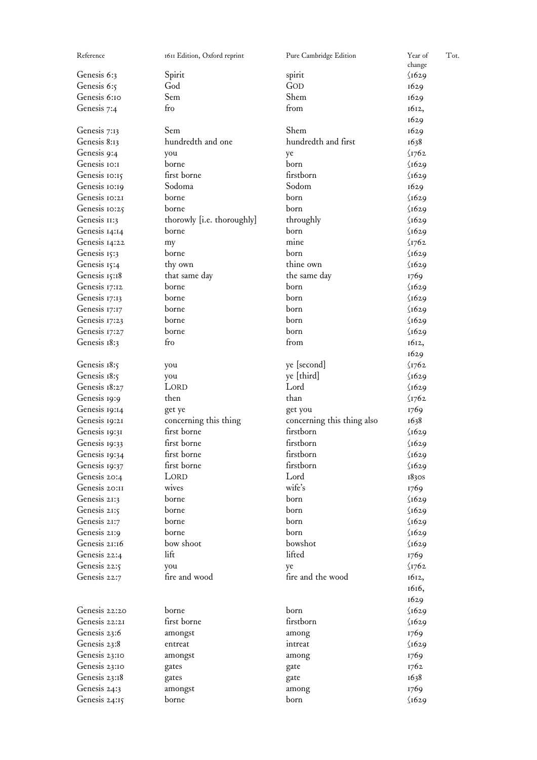| Reference | 1611 Edition, Oxford reprint | Pure Cambridge Edition | Year of change | Tot. |
|---|---|---|---|---|
| Genesis 6:3 | Spirit | spirit | ⟨1629 | |
| Genesis 6:5 | God | GOD | 1629 | |
| Genesis 6:10 | Sem | Shem | 1629 | |
| Genesis 7:4 | fro | from | 1612, 1629 | |
| Genesis 7:13 | Sem | Shem | 1629 | |
| Genesis 8:13 | hundredth and one | hundredth and first | 1638 | |
| Genesis 9:4 | you | ye | ⟨1762 | |
| Genesis 10:1 | borne | born | ⟨1629 | |
| Genesis 10:15 | first borne | firstborn | ⟨1629 | |
| Genesis 10:19 | Sodoma | Sodom | 1629 | |
| Genesis 10:21 | borne | born | ⟨1629 | |
| Genesis 10:25 | borne | born | ⟨1629 | |
| Genesis 11:3 | thorowly [i.e. thoroughly] | throughly | ⟨1629 | |
| Genesis 14:14 | borne | born | ⟨1629 | |
| Genesis 14:22 | my | mine | ⟨1762 | |
| Genesis 15:3 | borne | born | ⟨1629 | |
| Genesis 15:4 | thy own | thine own | ⟨1629 | |
| Genesis 15:18 | that same day | the same day | 1769 | |
| Genesis 17:12 | borne | born | ⟨1629 | |
| Genesis 17:13 | borne | born | ⟨1629 | |
| Genesis 17:17 | borne | born | ⟨1629 | |
| Genesis 17:23 | borne | born | ⟨1629 | |
| Genesis 17:27 | borne | born | ⟨1629 | |
| Genesis 18:3 | fro | from | 1612, 1629 | |
| Genesis 18:5 | you | ye [second] | ⟨1762 | |
| Genesis 18:5 | you | ye [third] | ⟨1629 | |
| Genesis 18:27 | LORD | Lord | ⟨1629 | |
| Genesis 19:9 | then | than | ⟨1762 | |
| Genesis 19:14 | get ye | get you | 1769 | |
| Genesis 19:21 | concerning this thing | concerning this thing also | 1638 | |
| Genesis 19:31 | first borne | firstborn | ⟨1629 | |
| Genesis 19:33 | first borne | firstborn | ⟨1629 | |
| Genesis 19:34 | first borne | firstborn | ⟨1629 | |
| Genesis 19:37 | first borne | firstborn | ⟨1629 | |
| Genesis 20:4 | LORD | Lord | 1830s | |
| Genesis 20:11 | wives | wife's | 1769 | |
| Genesis 21:3 | borne | born | ⟨1629 | |
| Genesis 21:5 | borne | born | ⟨1629 | |
| Genesis 21:7 | borne | born | ⟨1629 | |
| Genesis 21:9 | borne | born | ⟨1629 | |
| Genesis 21:16 | bow shoot | bowshot | ⟨1629 | |
| Genesis 22:4 | lift | lifted | 1769 | |
| Genesis 22:5 | you | ye | ⟨1762 | |
| Genesis 22:7 | fire and wood | fire and the wood | 1612, 1616, 1629 | |
| Genesis 22:20 | borne | born | ⟨1629 | |
| Genesis 22:21 | first borne | firstborn | ⟨1629 | |
| Genesis 23:6 | amongst | among | 1769 | |
| Genesis 23:8 | entreat | intreat | ⟨1629 | |
| Genesis 23:10 | amongst | among | 1769 | |
| Genesis 23:10 | gates | gate | 1762 | |
| Genesis 23:18 | gates | gate | 1638 | |
| Genesis 24:3 | amongst | among | 1769 | |
| Genesis 24:15 | borne | born | ⟨1629 | |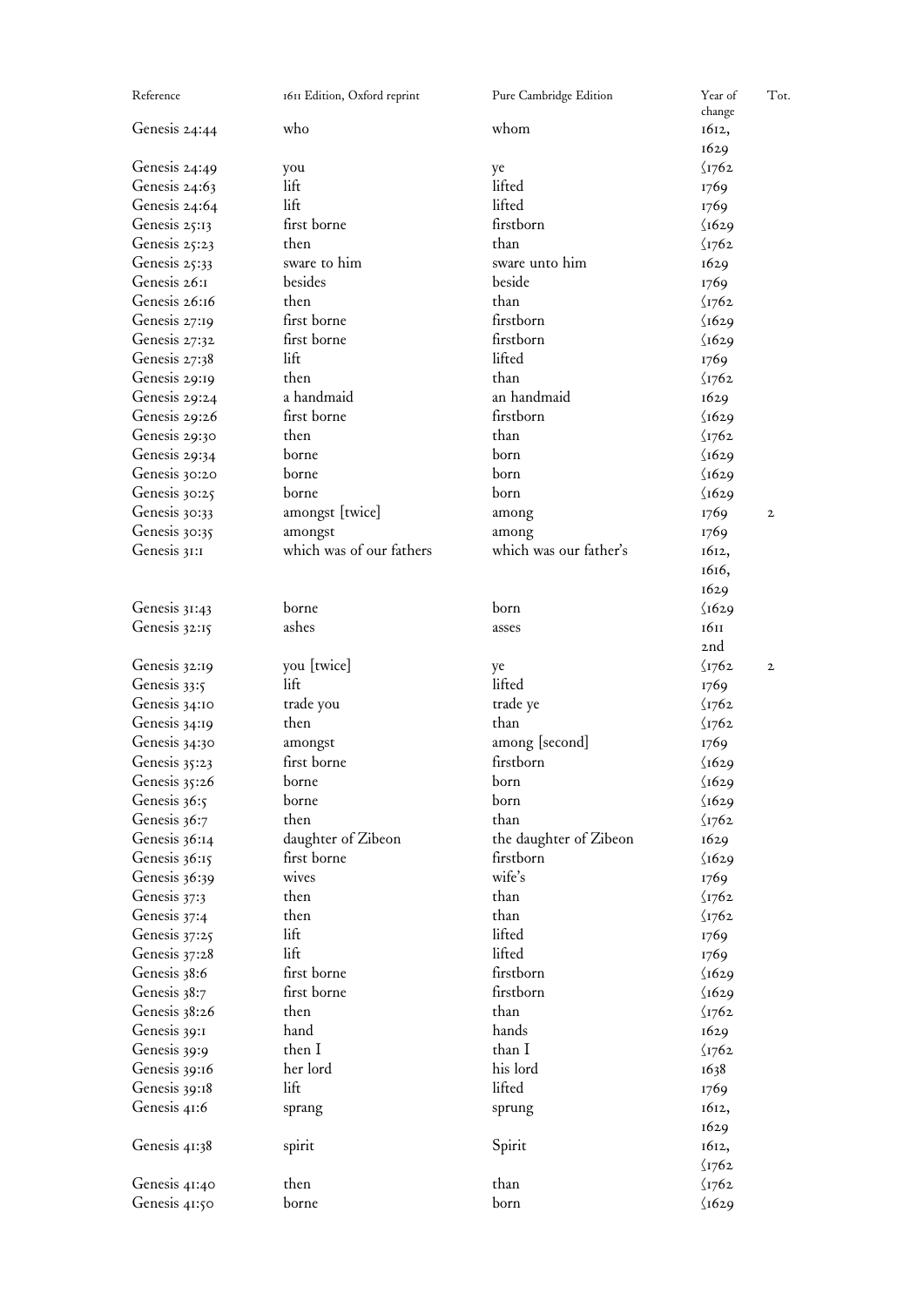| Reference | 1611 Edition, Oxford reprint | Pure Cambridge Edition | Year of change | Tot. |
|---|---|---|---|---|
| Genesis 24:44 | who | whom | 1612, 1629 | |
| Genesis 24:49 | you | ye | ⟨1762 | |
| Genesis 24:63 | lift | lifted | 1769 | |
| Genesis 24:64 | lift | lifted | 1769 | |
| Genesis 25:13 | first borne | firstborn | ⟨1629 | |
| Genesis 25:23 | then | than | ⟨1762 | |
| Genesis 25:33 | sware to him | sware unto him | 1629 | |
| Genesis 26:1 | besides | beside | 1769 | |
| Genesis 26:16 | then | than | ⟨1762 | |
| Genesis 27:19 | first borne | firstborn | ⟨1629 | |
| Genesis 27:32 | first borne | firstborn | ⟨1629 | |
| Genesis 27:38 | lift | lifted | 1769 | |
| Genesis 29:19 | then | than | ⟨1762 | |
| Genesis 29:24 | a handmaid | an handmaid | 1629 | |
| Genesis 29:26 | first borne | firstborn | ⟨1629 | |
| Genesis 29:30 | then | than | ⟨1762 | |
| Genesis 29:34 | borne | born | ⟨1629 | |
| Genesis 30:20 | borne | born | ⟨1629 | |
| Genesis 30:25 | borne | born | ⟨1629 | |
| Genesis 30:33 | amongst [twice] | among | 1769 | 2 |
| Genesis 30:35 | amongst | among | 1769 | |
| Genesis 31:1 | which was of our fathers | which was our father's | 1612, 1616, 1629 | |
| Genesis 31:43 | borne | born | ⟨1629 | |
| Genesis 32:15 | ashes | asses | 1611 2nd | |
| Genesis 32:19 | you [twice] | ye | ⟨1762 | 2 |
| Genesis 33:5 | lift | lifted | 1769 | |
| Genesis 34:10 | trade you | trade ye | ⟨1762 | |
| Genesis 34:19 | then | than | ⟨1762 | |
| Genesis 34:30 | amongst | among [second] | 1769 | |
| Genesis 35:23 | first borne | firstborn | ⟨1629 | |
| Genesis 35:26 | borne | born | ⟨1629 | |
| Genesis 36:5 | borne | born | ⟨1629 | |
| Genesis 36:7 | then | than | ⟨1762 | |
| Genesis 36:14 | daughter of Zibeon | the daughter of Zibeon | 1629 | |
| Genesis 36:15 | first borne | firstborn | ⟨1629 | |
| Genesis 36:39 | wives | wife's | 1769 | |
| Genesis 37:3 | then | than | ⟨1762 | |
| Genesis 37:4 | then | than | ⟨1762 | |
| Genesis 37:25 | lift | lifted | 1769 | |
| Genesis 37:28 | lift | lifted | 1769 | |
| Genesis 38:6 | first borne | firstborn | ⟨1629 | |
| Genesis 38:7 | first borne | firstborn | ⟨1629 | |
| Genesis 38:26 | then | than | ⟨1762 | |
| Genesis 39:1 | hand | hands | 1629 | |
| Genesis 39:9 | then I | than I | ⟨1762 | |
| Genesis 39:16 | her lord | his lord | 1638 | |
| Genesis 39:18 | lift | lifted | 1769 | |
| Genesis 41:6 | sprang | sprung | 1612, 1629 | |
| Genesis 41:38 | spirit | Spirit | 1612, ⟨1762 | |
| Genesis 41:40 | then | than | ⟨1762 | |
| Genesis 41:50 | borne | born | ⟨1629 | |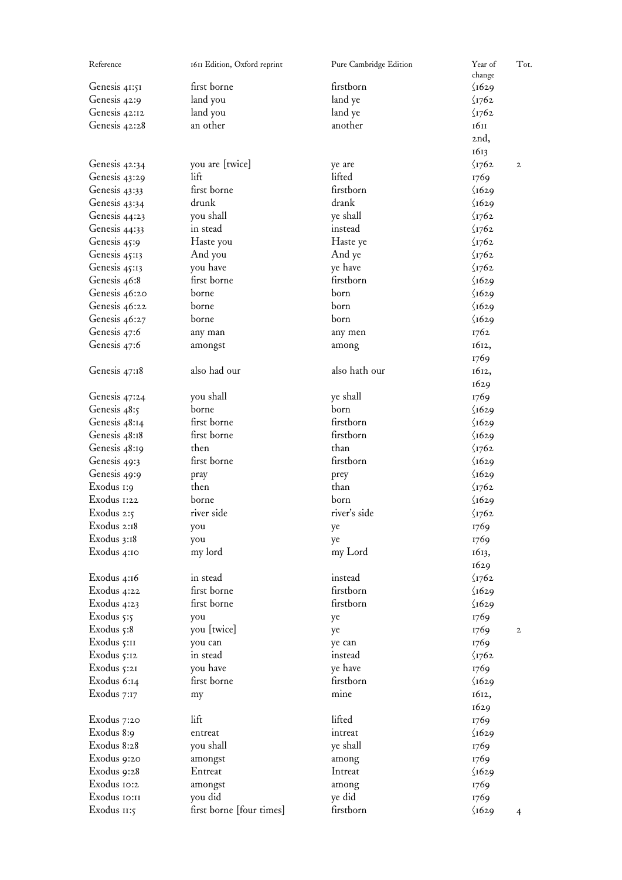| Reference | 1611 Edition, Oxford reprint | Pure Cambridge Edition | Year of change | Tot. |
|---|---|---|---|---|
| Genesis 41:51 | first borne | firstborn | ⟨1629 | |
| Genesis 42:9 | land you | land ye | ⟨1762 | |
| Genesis 42:12 | land you | land ye | ⟨1762 | |
| Genesis 42:28 | an other | another | 1611 2nd, 1613 | |
| Genesis 42:34 | you are [twice] | ye are | ⟨1762 | 2 |
| Genesis 43:29 | lift | lifted | 1769 | |
| Genesis 43:33 | first borne | firstborn | ⟨1629 | |
| Genesis 43:34 | drunk | drank | ⟨1629 | |
| Genesis 44:23 | you shall | ye shall | ⟨1762 | |
| Genesis 44:33 | in stead | instead | ⟨1762 | |
| Genesis 45:9 | Haste you | Haste ye | ⟨1762 | |
| Genesis 45:13 | And you | And ye | ⟨1762 | |
| Genesis 45:13 | you have | ye have | ⟨1762 | |
| Genesis 46:8 | first borne | firstborn | ⟨1629 | |
| Genesis 46:20 | borne | born | ⟨1629 | |
| Genesis 46:22 | borne | born | ⟨1629 | |
| Genesis 46:27 | borne | born | ⟨1629 | |
| Genesis 47:6 | any man | any men | 1762 | |
| Genesis 47:6 | amongst | among | 1612, 1769 | |
| Genesis 47:18 | also had our | also hath our | 1612, 1629 | |
| Genesis 47:24 | you shall | ye shall | 1769 | |
| Genesis 48:5 | borne | born | ⟨1629 | |
| Genesis 48:14 | first borne | firstborn | ⟨1629 | |
| Genesis 48:18 | first borne | firstborn | ⟨1629 | |
| Genesis 48:19 | then | than | ⟨1762 | |
| Genesis 49:3 | first borne | firstborn | ⟨1629 | |
| Genesis 49:9 | pray | prey | ⟨1629 | |
| Exodus 1:9 | then | than | ⟨1762 | |
| Exodus 1:22 | borne | born | ⟨1629 | |
| Exodus 2:5 | river side | river's side | ⟨1762 | |
| Exodus 2:18 | you | ye | 1769 | |
| Exodus 3:18 | you | ye | 1769 | |
| Exodus 4:10 | my lord | my Lord | 1613, 1629 | |
| Exodus 4:16 | in stead | instead | ⟨1762 | |
| Exodus 4:22 | first borne | firstborn | ⟨1629 | |
| Exodus 4:23 | first borne | firstborn | ⟨1629 | |
| Exodus 5:5 | you | ye | 1769 | |
| Exodus 5:8 | you [twice] | ye | 1769 | 2 |
| Exodus 5:11 | you can | ye can | 1769 | |
| Exodus 5:12 | in stead | instead | ⟨1762 | |
| Exodus 5:21 | you have | ye have | 1769 | |
| Exodus 6:14 | first borne | firstborn | ⟨1629 | |
| Exodus 7:17 | my | mine | 1612, 1629 | |
| Exodus 7:20 | lift | lifted | 1769 | |
| Exodus 8:9 | entreat | intreat | ⟨1629 | |
| Exodus 8:28 | you shall | ye shall | 1769 | |
| Exodus 9:20 | amongst | among | 1769 | |
| Exodus 9:28 | Entreat | Intreat | ⟨1629 | |
| Exodus 10:2 | amongst | among | 1769 | |
| Exodus 10:11 | you did | ye did | 1769 | |
| Exodus 11:5 | first borne [four times] | firstborn | ⟨1629 | 4 |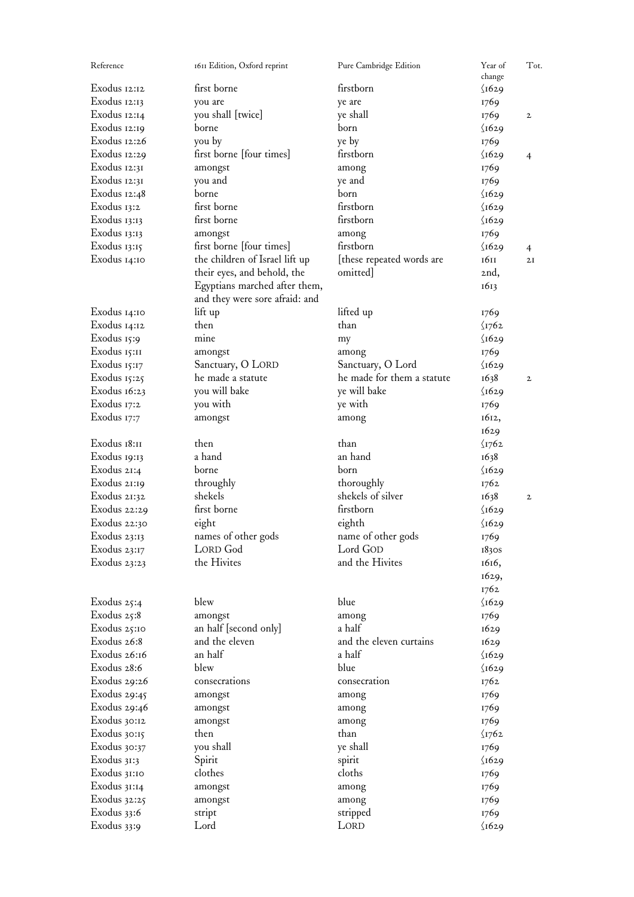| Reference | 1611 Edition, Oxford reprint | Pure Cambridge Edition | Year of change | Tot. |
|---|---|---|---|---|
| Exodus 12:12 | first borne | firstborn | ⟨1629 | |
| Exodus 12:13 | you are | ye are | 1769 | |
| Exodus 12:14 | you shall [twice] | ye shall | 1769 | 2 |
| Exodus 12:19 | borne | born | ⟨1629 | |
| Exodus 12:26 | you by | ye by | 1769 | |
| Exodus 12:29 | first borne [four times] | firstborn | ⟨1629 | 4 |
| Exodus 12:31 | amongst | among | 1769 | |
| Exodus 12:31 | you and | ye and | 1769 | |
| Exodus 12:48 | borne | born | ⟨1629 | |
| Exodus 13:2 | first borne | firstborn | ⟨1629 | |
| Exodus 13:13 | first borne | firstborn | ⟨1629 | |
| Exodus 13:13 | amongst | among | 1769 | |
| Exodus 13:15 | first borne [four times] | firstborn | ⟨1629 | 4 |
| Exodus 14:10 | the children of Israel lift up their eyes, and behold, the Egyptians marched after them, and they were sore afraid: and | [these repeated words are omitted] | 1611 2nd, 1613 | 21 |
| Exodus 14:10 | lift up | lifted up | 1769 | |
| Exodus 14:12 | then | than | ⟨1762 | |
| Exodus 15:9 | mine | my | ⟨1629 | |
| Exodus 15:11 | amongst | among | 1769 | |
| Exodus 15:17 | Sanctuary, O LORD | Sanctuary, O Lord | ⟨1629 | |
| Exodus 15:25 | he made a statute | he made for them a statute | 1638 | 2 |
| Exodus 16:23 | you will bake | ye will bake | ⟨1629 | |
| Exodus 17:2 | you with | ye with | 1769 | |
| Exodus 17:7 | amongst | among | 1612, 1629 | |
| Exodus 18:11 | then | than | ⟨1762 | |
| Exodus 19:13 | a hand | an hand | 1638 | |
| Exodus 21:4 | borne | born | ⟨1629 | |
| Exodus 21:19 | throughly | thoroughly | 1762 | |
| Exodus 21:32 | shekels | shekels of silver | 1638 | 2 |
| Exodus 22:29 | first borne | firstborn | ⟨1629 | |
| Exodus 22:30 | eight | eighth | ⟨1629 | |
| Exodus 23:13 | names of other gods | name of other gods | 1769 | |
| Exodus 23:17 | LORD God | Lord GOD | 1830s | |
| Exodus 23:23 | the Hivites | and the Hivites | 1616, 1629, 1762 | |
| Exodus 25:4 | blew | blue | ⟨1629 | |
| Exodus 25:8 | amongst | among | 1769 | |
| Exodus 25:10 | an half [second only] | a half | 1629 | |
| Exodus 26:8 | and the eleven | and the eleven curtains | 1629 | |
| Exodus 26:16 | an half | a half | ⟨1629 | |
| Exodus 28:6 | blew | blue | ⟨1629 | |
| Exodus 29:26 | consecrations | consecration | 1762 | |
| Exodus 29:45 | amongst | among | 1769 | |
| Exodus 29:46 | amongst | among | 1769 | |
| Exodus 30:12 | amongst | among | 1769 | |
| Exodus 30:15 | then | than | ⟨1762 | |
| Exodus 30:37 | you shall | ye shall | 1769 | |
| Exodus 31:3 | Spirit | spirit | ⟨1629 | |
| Exodus 31:10 | clothes | cloths | 1769 | |
| Exodus 31:14 | amongst | among | 1769 | |
| Exodus 32:25 | amongst | among | 1769 | |
| Exodus 33:6 | stript | stripped | 1769 | |
| Exodus 33:9 | Lord | LORD | ⟨1629 | |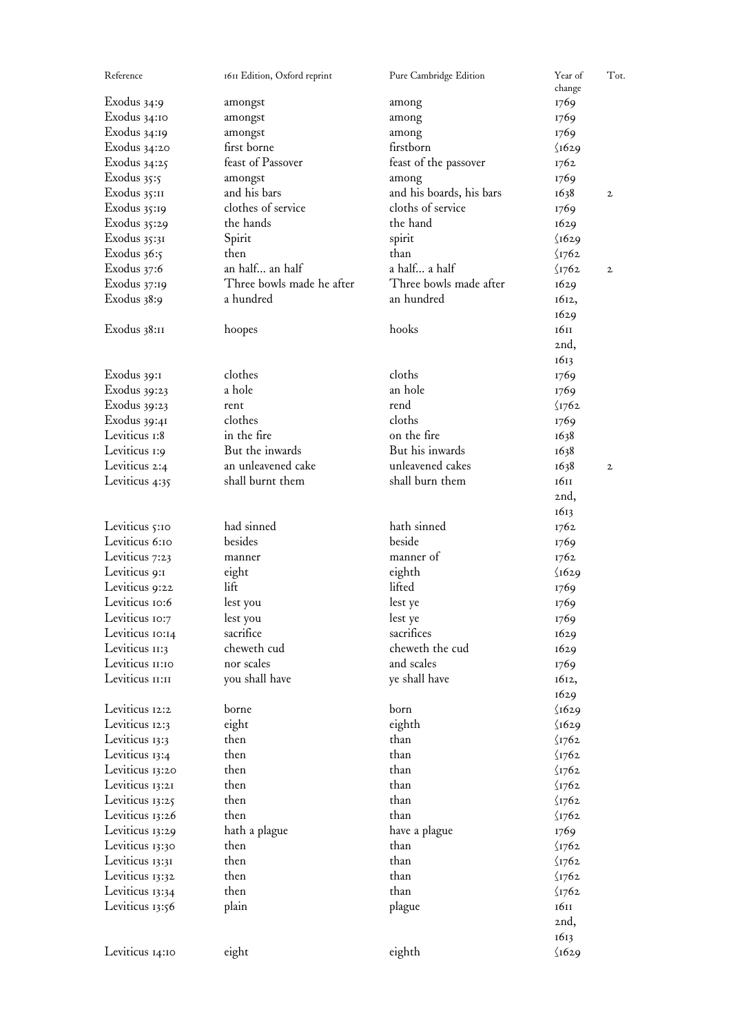| Reference | 1611 Edition, Oxford reprint | Pure Cambridge Edition | Year of change | Tot. |
|---|---|---|---|---|
| Exodus 34:9 | amongst | among | 1769 | |
| Exodus 34:10 | amongst | among | 1769 | |
| Exodus 34:19 | amongst | among | 1769 | |
| Exodus 34:20 | first borne | firstborn | ⟨1629 | |
| Exodus 34:25 | feast of Passover | feast of the passover | 1762 | |
| Exodus 35:5 | amongst | among | 1769 | |
| Exodus 35:11 | and his bars | and his boards, his bars | 1638 | 2 |
| Exodus 35:19 | clothes of service | cloths of service | 1769 | |
| Exodus 35:29 | the hands | the hand | 1629 | |
| Exodus 35:31 | Spirit | spirit | ⟨1629 | |
| Exodus 36:5 | then | than | ⟨1762 | |
| Exodus 37:6 | an half... an half | a half... a half | ⟨1762 | 2 |
| Exodus 37:19 | Three bowls made he after | Three bowls made after | 1629 | |
| Exodus 38:9 | a hundred | an hundred | 1612, 1629 | |
| Exodus 38:11 | hoopes | hooks | 1611 2nd, 1613 | |
| Exodus 39:1 | clothes | cloths | 1769 | |
| Exodus 39:23 | a hole | an hole | 1769 | |
| Exodus 39:23 | rent | rend | ⟨1762 | |
| Exodus 39:41 | clothes | cloths | 1769 | |
| Leviticus 1:8 | in the fire | on the fire | 1638 | |
| Leviticus 1:9 | But the inwards | But his inwards | 1638 | |
| Leviticus 2:4 | an unleavened cake | unleavened cakes | 1638 | 2 |
| Leviticus 4:35 | shall burnt them | shall burn them | 1611 2nd, 1613 | |
| Leviticus 5:10 | had sinned | hath sinned | 1762 | |
| Leviticus 6:10 | besides | beside | 1769 | |
| Leviticus 7:23 | manner | manner of | 1762 | |
| Leviticus 9:1 | eight | eighth | ⟨1629 | |
| Leviticus 9:22 | lift | lifted | 1769 | |
| Leviticus 10:6 | lest you | lest ye | 1769 | |
| Leviticus 10:7 | lest you | lest ye | 1769 | |
| Leviticus 10:14 | sacrifice | sacrifices | 1629 | |
| Leviticus 11:3 | cheweth cud | cheweth the cud | 1629 | |
| Leviticus 11:10 | nor scales | and scales | 1769 | |
| Leviticus 11:11 | you shall have | ye shall have | 1612, 1629 | |
| Leviticus 12:2 | borne | born | ⟨1629 | |
| Leviticus 12:3 | eight | eighth | ⟨1629 | |
| Leviticus 13:3 | then | than | ⟨1762 | |
| Leviticus 13:4 | then | than | ⟨1762 | |
| Leviticus 13:20 | then | than | ⟨1762 | |
| Leviticus 13:21 | then | than | ⟨1762 | |
| Leviticus 13:25 | then | than | ⟨1762 | |
| Leviticus 13:26 | then | than | ⟨1762 | |
| Leviticus 13:29 | hath a plague | have a plague | 1769 | |
| Leviticus 13:30 | then | than | ⟨1762 | |
| Leviticus 13:31 | then | than | ⟨1762 | |
| Leviticus 13:32 | then | than | ⟨1762 | |
| Leviticus 13:34 | then | than | ⟨1762 | |
| Leviticus 13:56 | plain | plague | 1611 2nd, 1613 | |
| Leviticus 14:10 | eight | eighth | ⟨1629 | |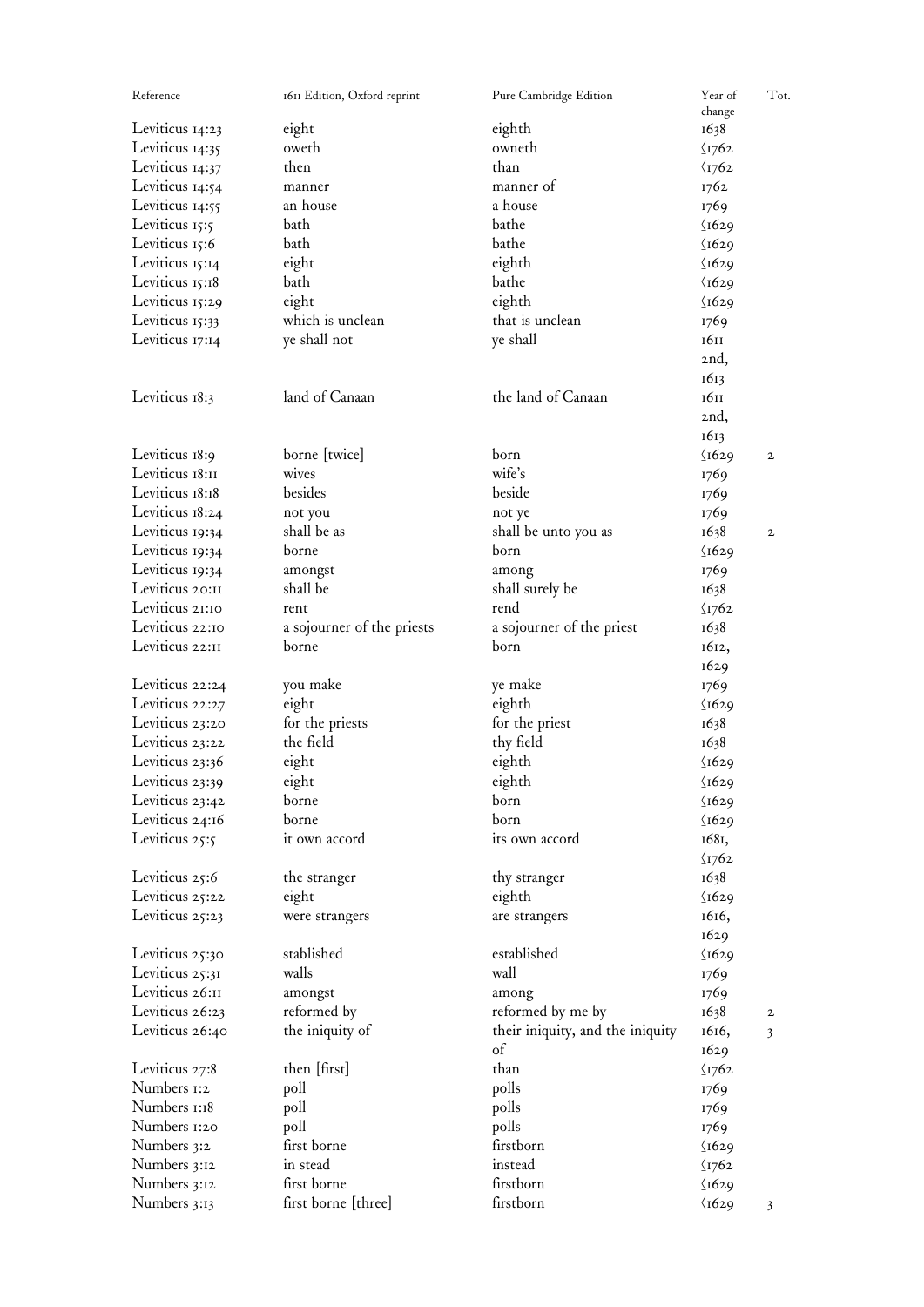| Reference | 1611 Edition, Oxford reprint | Pure Cambridge Edition | Year of change | Tot. |
| --- | --- | --- | --- | --- |
| Leviticus 14:23 | eight | eighth | 1638 | |
| Leviticus 14:35 | oweth | owneth | ⟨1762 | |
| Leviticus 14:37 | then | than | ⟨1762 | |
| Leviticus 14:54 | manner | manner of | 1762 | |
| Leviticus 14:55 | an house | a house | 1769 | |
| Leviticus 15:5 | bath | bathe | ⟨1629 | |
| Leviticus 15:6 | bath | bathe | ⟨1629 | |
| Leviticus 15:14 | eight | eighth | ⟨1629 | |
| Leviticus 15:18 | bath | bathe | ⟨1629 | |
| Leviticus 15:29 | eight | eighth | ⟨1629 | |
| Leviticus 15:33 | which is unclean | that is unclean | 1769 | |
| Leviticus 17:14 | ye shall not | ye shall | 1611 2nd, 1613 | |
| Leviticus 18:3 | land of Canaan | the land of Canaan | 1611 2nd, 1613 | |
| Leviticus 18:9 | borne [twice] | born | ⟨1629 | 2 |
| Leviticus 18:11 | wives | wife's | 1769 | |
| Leviticus 18:18 | besides | beside | 1769 | |
| Leviticus 18:24 | not you | not ye | 1769 | |
| Leviticus 19:34 | shall be as | shall be unto you as | 1638 | 2 |
| Leviticus 19:34 | borne | born | ⟨1629 | |
| Leviticus 19:34 | amongst | among | 1769 | |
| Leviticus 20:11 | shall be | shall surely be | 1638 | |
| Leviticus 21:10 | rent | rend | ⟨1762 | |
| Leviticus 22:10 | a sojourner of the priests | a sojourner of the priest | 1638 | |
| Leviticus 22:11 | borne | born | 1612, 1629 | |
| Leviticus 22:24 | you make | ye make | 1769 | |
| Leviticus 22:27 | eight | eighth | ⟨1629 | |
| Leviticus 23:20 | for the priests | for the priest | 1638 | |
| Leviticus 23:22 | the field | thy field | 1638 | |
| Leviticus 23:36 | eight | eighth | ⟨1629 | |
| Leviticus 23:39 | eight | eighth | ⟨1629 | |
| Leviticus 23:42 | borne | born | ⟨1629 | |
| Leviticus 24:16 | borne | born | ⟨1629 | |
| Leviticus 25:5 | it own accord | its own accord | 1681, ⟨1762 | |
| Leviticus 25:6 | the stranger | thy stranger | 1638 | |
| Leviticus 25:22 | eight | eighth | ⟨1629 | |
| Leviticus 25:23 | were strangers | are strangers | 1616, 1629 | |
| Leviticus 25:30 | stablished | established | ⟨1629 | |
| Leviticus 25:31 | walls | wall | 1769 | |
| Leviticus 26:11 | amongst | among | 1769 | |
| Leviticus 26:23 | reformed by | reformed by me by | 1638 | 2 |
| Leviticus 26:40 | the iniquity of | their iniquity, and the iniquity of | 1616, 1629 | 3 |
| Leviticus 27:8 | then [first] | than | ⟨1762 | |
| Numbers 1:2 | poll | polls | 1769 | |
| Numbers 1:18 | poll | polls | 1769 | |
| Numbers 1:20 | poll | polls | 1769 | |
| Numbers 3:2 | first borne | firstborn | ⟨1629 | |
| Numbers 3:12 | in stead | instead | ⟨1762 | |
| Numbers 3:12 | first borne | firstborn | ⟨1629 | |
| Numbers 3:13 | first borne [three] | firstborn | ⟨1629 | 3 |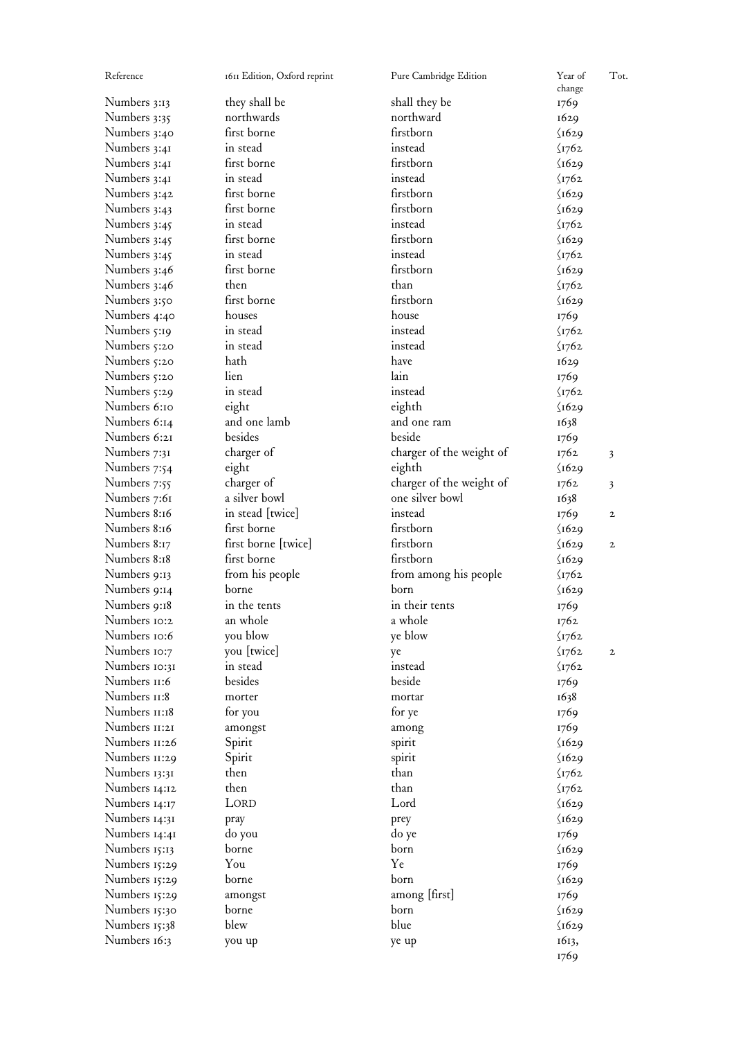| Reference | 1611 Edition, Oxford reprint | Pure Cambridge Edition | Year of change | Tot. |
|---|---|---|---|---|
| Numbers 3:13 | they shall be | shall they be | 1769 | |
| Numbers 3:35 | northwards | northward | 1629 | |
| Numbers 3:40 | first borne | firstborn | ⟨1629 | |
| Numbers 3:41 | in stead | instead | ⟨1762 | |
| Numbers 3:41 | first borne | firstborn | ⟨1629 | |
| Numbers 3:41 | in stead | instead | ⟨1762 | |
| Numbers 3:42 | first borne | firstborn | ⟨1629 | |
| Numbers 3:43 | first borne | firstborn | ⟨1629 | |
| Numbers 3:45 | in stead | instead | ⟨1762 | |
| Numbers 3:45 | first borne | firstborn | ⟨1629 | |
| Numbers 3:45 | in stead | instead | ⟨1762 | |
| Numbers 3:46 | first borne | firstborn | ⟨1629 | |
| Numbers 3:46 | then | than | ⟨1762 | |
| Numbers 3:50 | first borne | firstborn | ⟨1629 | |
| Numbers 4:40 | houses | house | 1769 | |
| Numbers 5:19 | in stead | instead | ⟨1762 | |
| Numbers 5:20 | in stead | instead | ⟨1762 | |
| Numbers 5:20 | hath | have | 1629 | |
| Numbers 5:20 | lien | lain | 1769 | |
| Numbers 5:29 | in stead | instead | ⟨1762 | |
| Numbers 6:10 | eight | eighth | ⟨1629 | |
| Numbers 6:14 | and one lamb | and one ram | 1638 | |
| Numbers 6:21 | besides | beside | 1769 | |
| Numbers 7:31 | charger of | charger of the weight of | 1762 | 3 |
| Numbers 7:54 | eight | eighth | ⟨1629 | |
| Numbers 7:55 | charger of | charger of the weight of | 1762 | 3 |
| Numbers 7:61 | a silver bowl | one silver bowl | 1638 | |
| Numbers 8:16 | in stead [twice] | instead | 1769 | 2 |
| Numbers 8:16 | first borne | firstborn | ⟨1629 | |
| Numbers 8:17 | first borne [twice] | firstborn | ⟨1629 | 2 |
| Numbers 8:18 | first borne | firstborn | ⟨1629 | |
| Numbers 9:13 | from his people | from among his people | ⟨1762 | |
| Numbers 9:14 | borne | born | ⟨1629 | |
| Numbers 9:18 | in the tents | in their tents | 1769 | |
| Numbers 10:2 | an whole | a whole | 1762 | |
| Numbers 10:6 | you blow | ye blow | ⟨1762 | |
| Numbers 10:7 | you [twice] | ye | ⟨1762 | 2 |
| Numbers 10:31 | in stead | instead | ⟨1762 | |
| Numbers 11:6 | besides | beside | 1769 | |
| Numbers 11:8 | morter | mortar | 1638 | |
| Numbers 11:18 | for you | for ye | 1769 | |
| Numbers 11:21 | amongst | among | 1769 | |
| Numbers 11:26 | Spirit | spirit | ⟨1629 | |
| Numbers 11:29 | Spirit | spirit | ⟨1629 | |
| Numbers 13:31 | then | than | ⟨1762 | |
| Numbers 14:12 | then | than | ⟨1762 | |
| Numbers 14:17 | LORD | Lord | ⟨1629 | |
| Numbers 14:31 | pray | prey | ⟨1629 | |
| Numbers 14:41 | do you | do ye | 1769 | |
| Numbers 15:13 | borne | born | ⟨1629 | |
| Numbers 15:29 | You | Ye | 1769 | |
| Numbers 15:29 | borne | born | ⟨1629 | |
| Numbers 15:29 | amongst | among [first] | 1769 | |
| Numbers 15:30 | borne | born | ⟨1629 | |
| Numbers 15:38 | blew | blue | ⟨1629 | |
| Numbers 16:3 | you up | ye up | 1613, 1769 | |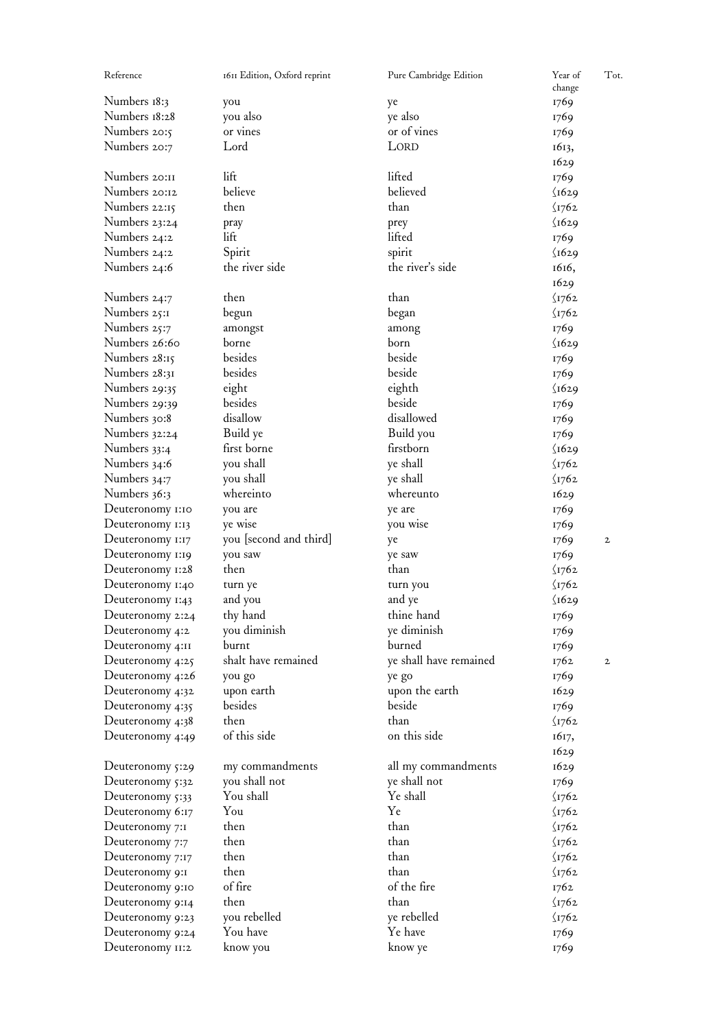| Reference | 1611 Edition, Oxford reprint | Pure Cambridge Edition | Year of change | Tot. |
|---|---|---|---|---|
| Numbers 18:3 | you | ye | 1769 | |
| Numbers 18:28 | you also | ye also | 1769 | |
| Numbers 20:5 | or vines | or of vines | 1769 | |
| Numbers 20:7 | Lord | LORD | 1613, 1629 | |
| Numbers 20:11 | lift | lifted | 1769 | |
| Numbers 20:12 | believe | believed | ⟨1629 | |
| Numbers 22:15 | then | than | ⟨1762 | |
| Numbers 23:24 | pray | prey | ⟨1629 | |
| Numbers 24:2 | lift | lifted | 1769 | |
| Numbers 24:2 | Spirit | spirit | ⟨1629 | |
| Numbers 24:6 | the river side | the river's side | 1616, 1629 | |
| Numbers 24:7 | then | than | ⟨1762 | |
| Numbers 25:1 | begun | began | ⟨1762 | |
| Numbers 25:7 | amongst | among | 1769 | |
| Numbers 26:60 | borne | born | ⟨1629 | |
| Numbers 28:15 | besides | beside | 1769 | |
| Numbers 28:31 | besides | beside | 1769 | |
| Numbers 29:35 | eight | eighth | ⟨1629 | |
| Numbers 29:39 | besides | beside | 1769 | |
| Numbers 30:8 | disallow | disallowed | 1769 | |
| Numbers 32:24 | Build ye | Build you | 1769 | |
| Numbers 33:4 | first borne | firstborn | ⟨1629 | |
| Numbers 34:6 | you shall | ye shall | ⟨1762 | |
| Numbers 34:7 | you shall | ye shall | ⟨1762 | |
| Numbers 36:3 | whereinto | whereunto | 1629 | |
| Deuteronomy 1:10 | you are | ye are | 1769 | |
| Deuteronomy 1:13 | ye wise | you wise | 1769 | |
| Deuteronomy 1:17 | you [second and third] | ye | 1769 | 2 |
| Deuteronomy 1:19 | you saw | ye saw | 1769 | |
| Deuteronomy 1:28 | then | than | ⟨1762 | |
| Deuteronomy 1:40 | turn ye | turn you | ⟨1762 | |
| Deuteronomy 1:43 | and you | and ye | ⟨1629 | |
| Deuteronomy 2:24 | thy hand | thine hand | 1769 | |
| Deuteronomy 4:2 | you diminish | ye diminish | 1769 | |
| Deuteronomy 4:11 | burnt | burned | 1769 | |
| Deuteronomy 4:25 | shalt have remained | ye shall have remained | 1762 | 2 |
| Deuteronomy 4:26 | you go | ye go | 1769 | |
| Deuteronomy 4:32 | upon earth | upon the earth | 1629 | |
| Deuteronomy 4:35 | besides | beside | 1769 | |
| Deuteronomy 4:38 | then | than | ⟨1762 | |
| Deuteronomy 4:49 | of this side | on this side | 1617, 1629 | |
| Deuteronomy 5:29 | my commandments | all my commandments | 1629 | |
| Deuteronomy 5:32 | you shall not | ye shall not | 1769 | |
| Deuteronomy 5:33 | You shall | Ye shall | ⟨1762 | |
| Deuteronomy 6:17 | You | Ye | ⟨1762 | |
| Deuteronomy 7:1 | then | than | ⟨1762 | |
| Deuteronomy 7:7 | then | than | ⟨1762 | |
| Deuteronomy 7:17 | then | than | ⟨1762 | |
| Deuteronomy 9:1 | then | than | ⟨1762 | |
| Deuteronomy 9:10 | of fire | of the fire | 1762 | |
| Deuteronomy 9:14 | then | than | ⟨1762 | |
| Deuteronomy 9:23 | you rebelled | ye rebelled | ⟨1762 | |
| Deuteronomy 9:24 | You have | Ye have | 1769 | |
| Deuteronomy 11:2 | know you | know ye | 1769 | |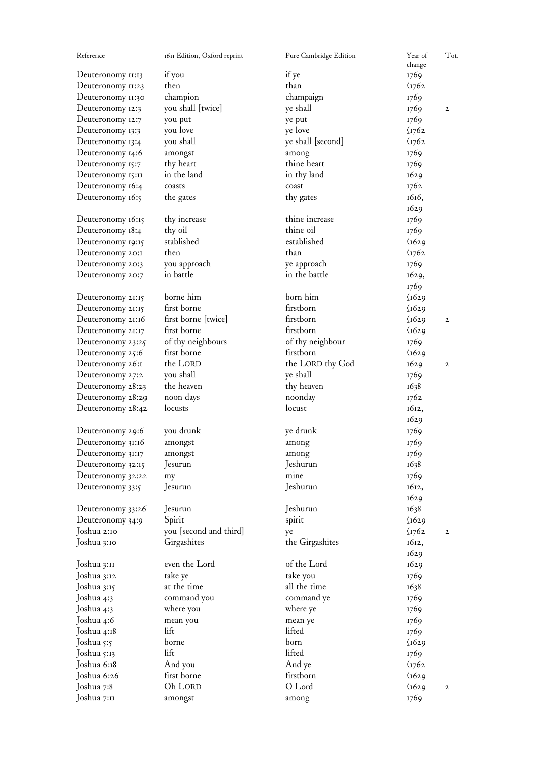| Reference | 1611 Edition, Oxford reprint | Pure Cambridge Edition | Year of change | Tot. |
|---|---|---|---|---|
| Deuteronomy 11:13 | if you | if ye | 1769 | |
| Deuteronomy 11:23 | then | than | ⟨1762 | |
| Deuteronomy 11:30 | champion | champaign | 1769 | |
| Deuteronomy 12:3 | you shall [twice] | ye shall | 1769 | 2 |
| Deuteronomy 12:7 | you put | ye put | 1769 | |
| Deuteronomy 13:3 | you love | ye love | ⟨1762 | |
| Deuteronomy 13:4 | you shall | ye shall [second] | ⟨1762 | |
| Deuteronomy 14:6 | amongst | among | 1769 | |
| Deuteronomy 15:7 | thy heart | thine heart | 1769 | |
| Deuteronomy 15:11 | in the land | in thy land | 1629 | |
| Deuteronomy 16:4 | coasts | coast | 1762 | |
| Deuteronomy 16:5 | the gates | thy gates | 1616, 1629 | |
| Deuteronomy 16:15 | thy increase | thine increase | 1769 | |
| Deuteronomy 18:4 | thy oil | thine oil | 1769 | |
| Deuteronomy 19:15 | stablished | established | ⟨1629 | |
| Deuteronomy 20:1 | then | than | ⟨1762 | |
| Deuteronomy 20:3 | you approach | ye approach | 1769 | |
| Deuteronomy 20:7 | in battle | in the battle | 1629, 1769 | |
| Deuteronomy 21:15 | borne him | born him | ⟨1629 | |
| Deuteronomy 21:15 | first borne | firstborn | ⟨1629 | |
| Deuteronomy 21:16 | first borne [twice] | firstborn | ⟨1629 | 2 |
| Deuteronomy 21:17 | first borne | firstborn | ⟨1629 | |
| Deuteronomy 23:25 | of thy neighbours | of thy neighbour | 1769 | |
| Deuteronomy 25:6 | first borne | firstborn | ⟨1629 | |
| Deuteronomy 26:1 | the LORD | the LORD thy God | 1629 | 2 |
| Deuteronomy 27:2 | you shall | ye shall | 1769 | |
| Deuteronomy 28:23 | the heaven | thy heaven | 1638 | |
| Deuteronomy 28:29 | noon days | noonday | 1762 | |
| Deuteronomy 28:42 | locusts | locust | 1612, 1629 | |
| Deuteronomy 29:6 | you drunk | ye drunk | 1769 | |
| Deuteronomy 31:16 | amongst | among | 1769 | |
| Deuteronomy 31:17 | amongst | among | 1769 | |
| Deuteronomy 32:15 | Jesurun | Jeshurun | 1638 | |
| Deuteronomy 32:22 | my | mine | 1769 | |
| Deuteronomy 33:5 | Jesurun | Jeshurun | 1612, 1629 | |
| Deuteronomy 33:26 | Jesurun | Jeshurun | 1638 | |
| Deuteronomy 34:9 | Spirit | spirit | ⟨1629 | |
| Joshua 2:10 | you [second and third] | ye | ⟨1762 | 2 |
| Joshua 3:10 | Girgashites | the Girgashites | 1612, 1629 | |
| Joshua 3:11 | even the Lord | of the Lord | 1629 | |
| Joshua 3:12 | take ye | take you | 1769 | |
| Joshua 3:15 | at the time | all the time | 1638 | |
| Joshua 4:3 | command you | command ye | 1769 | |
| Joshua 4:3 | where you | where ye | 1769 | |
| Joshua 4:6 | mean you | mean ye | 1769 | |
| Joshua 4:18 | lift | lifted | 1769 | |
| Joshua 5:5 | borne | born | ⟨1629 | |
| Joshua 5:13 | lift | lifted | 1769 | |
| Joshua 6:18 | And you | And ye | ⟨1762 | |
| Joshua 6:26 | first borne | firstborn | ⟨1629 | |
| Joshua 7:8 | Oh LORD | O Lord | ⟨1629 | 2 |
| Joshua 7:11 | amongst | among | 1769 | |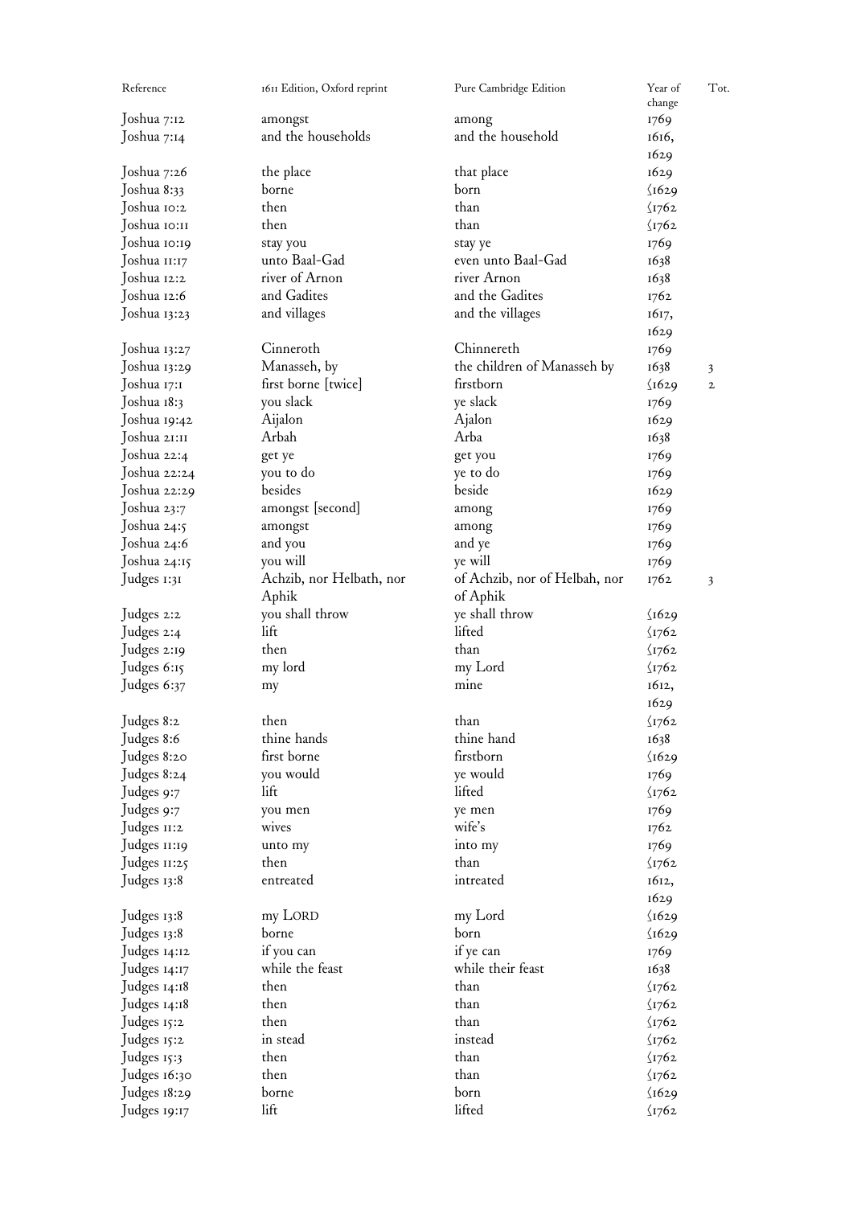| Reference | 1611 Edition, Oxford reprint | Pure Cambridge Edition | Year of change | Tot. |
|---|---|---|---|---|
| Joshua 7:12 | amongst | among | 1769 | |
| Joshua 7:14 | and the households | and the household | 1616, 1629 | |
| Joshua 7:26 | the place | that place | 1629 | |
| Joshua 8:33 | borne | born | ⟨1629 | |
| Joshua 10:2 | then | than | ⟨1762 | |
| Joshua 10:11 | then | than | ⟨1762 | |
| Joshua 10:19 | stay you | stay ye | 1769 | |
| Joshua 11:17 | unto Baal-Gad | even unto Baal-Gad | 1638 | |
| Joshua 12:2 | river of Arnon | river Arnon | 1638 | |
| Joshua 12:6 | and Gadites | and the Gadites | 1762 | |
| Joshua 13:23 | and villages | and the villages | 1617, 1629 | |
| Joshua 13:27 | Cinneroth | Chinnereth | 1769 | |
| Joshua 13:29 | Manasseh, by | the children of Manasseh by | 1638 | 3 |
| Joshua 17:1 | first borne [twice] | firstborn | ⟨1629 | 2 |
| Joshua 18:3 | you slack | ye slack | 1769 | |
| Joshua 19:42 | Aijalon | Ajalon | 1629 | |
| Joshua 21:11 | Arbah | Arba | 1638 | |
| Joshua 22:4 | get ye | get you | 1769 | |
| Joshua 22:24 | you to do | ye to do | 1769 | |
| Joshua 22:29 | besides | beside | 1629 | |
| Joshua 23:7 | amongst [second] | among | 1769 | |
| Joshua 24:5 | amongst | among | 1769 | |
| Joshua 24:6 | and you | and ye | 1769 | |
| Joshua 24:15 | you will | ye will | 1769 | |
| Judges 1:31 | Achzib, nor Helbath, nor Aphik | of Achzib, nor of Helbah, nor of Aphik | 1762 | 3 |
| Judges 2:2 | you shall throw | ye shall throw | ⟨1629 | |
| Judges 2:4 | lift | lifted | ⟨1762 | |
| Judges 2:19 | then | than | ⟨1762 | |
| Judges 6:15 | my lord | my Lord | ⟨1762 | |
| Judges 6:37 | my | mine | 1612, 1629 | |
| Judges 8:2 | then | than | ⟨1762 | |
| Judges 8:6 | thine hands | thine hand | 1638 | |
| Judges 8:20 | first borne | firstborn | ⟨1629 | |
| Judges 8:24 | you would | ye would | 1769 | |
| Judges 9:7 | lift | lifted | ⟨1762 | |
| Judges 9:7 | you men | ye men | 1769 | |
| Judges 11:2 | wives | wife's | 1762 | |
| Judges 11:19 | unto my | into my | 1769 | |
| Judges 11:25 | then | than | ⟨1762 | |
| Judges 13:8 | entreated | intreated | 1612, 1629 | |
| Judges 13:8 | my LORD | my Lord | ⟨1629 | |
| Judges 13:8 | borne | born | ⟨1629 | |
| Judges 14:12 | if you can | if ye can | 1769 | |
| Judges 14:17 | while the feast | while their feast | 1638 | |
| Judges 14:18 | then | than | ⟨1762 | |
| Judges 14:18 | then | than | ⟨1762 | |
| Judges 15:2 | then | than | ⟨1762 | |
| Judges 15:2 | in stead | instead | ⟨1762 | |
| Judges 15:3 | then | than | ⟨1762 | |
| Judges 16:30 | then | than | ⟨1762 | |
| Judges 18:29 | borne | born | ⟨1629 | |
| Judges 19:17 | lift | lifted | ⟨1762 | |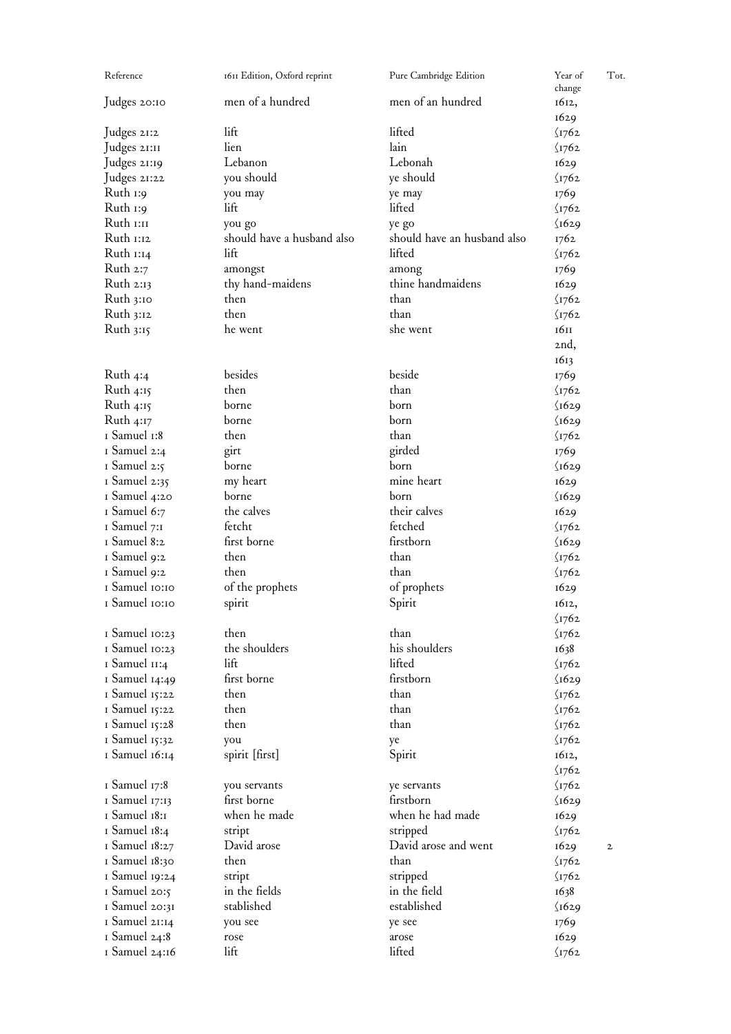| Reference | 1611 Edition, Oxford reprint | Pure Cambridge Edition | Year of change | Tot. |
|---|---|---|---|---|
| Judges 20:10 | men of a hundred | men of an hundred | 1612, 1629 | |
| Judges 21:2 | lift | lifted | ⟨1762 | |
| Judges 21:11 | lien | lain | ⟨1762 | |
| Judges 21:19 | Lebanon | Lebonah | 1629 | |
| Judges 21:22 | you should | ye should | ⟨1762 | |
| Ruth 1:9 | you may | ye may | 1769 | |
| Ruth 1:9 | lift | lifted | ⟨1762 | |
| Ruth 1:11 | you go | ye go | ⟨1629 | |
| Ruth 1:12 | should have a husband also | should have an husband also | 1762 | |
| Ruth 1:14 | lift | lifted | ⟨1762 | |
| Ruth 2:7 | amongst | among | 1769 | |
| Ruth 2:13 | thy hand-maidens | thine handmaidens | 1629 | |
| Ruth 3:10 | then | than | ⟨1762 | |
| Ruth 3:12 | then | than | ⟨1762 | |
| Ruth 3:15 | he went | she went | 1611 2nd, 1613 | |
| Ruth 4:4 | besides | beside | 1769 | |
| Ruth 4:15 | then | than | ⟨1762 | |
| Ruth 4:15 | borne | born | ⟨1629 | |
| Ruth 4:17 | borne | born | ⟨1629 | |
| 1 Samuel 1:8 | then | than | ⟨1762 | |
| 1 Samuel 2:4 | girt | girded | 1769 | |
| 1 Samuel 2:5 | borne | born | ⟨1629 | |
| 1 Samuel 2:35 | my heart | mine heart | 1629 | |
| 1 Samuel 4:20 | borne | born | ⟨1629 | |
| 1 Samuel 6:7 | the calves | their calves | 1629 | |
| 1 Samuel 7:1 | fetcht | fetched | ⟨1762 | |
| 1 Samuel 8:2 | first borne | firstborn | ⟨1629 | |
| 1 Samuel 9:2 | then | than | ⟨1762 | |
| 1 Samuel 9:2 | then | than | ⟨1762 | |
| 1 Samuel 10:10 | of the prophets | of prophets | 1629 | |
| 1 Samuel 10:10 | spirit | Spirit | 1612, ⟨1762 | |
| 1 Samuel 10:23 | then | than | ⟨1762 | |
| 1 Samuel 10:23 | the shoulders | his shoulders | 1638 | |
| 1 Samuel 11:4 | lift | lifted | ⟨1762 | |
| 1 Samuel 14:49 | first borne | firstborn | ⟨1629 | |
| 1 Samuel 15:22 | then | than | ⟨1762 | |
| 1 Samuel 15:22 | then | than | ⟨1762 | |
| 1 Samuel 15:28 | then | than | ⟨1762 | |
| 1 Samuel 15:32 | you | ye | ⟨1762 | |
| 1 Samuel 16:14 | spirit [first] | Spirit | 1612, ⟨1762 | |
| 1 Samuel 17:8 | you servants | ye servants | ⟨1762 | |
| 1 Samuel 17:13 | first borne | firstborn | ⟨1629 | |
| 1 Samuel 18:1 | when he made | when he had made | 1629 | |
| 1 Samuel 18:4 | stript | stripped | ⟨1762 | |
| 1 Samuel 18:27 | David arose | David arose and went | 1629 | 2 |
| 1 Samuel 18:30 | then | than | ⟨1762 | |
| 1 Samuel 19:24 | stript | stripped | ⟨1762 | |
| 1 Samuel 20:5 | in the fields | in the field | 1638 | |
| 1 Samuel 20:31 | stablished | established | ⟨1629 | |
| 1 Samuel 21:14 | you see | ye see | 1769 | |
| 1 Samuel 24:8 | rose | arose | 1629 | |
| 1 Samuel 24:16 | lift | lifted | ⟨1762 | |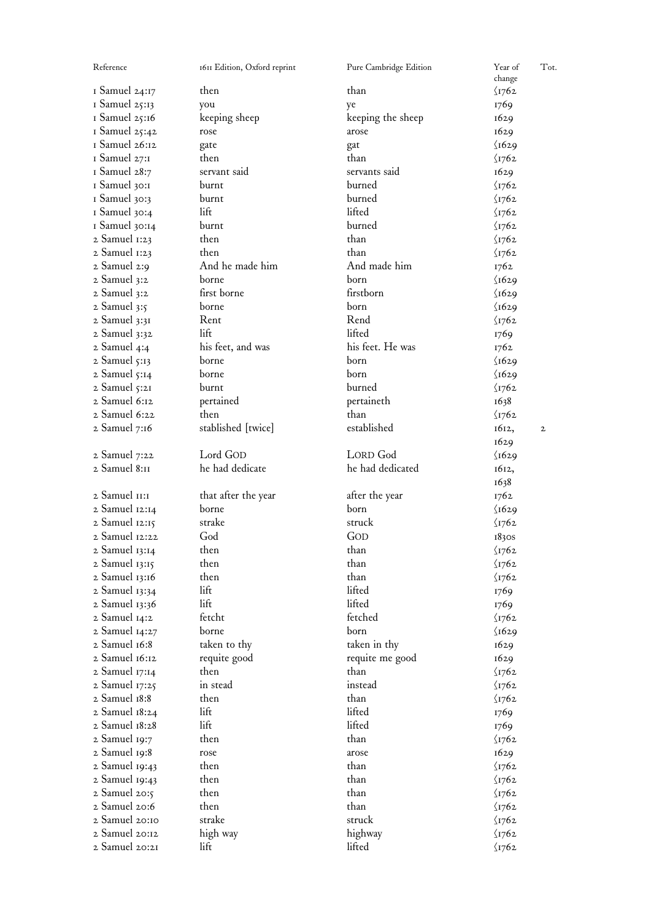| Reference | 1611 Edition, Oxford reprint | Pure Cambridge Edition | Year of change | Tot. |
|---|---|---|---|---|
| 1 Samuel 24:17 | then | than | ⟨1762 | |
| 1 Samuel 25:13 | you | ye | 1769 | |
| 1 Samuel 25:16 | keeping sheep | keeping the sheep | 1629 | |
| 1 Samuel 25:42 | rose | arose | 1629 | |
| 1 Samuel 26:12 | gate | gat | ⟨1629 | |
| 1 Samuel 27:1 | then | than | ⟨1762 | |
| 1 Samuel 28:7 | servant said | servants said | 1629 | |
| 1 Samuel 30:1 | burnt | burned | ⟨1762 | |
| 1 Samuel 30:3 | burnt | burned | ⟨1762 | |
| 1 Samuel 30:4 | lift | lifted | ⟨1762 | |
| 1 Samuel 30:14 | burnt | burned | ⟨1762 | |
| 2 Samuel 1:23 | then | than | ⟨1762 | |
| 2 Samuel 1:23 | then | than | ⟨1762 | |
| 2 Samuel 2:9 | And he made him | And made him | 1762 | |
| 2 Samuel 3:2 | borne | born | ⟨1629 | |
| 2 Samuel 3:2 | first borne | firstborn | ⟨1629 | |
| 2 Samuel 3:5 | borne | born | ⟨1629 | |
| 2 Samuel 3:31 | Rent | Rend | ⟨1762 | |
| 2 Samuel 3:32 | lift | lifted | 1769 | |
| 2 Samuel 4:4 | his feet, and was | his feet. He was | 1762 | |
| 2 Samuel 5:13 | borne | born | ⟨1629 | |
| 2 Samuel 5:14 | borne | born | ⟨1629 | |
| 2 Samuel 5:21 | burnt | burned | ⟨1762 | |
| 2 Samuel 6:12 | pertained | pertaineth | 1638 | |
| 2 Samuel 6:22 | then | than | ⟨1762 | |
| 2 Samuel 7:16 | stablished [twice] | established | 1612, 1629 | 2 |
| 2 Samuel 7:22 | Lord GOD | LORD God | ⟨1629 | |
| 2 Samuel 8:11 | he had dedicate | he had dedicated | 1612, 1638 | |
| 2 Samuel 11:1 | that after the year | after the year | 1762 | |
| 2 Samuel 12:14 | borne | born | ⟨1629 | |
| 2 Samuel 12:15 | strake | struck | ⟨1762 | |
| 2 Samuel 12:22 | God | GOD | 1830s | |
| 2 Samuel 13:14 | then | than | ⟨1762 | |
| 2 Samuel 13:15 | then | than | ⟨1762 | |
| 2 Samuel 13:16 | then | than | ⟨1762 | |
| 2 Samuel 13:34 | lift | lifted | 1769 | |
| 2 Samuel 13:36 | lift | lifted | 1769 | |
| 2 Samuel 14:2 | fetcht | fetched | ⟨1762 | |
| 2 Samuel 14:27 | borne | born | ⟨1629 | |
| 2 Samuel 16:8 | taken to thy | taken in thy | 1629 | |
| 2 Samuel 16:12 | requite good | requite me good | 1629 | |
| 2 Samuel 17:14 | then | than | ⟨1762 | |
| 2 Samuel 17:25 | in stead | instead | ⟨1762 | |
| 2 Samuel 18:8 | then | than | ⟨1762 | |
| 2 Samuel 18:24 | lift | lifted | 1769 | |
| 2 Samuel 18:28 | lift | lifted | 1769 | |
| 2 Samuel 19:7 | then | than | ⟨1762 | |
| 2 Samuel 19:8 | rose | arose | 1629 | |
| 2 Samuel 19:43 | then | than | ⟨1762 | |
| 2 Samuel 19:43 | then | than | ⟨1762 | |
| 2 Samuel 20:5 | then | than | ⟨1762 | |
| 2 Samuel 20:6 | then | than | ⟨1762 | |
| 2 Samuel 20:10 | strake | struck | ⟨1762 | |
| 2 Samuel 20:12 | high way | highway | ⟨1762 | |
| 2 Samuel 20:21 | lift | lifted | ⟨1762 | |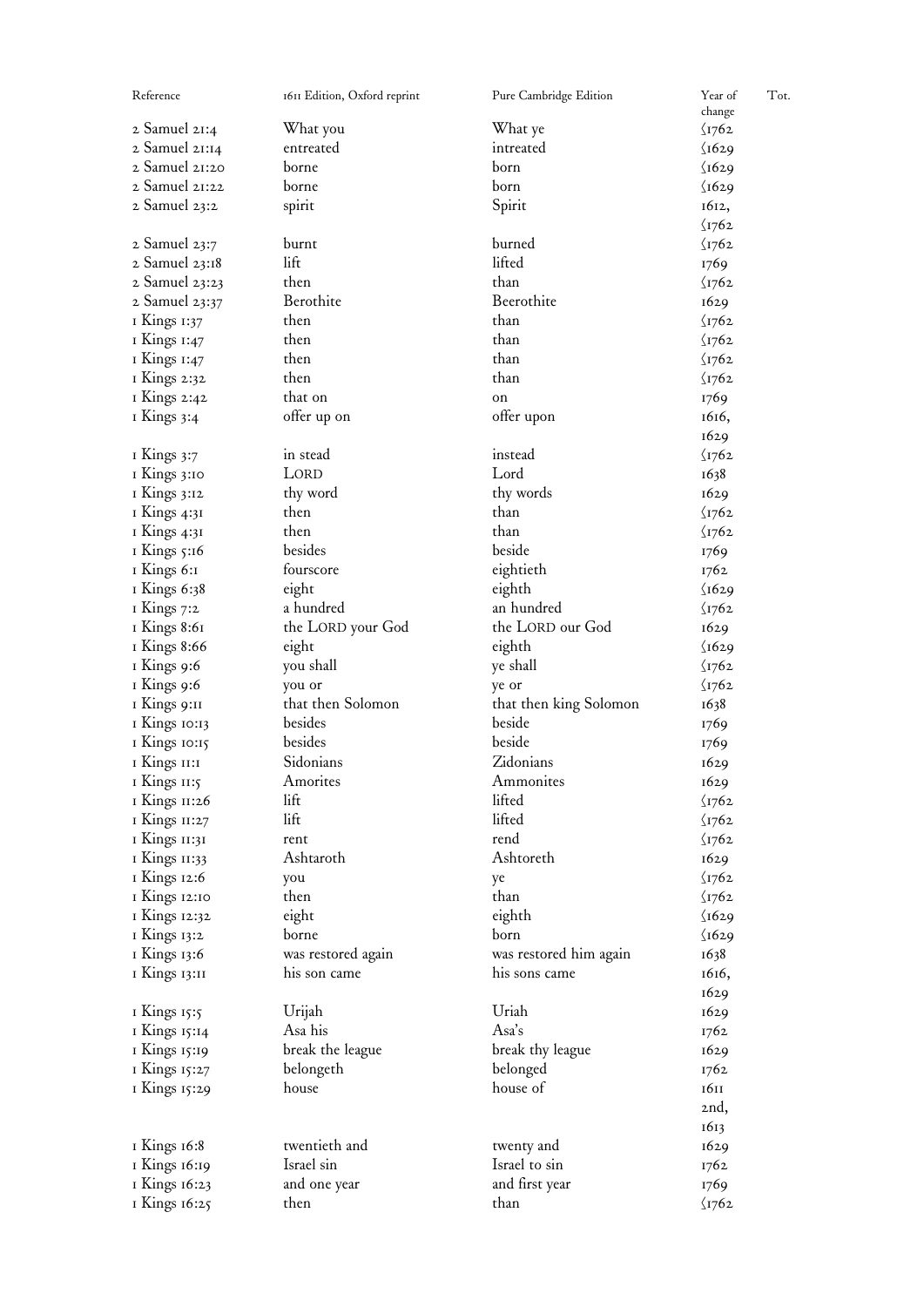| Reference | 1611 Edition, Oxford reprint | Pure Cambridge Edition | Year of change | Tot. |
|---|---|---|---|---|
| 2 Samuel 21:4 | What you | What ye | ⟨1762 | |
| 2 Samuel 21:14 | entreated | intreated | ⟨1629 | |
| 2 Samuel 21:20 | borne | born | ⟨1629 | |
| 2 Samuel 21:22 | borne | born | ⟨1629 | |
| 2 Samuel 23:2 | spirit | Spirit | 1612, ⟨1762 | |
| 2 Samuel 23:7 | burnt | burned | ⟨1762 | |
| 2 Samuel 23:18 | lift | lifted | 1769 | |
| 2 Samuel 23:23 | then | than | ⟨1762 | |
| 2 Samuel 23:37 | Berothite | Beerothite | 1629 | |
| 1 Kings 1:37 | then | than | ⟨1762 | |
| 1 Kings 1:47 | then | than | ⟨1762 | |
| 1 Kings 1:47 | then | than | ⟨1762 | |
| 1 Kings 2:32 | then | than | ⟨1762 | |
| 1 Kings 2:42 | that on | on | 1769 | |
| 1 Kings 3:4 | offer up on | offer upon | 1616, 1629 | |
| 1 Kings 3:7 | in stead | instead | ⟨1762 | |
| 1 Kings 3:10 | LORD | Lord | 1638 | |
| 1 Kings 3:12 | thy word | thy words | 1629 | |
| 1 Kings 4:31 | then | than | ⟨1762 | |
| 1 Kings 4:31 | then | than | ⟨1762 | |
| 1 Kings 5:16 | besides | beside | 1769 | |
| 1 Kings 6:1 | fourscore | eightieth | 1762 | |
| 1 Kings 6:38 | eight | eighth | ⟨1629 | |
| 1 Kings 7:2 | a hundred | an hundred | ⟨1762 | |
| 1 Kings 8:61 | the LORD your God | the LORD our God | 1629 | |
| 1 Kings 8:66 | eight | eighth | ⟨1629 | |
| 1 Kings 9:6 | you shall | ye shall | ⟨1762 | |
| 1 Kings 9:6 | you or | ye or | ⟨1762 | |
| 1 Kings 9:11 | that then Solomon | that then king Solomon | 1638 | |
| 1 Kings 10:13 | besides | beside | 1769 | |
| 1 Kings 10:15 | besides | beside | 1769 | |
| 1 Kings 11:1 | Sidonians | Zidonians | 1629 | |
| 1 Kings 11:5 | Amorites | Ammonites | 1629 | |
| 1 Kings 11:26 | lift | lifted | ⟨1762 | |
| 1 Kings 11:27 | lift | lifted | ⟨1762 | |
| 1 Kings 11:31 | rent | rend | ⟨1762 | |
| 1 Kings 11:33 | Ashtaroth | Ashtoreth | 1629 | |
| 1 Kings 12:6 | you | ye | ⟨1762 | |
| 1 Kings 12:10 | then | than | ⟨1762 | |
| 1 Kings 12:32 | eight | eighth | ⟨1629 | |
| 1 Kings 13:2 | borne | born | ⟨1629 | |
| 1 Kings 13:6 | was restored again | was restored him again | 1638 | |
| 1 Kings 13:11 | his son came | his sons came | 1616, 1629 | |
| 1 Kings 15:5 | Urijah | Uriah | 1629 | |
| 1 Kings 15:14 | Asa his | Asa's | 1762 | |
| 1 Kings 15:19 | break the league | break thy league | 1629 | |
| 1 Kings 15:27 | belongeth | belonged | 1762 | |
| 1 Kings 15:29 | house | house of | 1611 2nd, 1613 | |
| 1 Kings 16:8 | twentieth and | twenty and | 1629 | |
| 1 Kings 16:19 | Israel sin | Israel to sin | 1762 | |
| 1 Kings 16:23 | and one year | and first year | 1769 | |
| 1 Kings 16:25 | then | than | ⟨1762 | |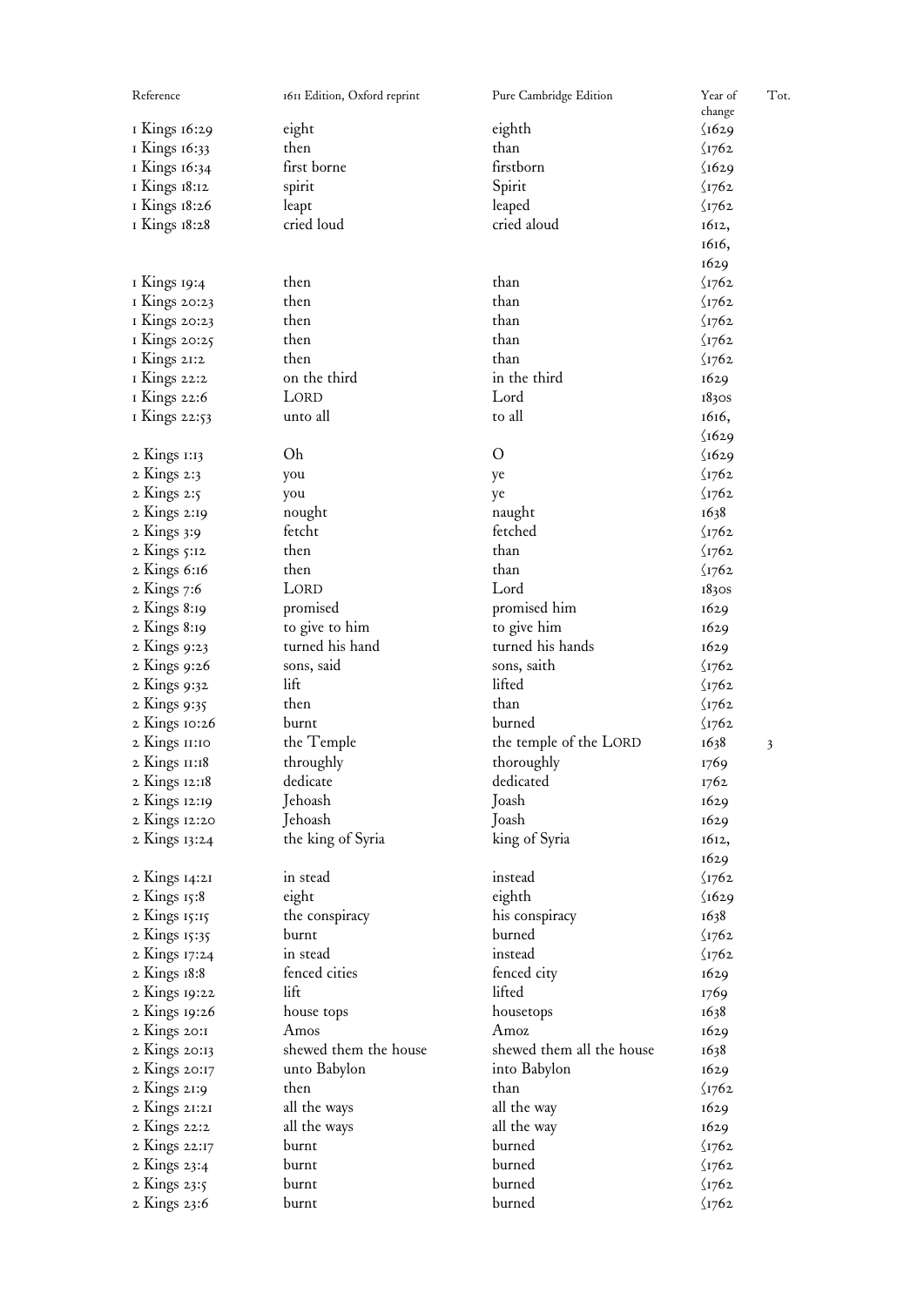| Reference | 1611 Edition, Oxford reprint | Pure Cambridge Edition | Year of change | Tot. |
|---|---|---|---|---|
| 1 Kings 16:29 | eight | eighth | ⟨1629 | |
| 1 Kings 16:33 | then | than | ⟨1762 | |
| 1 Kings 16:34 | first borne | firstborn | ⟨1629 | |
| 1 Kings 18:12 | spirit | Spirit | ⟨1762 | |
| 1 Kings 18:26 | leapt | leaped | ⟨1762 | |
| 1 Kings 18:28 | cried loud | cried aloud | 1612, 1616, 1629 | |
| 1 Kings 19:4 | then | than | ⟨1762 | |
| 1 Kings 20:23 | then | than | ⟨1762 | |
| 1 Kings 20:23 | then | than | ⟨1762 | |
| 1 Kings 20:25 | then | than | ⟨1762 | |
| 1 Kings 21:2 | then | than | ⟨1762 | |
| 1 Kings 22:2 | on the third | in the third | 1629 | |
| 1 Kings 22:6 | LORD | Lord | 1830s | |
| 1 Kings 22:53 | unto all | to all | 1616, ⟨1629 | |
| 2 Kings 1:13 | Oh | O | ⟨1629 | |
| 2 Kings 2:3 | you | ye | ⟨1762 | |
| 2 Kings 2:5 | you | ye | ⟨1762 | |
| 2 Kings 2:19 | nought | naught | 1638 | |
| 2 Kings 3:9 | fetcht | fetched | ⟨1762 | |
| 2 Kings 5:12 | then | than | ⟨1762 | |
| 2 Kings 6:16 | then | than | ⟨1762 | |
| 2 Kings 7:6 | LORD | Lord | 1830s | |
| 2 Kings 8:19 | promised | promised him | 1629 | |
| 2 Kings 8:19 | to give to him | to give him | 1629 | |
| 2 Kings 9:23 | turned his hand | turned his hands | 1629 | |
| 2 Kings 9:26 | sons, said | sons, saith | ⟨1762 | |
| 2 Kings 9:32 | lift | lifted | ⟨1762 | |
| 2 Kings 9:35 | then | than | ⟨1762 | |
| 2 Kings 10:26 | burnt | burned | ⟨1762 | |
| 2 Kings 11:10 | the Temple | the temple of the LORD | 1638 | 3 |
| 2 Kings 11:18 | throughly | thoroughly | 1769 | |
| 2 Kings 12:18 | dedicate | dedicated | 1762 | |
| 2 Kings 12:19 | Jehoash | Joash | 1629 | |
| 2 Kings 12:20 | Jehoash | Joash | 1629 | |
| 2 Kings 13:24 | the king of Syria | king of Syria | 1612, 1629 | |
| 2 Kings 14:21 | in stead | instead | ⟨1762 | |
| 2 Kings 15:8 | eight | eighth | ⟨1629 | |
| 2 Kings 15:15 | the conspiracy | his conspiracy | 1638 | |
| 2 Kings 15:35 | burnt | burned | ⟨1762 | |
| 2 Kings 17:24 | in stead | instead | ⟨1762 | |
| 2 Kings 18:8 | fenced cities | fenced city | 1629 | |
| 2 Kings 19:22 | lift | lifted | 1769 | |
| 2 Kings 19:26 | house tops | housetops | 1638 | |
| 2 Kings 20:1 | Amos | Amoz | 1629 | |
| 2 Kings 20:13 | shewed them the house | shewed them all the house | 1638 | |
| 2 Kings 20:17 | unto Babylon | into Babylon | 1629 | |
| 2 Kings 21:9 | then | than | ⟨1762 | |
| 2 Kings 21:21 | all the ways | all the way | 1629 | |
| 2 Kings 22:2 | all the ways | all the way | 1629 | |
| 2 Kings 22:17 | burnt | burned | ⟨1762 | |
| 2 Kings 23:4 | burnt | burned | ⟨1762 | |
| 2 Kings 23:5 | burnt | burned | ⟨1762 | |
| 2 Kings 23:6 | burnt | burned | ⟨1762 | |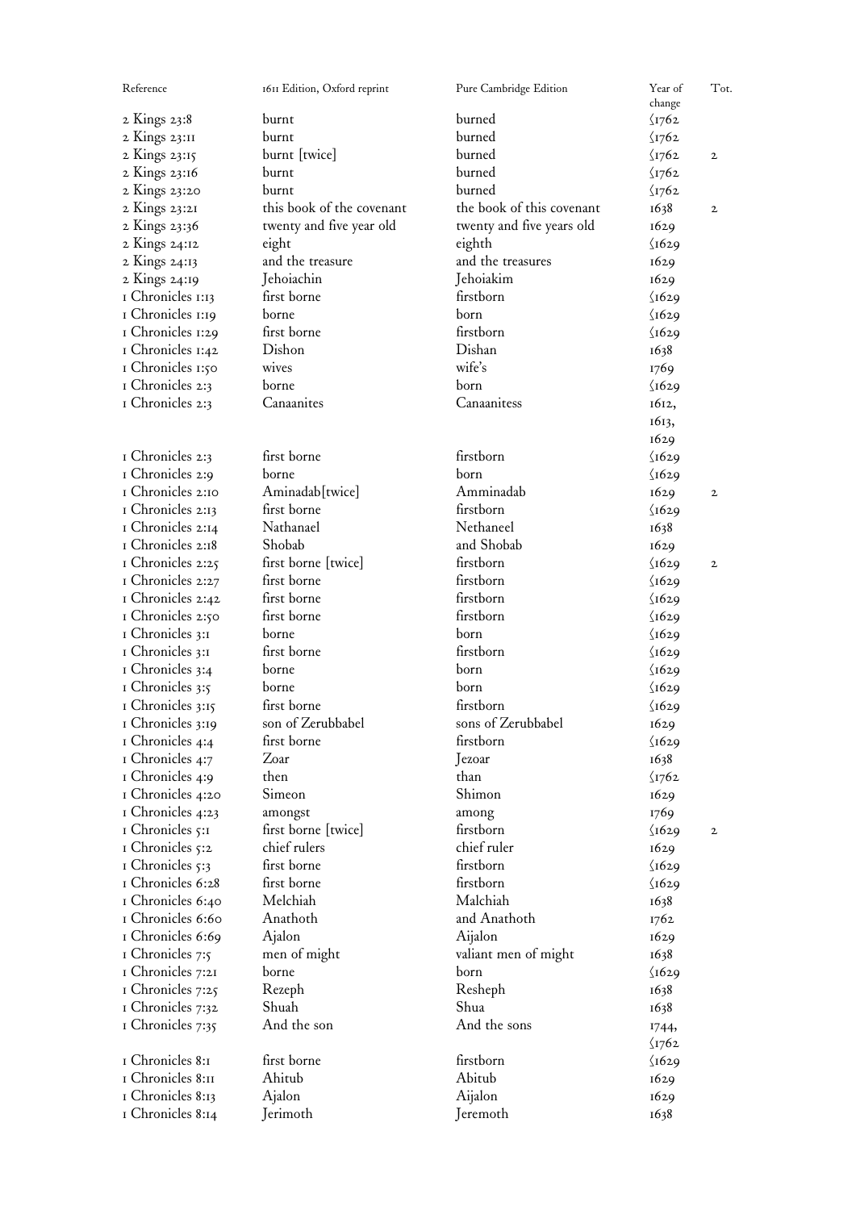| Reference | 1611 Edition, Oxford reprint | Pure Cambridge Edition | Year of change | Tot. |
|---|---|---|---|---|
| 2 Kings 23:8 | burnt | burned | ⟨1762 | |
| 2 Kings 23:11 | burnt | burned | ⟨1762 | |
| 2 Kings 23:15 | burnt [twice] | burned | ⟨1762 | 2 |
| 2 Kings 23:16 | burnt | burned | ⟨1762 | |
| 2 Kings 23:20 | burnt | burned | ⟨1762 | |
| 2 Kings 23:21 | this book of the covenant | the book of this covenant | 1638 | 2 |
| 2 Kings 23:36 | twenty and five year old | twenty and five years old | 1629 | |
| 2 Kings 24:12 | eight | eighth | ⟨1629 | |
| 2 Kings 24:13 | and the treasure | and the treasures | 1629 | |
| 2 Kings 24:19 | Jehoiachin | Jehoiakim | 1629 | |
| 1 Chronicles 1:13 | first borne | firstborn | ⟨1629 | |
| 1 Chronicles 1:19 | borne | born | ⟨1629 | |
| 1 Chronicles 1:29 | first borne | firstborn | ⟨1629 | |
| 1 Chronicles 1:42 | Dishon | Dishan | 1638 | |
| 1 Chronicles 1:50 | wives | wife's | 1769 | |
| 1 Chronicles 2:3 | borne | born | ⟨1629 | |
| 1 Chronicles 2:3 | Canaanites | Canaanitess | 1612, 1613, 1629 | |
| 1 Chronicles 2:3 | first borne | firstborn | ⟨1629 | |
| 1 Chronicles 2:9 | borne | born | ⟨1629 | |
| 1 Chronicles 2:10 | Aminadab[twice] | Amminadab | 1629 | 2 |
| 1 Chronicles 2:13 | first borne | firstborn | ⟨1629 | |
| 1 Chronicles 2:14 | Nathanael | Nethaneel | 1638 | |
| 1 Chronicles 2:18 | Shobab | and Shobab | 1629 | |
| 1 Chronicles 2:25 | first borne [twice] | firstborn | ⟨1629 | 2 |
| 1 Chronicles 2:27 | first borne | firstborn | ⟨1629 | |
| 1 Chronicles 2:42 | first borne | firstborn | ⟨1629 | |
| 1 Chronicles 2:50 | first borne | firstborn | ⟨1629 | |
| 1 Chronicles 3:1 | borne | born | ⟨1629 | |
| 1 Chronicles 3:1 | first borne | firstborn | ⟨1629 | |
| 1 Chronicles 3:4 | borne | born | ⟨1629 | |
| 1 Chronicles 3:5 | borne | born | ⟨1629 | |
| 1 Chronicles 3:15 | first borne | firstborn | ⟨1629 | |
| 1 Chronicles 3:19 | son of Zerubbabel | sons of Zerubbabel | 1629 | |
| 1 Chronicles 4:4 | first borne | firstborn | ⟨1629 | |
| 1 Chronicles 4:7 | Zoar | Jezoar | 1638 | |
| 1 Chronicles 4:9 | then | than | ⟨1762 | |
| 1 Chronicles 4:20 | Simeon | Shimon | 1629 | |
| 1 Chronicles 4:23 | amongst | among | 1769 | |
| 1 Chronicles 5:1 | first borne [twice] | firstborn | ⟨1629 | 2 |
| 1 Chronicles 5:2 | chief rulers | chief ruler | 1629 | |
| 1 Chronicles 5:3 | first borne | firstborn | ⟨1629 | |
| 1 Chronicles 6:28 | first borne | firstborn | ⟨1629 | |
| 1 Chronicles 6:40 | Melchiah | Malchiah | 1638 | |
| 1 Chronicles 6:60 | Anathoth | and Anathoth | 1762 | |
| 1 Chronicles 6:69 | Ajalon | Aijalon | 1629 | |
| 1 Chronicles 7:5 | men of might | valiant men of might | 1638 | |
| 1 Chronicles 7:21 | borne | born | ⟨1629 | |
| 1 Chronicles 7:25 | Rezeph | Resheph | 1638 | |
| 1 Chronicles 7:32 | Shuah | Shua | 1638 | |
| 1 Chronicles 7:35 | And the son | And the sons | 1744, ⟨1762 | |
| 1 Chronicles 8:1 | first borne | firstborn | ⟨1629 | |
| 1 Chronicles 8:11 | Ahitub | Abitub | 1629 | |
| 1 Chronicles 8:13 | Ajalon | Aijalon | 1629 | |
| 1 Chronicles 8:14 | Jerimoth | Jeremoth | 1638 | |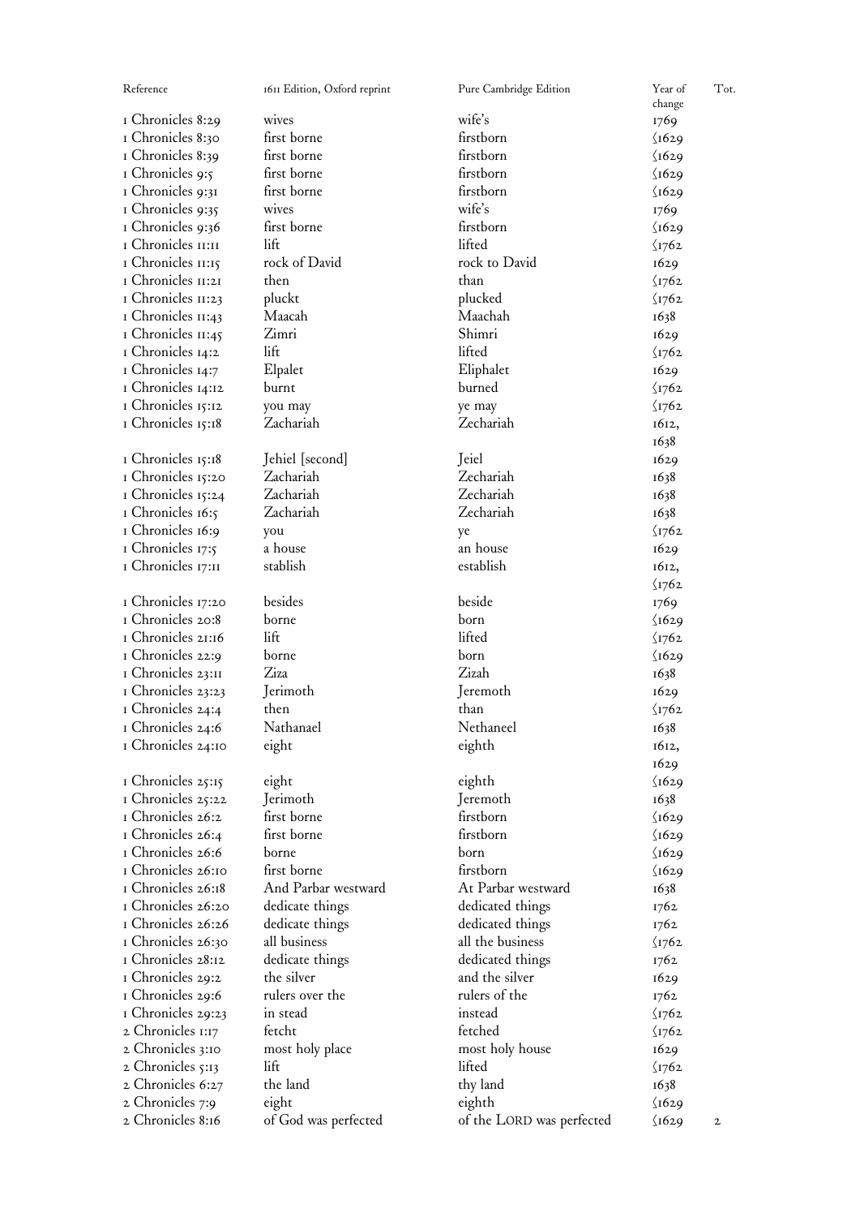| Reference | 1611 Edition, Oxford reprint | Pure Cambridge Edition | Year of change | Tot. |
|---|---|---|---|---|
| 1 Chronicles 8:29 | wives | wife's | 1769 | |
| 1 Chronicles 8:30 | first borne | firstborn | ⟨1629 | |
| 1 Chronicles 8:39 | first borne | firstborn | ⟨1629 | |
| 1 Chronicles 9:5 | first borne | firstborn | ⟨1629 | |
| 1 Chronicles 9:31 | first borne | firstborn | ⟨1629 | |
| 1 Chronicles 9:35 | wives | wife's | 1769 | |
| 1 Chronicles 9:36 | first borne | firstborn | ⟨1629 | |
| 1 Chronicles 11:11 | lift | lifted | ⟨1762 | |
| 1 Chronicles 11:15 | rock of David | rock to David | 1629 | |
| 1 Chronicles 11:21 | then | than | ⟨1762 | |
| 1 Chronicles 11:23 | pluckt | plucked | ⟨1762 | |
| 1 Chronicles 11:43 | Maacah | Maachah | 1638 | |
| 1 Chronicles 11:45 | Zimri | Shimri | 1629 | |
| 1 Chronicles 14:2 | lift | lifted | ⟨1762 | |
| 1 Chronicles 14:7 | Elpalet | Eliphalet | 1629 | |
| 1 Chronicles 14:12 | burnt | burned | ⟨1762 | |
| 1 Chronicles 15:12 | you may | ye may | ⟨1762 | |
| 1 Chronicles 15:18 | Zachariah | Zechariah | 1612, 1638 | |
| 1 Chronicles 15:18 | Jehiel [second] | Jeiel | 1629 | |
| 1 Chronicles 15:20 | Zachariah | Zechariah | 1638 | |
| 1 Chronicles 15:24 | Zachariah | Zechariah | 1638 | |
| 1 Chronicles 16:5 | Zachariah | Zechariah | 1638 | |
| 1 Chronicles 16:9 | you | ye | ⟨1762 | |
| 1 Chronicles 17:5 | a house | an house | 1629 | |
| 1 Chronicles 17:11 | stablish | establish | 1612, ⟨1762 | |
| 1 Chronicles 17:20 | besides | beside | 1769 | |
| 1 Chronicles 20:8 | borne | born | ⟨1629 | |
| 1 Chronicles 21:16 | lift | lifted | ⟨1762 | |
| 1 Chronicles 22:9 | borne | born | ⟨1629 | |
| 1 Chronicles 23:11 | Ziza | Zizah | 1638 | |
| 1 Chronicles 23:23 | Jerimoth | Jeremoth | 1629 | |
| 1 Chronicles 24:4 | then | than | ⟨1762 | |
| 1 Chronicles 24:6 | Nathanael | Nethaneel | 1638 | |
| 1 Chronicles 24:10 | eight | eighth | 1612, 1629 | |
| 1 Chronicles 25:15 | eight | eighth | ⟨1629 | |
| 1 Chronicles 25:22 | Jerimoth | Jeremoth | 1638 | |
| 1 Chronicles 26:2 | first borne | firstborn | ⟨1629 | |
| 1 Chronicles 26:4 | first borne | firstborn | ⟨1629 | |
| 1 Chronicles 26:6 | borne | born | ⟨1629 | |
| 1 Chronicles 26:10 | first borne | firstborn | ⟨1629 | |
| 1 Chronicles 26:18 | And Parbar westward | At Parbar westward | 1638 | |
| 1 Chronicles 26:20 | dedicate things | dedicated things | 1762 | |
| 1 Chronicles 26:26 | dedicate things | dedicated things | 1762 | |
| 1 Chronicles 26:30 | all business | all the business | ⟨1762 | |
| 1 Chronicles 28:12 | dedicate things | dedicated things | 1762 | |
| 1 Chronicles 29:2 | the silver | and the silver | 1629 | |
| 1 Chronicles 29:6 | rulers over the | rulers of the | 1762 | |
| 1 Chronicles 29:23 | in stead | instead | ⟨1762 | |
| 2 Chronicles 1:17 | fetcht | fetched | ⟨1762 | |
| 2 Chronicles 3:10 | most holy place | most holy house | 1629 | |
| 2 Chronicles 5:13 | lift | lifted | ⟨1762 | |
| 2 Chronicles 6:27 | the land | thy land | 1638 | |
| 2 Chronicles 7:9 | eight | eighth | ⟨1629 | |
| 2 Chronicles 8:16 | of God was perfected | of the LORD was perfected | ⟨1629 | 2 |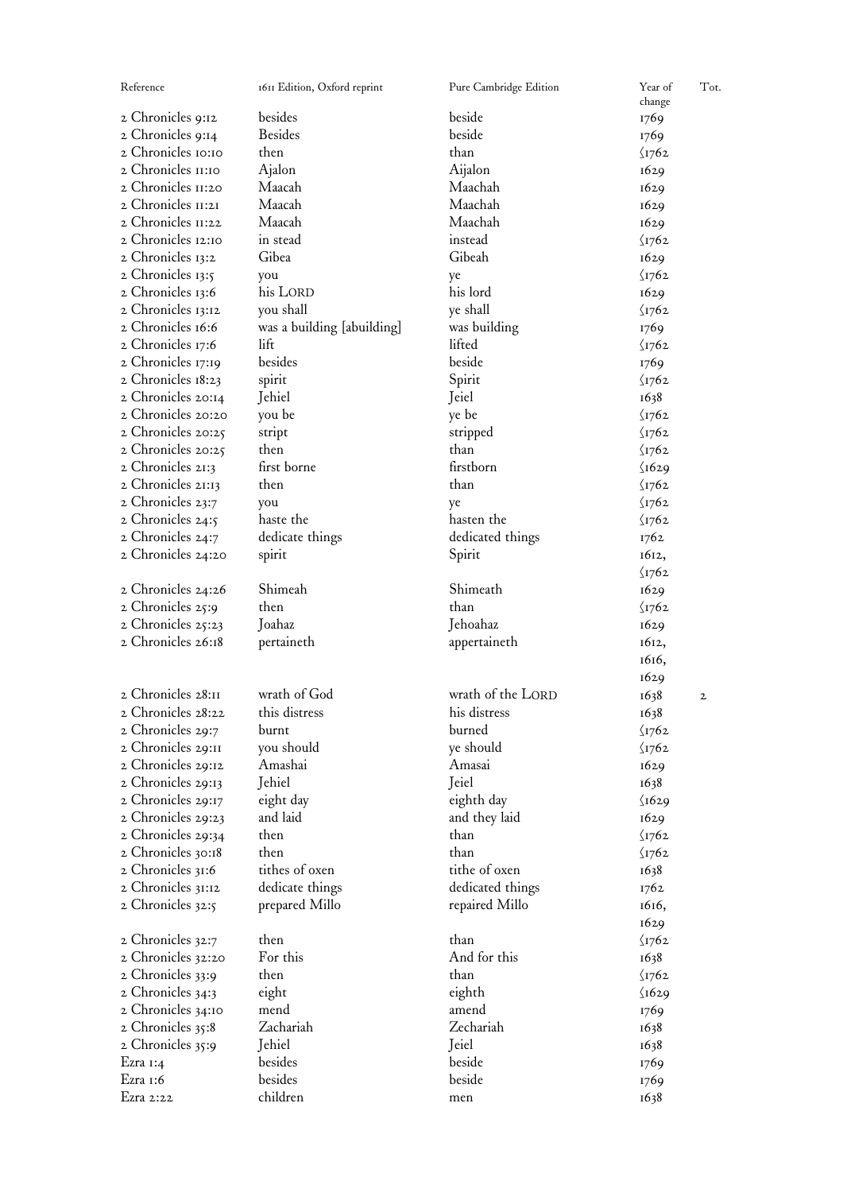| Reference | 1611 Edition, Oxford reprint | Pure Cambridge Edition | Year of change | Tot. |
|---|---|---|---|---|
| 2 Chronicles 9:12 | besides | beside | 1769 | |
| 2 Chronicles 9:14 | Besides | beside | 1769 | |
| 2 Chronicles 10:10 | then | than | ⟨1762 | |
| 2 Chronicles 11:10 | Ajalon | Aijalon | 1629 | |
| 2 Chronicles 11:20 | Maacah | Maachah | 1629 | |
| 2 Chronicles 11:21 | Maacah | Maachah | 1629 | |
| 2 Chronicles 11:22 | Maacah | Maachah | 1629 | |
| 2 Chronicles 12:10 | in stead | instead | ⟨1762 | |
| 2 Chronicles 13:2 | Gibea | Gibeah | 1629 | |
| 2 Chronicles 13:5 | you | ye | ⟨1762 | |
| 2 Chronicles 13:6 | his LORD | his lord | 1629 | |
| 2 Chronicles 13:12 | you shall | ye shall | ⟨1762 | |
| 2 Chronicles 16:6 | was a building [abuilding] | was building | 1769 | |
| 2 Chronicles 17:6 | lift | lifted | ⟨1762 | |
| 2 Chronicles 17:19 | besides | beside | 1769 | |
| 2 Chronicles 18:23 | spirit | Spirit | ⟨1762 | |
| 2 Chronicles 20:14 | Jehiel | Jeiel | 1638 | |
| 2 Chronicles 20:20 | you be | ye be | ⟨1762 | |
| 2 Chronicles 20:25 | stript | stripped | ⟨1762 | |
| 2 Chronicles 20:25 | then | than | ⟨1762 | |
| 2 Chronicles 21:3 | first borne | firstborn | ⟨1629 | |
| 2 Chronicles 21:13 | then | than | ⟨1762 | |
| 2 Chronicles 23:7 | you | ye | ⟨1762 | |
| 2 Chronicles 24:5 | haste the | hasten the | ⟨1762 | |
| 2 Chronicles 24:7 | dedicate things | dedicated things | 1762 | |
| 2 Chronicles 24:20 | spirit | Spirit | 1612, ⟨1762 | |
| 2 Chronicles 24:26 | Shimeah | Shimeath | 1629 | |
| 2 Chronicles 25:9 | then | than | ⟨1762 | |
| 2 Chronicles 25:23 | Joahaz | Jehoahaz | 1629 | |
| 2 Chronicles 26:18 | pertaineth | appertaineth | 1612, 1616, 1629 | |
| 2 Chronicles 28:11 | wrath of God | wrath of the LORD | 1638 | 2 |
| 2 Chronicles 28:22 | this distress | his distress | 1638 | |
| 2 Chronicles 29:7 | burnt | burned | ⟨1762 | |
| 2 Chronicles 29:11 | you should | ye should | ⟨1762 | |
| 2 Chronicles 29:12 | Amashai | Amasai | 1629 | |
| 2 Chronicles 29:13 | Jehiel | Jeiel | 1638 | |
| 2 Chronicles 29:17 | eight day | eighth day | ⟨1629 | |
| 2 Chronicles 29:23 | and laid | and they laid | 1629 | |
| 2 Chronicles 29:34 | then | than | ⟨1762 | |
| 2 Chronicles 30:18 | then | than | ⟨1762 | |
| 2 Chronicles 31:6 | tithes of oxen | tithe of oxen | 1638 | |
| 2 Chronicles 31:12 | dedicate things | dedicated things | 1762 | |
| 2 Chronicles 32:5 | prepared Millo | repaired Millo | 1616, 1629 | |
| 2 Chronicles 32:7 | then | than | ⟨1762 | |
| 2 Chronicles 32:20 | For this | And for this | 1638 | |
| 2 Chronicles 33:9 | then | than | ⟨1762 | |
| 2 Chronicles 34:3 | eight | eighth | ⟨1629 | |
| 2 Chronicles 34:10 | mend | amend | 1769 | |
| 2 Chronicles 35:8 | Zachariah | Zechariah | 1638 | |
| 2 Chronicles 35:9 | Jehiel | Jeiel | 1638 | |
| Ezra 1:4 | besides | beside | 1769 | |
| Ezra 1:6 | besides | beside | 1769 | |
| Ezra 2:22 | children | men | 1638 | |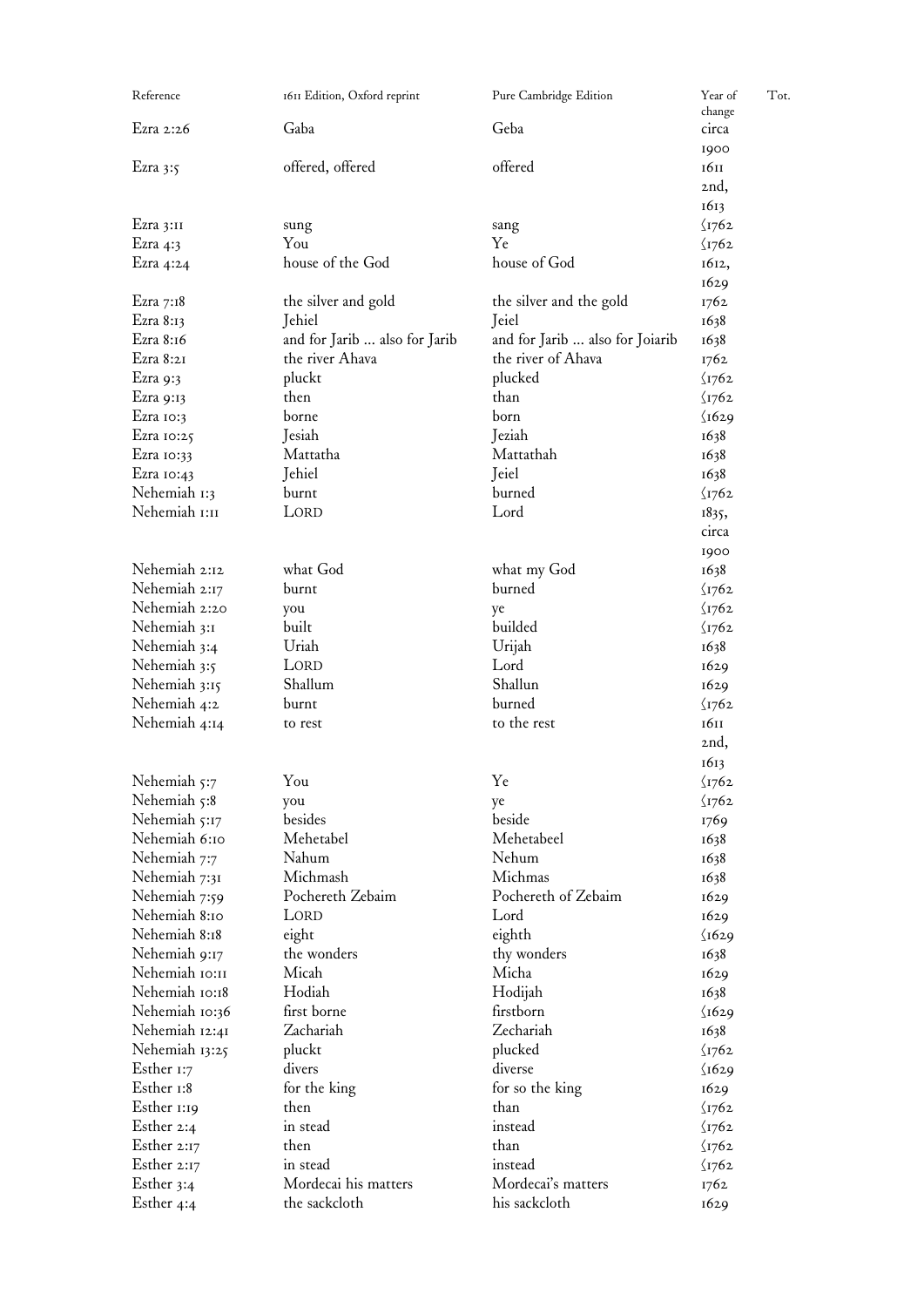| Reference | 1611 Edition, Oxford reprint | Pure Cambridge Edition | Year of change | Tot. |
|---|---|---|---|---|
| Ezra 2:26 | Gaba | Geba | circa 1900 | |
| Ezra 3:5 | offered, offered | offered | 1611 2nd, 1613 | |
| Ezra 3:11 | sung | sang | ⟨1762 | |
| Ezra 4:3 | You | Ye | ⟨1762 | |
| Ezra 4:24 | house of the God | house of God | 1612, 1629 | |
| Ezra 7:18 | the silver and gold | the silver and the gold | 1762 | |
| Ezra 8:13 | Jehiel | Jeiel | 1638 | |
| Ezra 8:16 | and for Jarib ... also for Jarib | and for Jarib ... also for Joiarib | 1638 | |
| Ezra 8:21 | the river Ahava | the river of Ahava | 1762 | |
| Ezra 9:3 | pluckt | plucked | ⟨1762 | |
| Ezra 9:13 | then | than | ⟨1762 | |
| Ezra 10:3 | borne | born | ⟨1629 | |
| Ezra 10:25 | Jesiah | Jeziah | 1638 | |
| Ezra 10:33 | Mattatha | Mattathah | 1638 | |
| Ezra 10:43 | Jehiel | Jeiel | 1638 | |
| Nehemiah 1:3 | burnt | burned | ⟨1762 | |
| Nehemiah 1:11 | LORD | Lord | 1835, circa 1900 | |
| Nehemiah 2:12 | what God | what my God | 1638 | |
| Nehemiah 2:17 | burnt | burned | ⟨1762 | |
| Nehemiah 2:20 | you | ye | ⟨1762 | |
| Nehemiah 3:1 | built | builded | ⟨1762 | |
| Nehemiah 3:4 | Uriah | Urijah | 1638 | |
| Nehemiah 3:5 | LORD | Lord | 1629 | |
| Nehemiah 3:15 | Shallum | Shallun | 1629 | |
| Nehemiah 4:2 | burnt | burned | ⟨1762 | |
| Nehemiah 4:14 | to rest | to the rest | 1611 2nd, 1613 | |
| Nehemiah 5:7 | You | Ye | ⟨1762 | |
| Nehemiah 5:8 | you | ye | ⟨1762 | |
| Nehemiah 5:17 | besides | beside | 1769 | |
| Nehemiah 6:10 | Mehetabel | Mehetabeel | 1638 | |
| Nehemiah 7:7 | Nahum | Nehum | 1638 | |
| Nehemiah 7:31 | Michmash | Michmas | 1638 | |
| Nehemiah 7:59 | Pochereth Zebaim | Pochereth of Zebaim | 1629 | |
| Nehemiah 8:10 | LORD | Lord | 1629 | |
| Nehemiah 8:18 | eight | eighth | ⟨1629 | |
| Nehemiah 9:17 | the wonders | thy wonders | 1638 | |
| Nehemiah 10:11 | Micah | Micha | 1629 | |
| Nehemiah 10:18 | Hodiah | Hodijah | 1638 | |
| Nehemiah 10:36 | first borne | firstborn | ⟨1629 | |
| Nehemiah 12:41 | Zachariah | Zechariah | 1638 | |
| Nehemiah 13:25 | pluckt | plucked | ⟨1762 | |
| Esther 1:7 | divers | diverse | ⟨1629 | |
| Esther 1:8 | for the king | for so the king | 1629 | |
| Esther 1:19 | then | than | ⟨1762 | |
| Esther 2:4 | in stead | instead | ⟨1762 | |
| Esther 2:17 | then | than | ⟨1762 | |
| Esther 2:17 | in stead | instead | ⟨1762 | |
| Esther 3:4 | Mordecai his matters | Mordecai's matters | 1762 | |
| Esther 4:4 | the sackcloth | his sackcloth | 1629 | |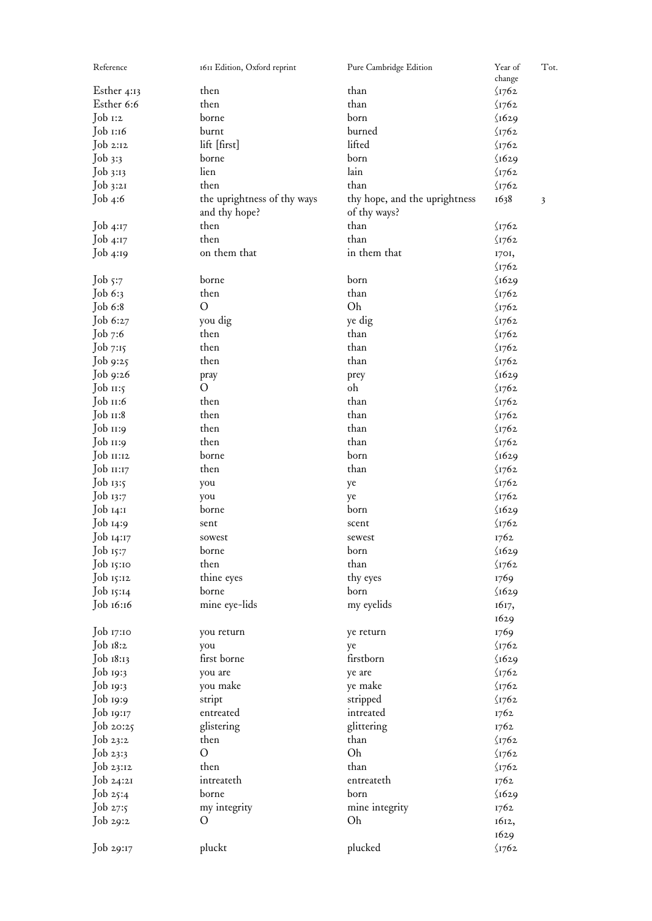| Reference | 1611 Edition, Oxford reprint | Pure Cambridge Edition | Year of change | Tot. |
|---|---|---|---|---|
| Esther 4:13 | then | than | ⟨1762 | |
| Esther 6:6 | then | than | ⟨1762 | |
| Job 1:2 | borne | born | ⟨1629 | |
| Job 1:16 | burnt | burned | ⟨1762 | |
| Job 2:12 | lift [first] | lifted | ⟨1762 | |
| Job 3:3 | borne | born | ⟨1629 | |
| Job 3:13 | lien | lain | ⟨1762 | |
| Job 3:21 | then | than | ⟨1762 | |
| Job 4:6 | the uprightness of thy ways and thy hope? | thy hope, and the uprightness of thy ways? | 1638 | 3 |
| Job 4:17 | then | than | ⟨1762 | |
| Job 4:17 | then | than | ⟨1762 | |
| Job 4:19 | on them that | in them that | 1701, ⟨1762 | |
| Job 5:7 | borne | born | ⟨1629 | |
| Job 6:3 | then | than | ⟨1762 | |
| Job 6:8 | O | Oh | ⟨1762 | |
| Job 6:27 | you dig | ye dig | ⟨1762 | |
| Job 7:6 | then | than | ⟨1762 | |
| Job 7:15 | then | than | ⟨1762 | |
| Job 9:25 | then | than | ⟨1762 | |
| Job 9:26 | pray | prey | ⟨1629 | |
| Job 11:5 | O | oh | ⟨1762 | |
| Job 11:6 | then | than | ⟨1762 | |
| Job 11:8 | then | than | ⟨1762 | |
| Job 11:9 | then | than | ⟨1762 | |
| Job 11:9 | then | than | ⟨1762 | |
| Job 11:12 | borne | born | ⟨1629 | |
| Job 11:17 | then | than | ⟨1762 | |
| Job 13:5 | you | ye | ⟨1762 | |
| Job 13:7 | you | ye | ⟨1762 | |
| Job 14:1 | borne | born | ⟨1629 | |
| Job 14:9 | sent | scent | ⟨1762 | |
| Job 14:17 | sowest | sewest | 1762 | |
| Job 15:7 | borne | born | ⟨1629 | |
| Job 15:10 | then | than | ⟨1762 | |
| Job 15:12 | thine eyes | thy eyes | 1769 | |
| Job 15:14 | borne | born | ⟨1629 | |
| Job 16:16 | mine eye-lids | my eyelids | 1617, 1629 | |
| Job 17:10 | you return | ye return | 1769 | |
| Job 18:2 | you | ye | ⟨1762 | |
| Job 18:13 | first borne | firstborn | ⟨1629 | |
| Job 19:3 | you are | ye are | ⟨1762 | |
| Job 19:3 | you make | ye make | ⟨1762 | |
| Job 19:9 | stript | stripped | ⟨1762 | |
| Job 19:17 | entreated | intreated | 1762 | |
| Job 20:25 | glistering | glittering | 1762 | |
| Job 23:2 | then | than | ⟨1762 | |
| Job 23:3 | O | Oh | ⟨1762 | |
| Job 23:12 | then | than | ⟨1762 | |
| Job 24:21 | intreateth | entreateth | 1762 | |
| Job 25:4 | borne | born | ⟨1629 | |
| Job 27:5 | my integrity | mine integrity | 1762 | |
| Job 29:2 | O | Oh | 1612, 1629 | |
| Job 29:17 | pluckt | plucked | ⟨1762 | |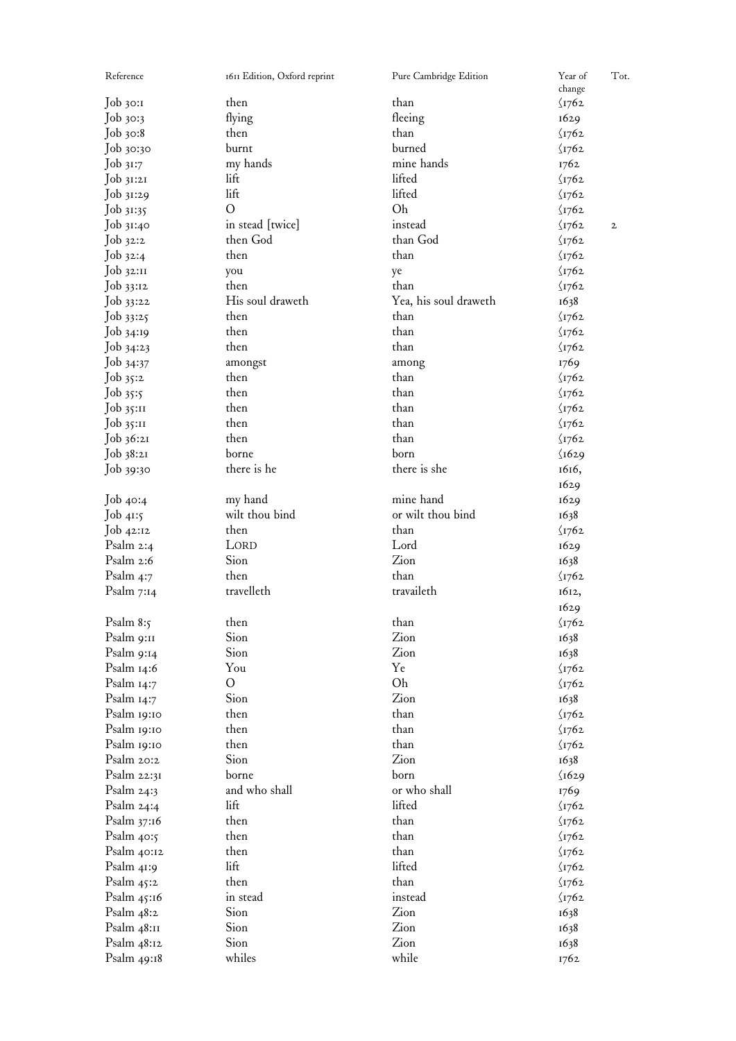| Reference | 1611 Edition, Oxford reprint | Pure Cambridge Edition | Year of change | Tot. |
|---|---|---|---|---|
| Job 30:1 | then | than | ⟨1762 | |
| Job 30:3 | flying | fleeing | 1629 | |
| Job 30:8 | then | than | ⟨1762 | |
| Job 30:30 | burnt | burned | ⟨1762 | |
| Job 31:7 | my hands | mine hands | 1762 | |
| Job 31:21 | lift | lifted | ⟨1762 | |
| Job 31:29 | lift | lifted | ⟨1762 | |
| Job 31:35 | O | Oh | ⟨1762 | |
| Job 31:40 | in stead [twice] | instead | ⟨1762 | 2 |
| Job 32:2 | then God | than God | ⟨1762 | |
| Job 32:4 | then | than | ⟨1762 | |
| Job 32:11 | you | ye | ⟨1762 | |
| Job 33:12 | then | than | ⟨1762 | |
| Job 33:22 | His soul draweth | Yea, his soul draweth | 1638 | |
| Job 33:25 | then | than | ⟨1762 | |
| Job 34:19 | then | than | ⟨1762 | |
| Job 34:23 | then | than | ⟨1762 | |
| Job 34:37 | amongst | among | 1769 | |
| Job 35:2 | then | than | ⟨1762 | |
| Job 35:5 | then | than | ⟨1762 | |
| Job 35:11 | then | than | ⟨1762 | |
| Job 35:11 | then | than | ⟨1762 | |
| Job 36:21 | then | than | ⟨1762 | |
| Job 38:21 | borne | born | ⟨1629 | |
| Job 39:30 | there is he | there is she | 1616, 1629 | |
| Job 40:4 | my hand | mine hand | 1629 | |
| Job 41:5 | wilt thou bind | or wilt thou bind | 1638 | |
| Job 42:12 | then | than | ⟨1762 | |
| Psalm 2:4 | LORD | Lord | 1629 | |
| Psalm 2:6 | Sion | Zion | 1638 | |
| Psalm 4:7 | then | than | ⟨1762 | |
| Psalm 7:14 | travelleth | travaileth | 1612, 1629 | |
| Psalm 8:5 | then | than | ⟨1762 | |
| Psalm 9:11 | Sion | Zion | 1638 | |
| Psalm 9:14 | Sion | Zion | 1638 | |
| Psalm 14:6 | You | Ye | ⟨1762 | |
| Psalm 14:7 | O | Oh | ⟨1762 | |
| Psalm 14:7 | Sion | Zion | 1638 | |
| Psalm 19:10 | then | than | ⟨1762 | |
| Psalm 19:10 | then | than | ⟨1762 | |
| Psalm 19:10 | then | than | ⟨1762 | |
| Psalm 20:2 | Sion | Zion | 1638 | |
| Psalm 22:31 | borne | born | ⟨1629 | |
| Psalm 24:3 | and who shall | or who shall | 1769 | |
| Psalm 24:4 | lift | lifted | ⟨1762 | |
| Psalm 37:16 | then | than | ⟨1762 | |
| Psalm 40:5 | then | than | ⟨1762 | |
| Psalm 40:12 | then | than | ⟨1762 | |
| Psalm 41:9 | lift | lifted | ⟨1762 | |
| Psalm 45:2 | then | than | ⟨1762 | |
| Psalm 45:16 | in stead | instead | ⟨1762 | |
| Psalm 48:2 | Sion | Zion | 1638 | |
| Psalm 48:11 | Sion | Zion | 1638 | |
| Psalm 48:12 | Sion | Zion | 1638 | |
| Psalm 49:18 | whiles | while | 1762 | |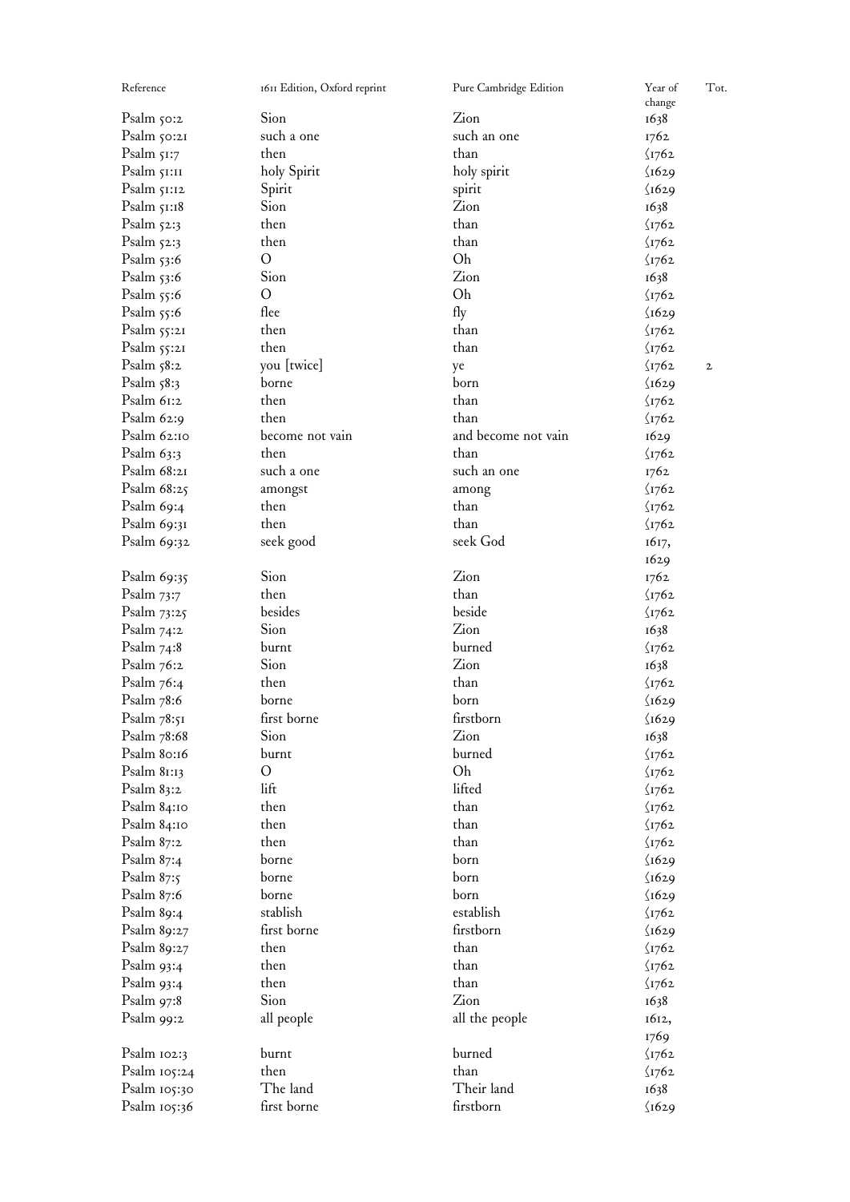| Reference | 1611 Edition, Oxford reprint | Pure Cambridge Edition | Year of change | Tot. |
|---|---|---|---|---|
| Psalm 50:2 | Sion | Zion | 1638 | |
| Psalm 50:21 | such a one | such an one | 1762 | |
| Psalm 51:7 | then | than | ⟨1762 | |
| Psalm 51:11 | holy Spirit | holy spirit | ⟨1629 | |
| Psalm 51:12 | Spirit | spirit | ⟨1629 | |
| Psalm 51:18 | Sion | Zion | 1638 | |
| Psalm 52:3 | then | than | ⟨1762 | |
| Psalm 52:3 | then | than | ⟨1762 | |
| Psalm 53:6 | O | Oh | ⟨1762 | |
| Psalm 53:6 | Sion | Zion | 1638 | |
| Psalm 55:6 | O | Oh | ⟨1762 | |
| Psalm 55:6 | flee | fly | ⟨1629 | |
| Psalm 55:21 | then | than | ⟨1762 | |
| Psalm 55:21 | then | than | ⟨1762 | |
| Psalm 58:2 | you [twice] | ye | ⟨1762 | 2 |
| Psalm 58:3 | borne | born | ⟨1629 | |
| Psalm 61:2 | then | than | ⟨1762 | |
| Psalm 62:9 | then | than | ⟨1762 | |
| Psalm 62:10 | become not vain | and become not vain | 1629 | |
| Psalm 63:3 | then | than | ⟨1762 | |
| Psalm 68:21 | such a one | such an one | 1762 | |
| Psalm 68:25 | amongst | among | ⟨1762 | |
| Psalm 69:4 | then | than | ⟨1762 | |
| Psalm 69:31 | then | than | ⟨1762 | |
| Psalm 69:32 | seek good | seek God | 1617, 1629 | |
| Psalm 69:35 | Sion | Zion | 1762 | |
| Psalm 73:7 | then | than | ⟨1762 | |
| Psalm 73:25 | besides | beside | ⟨1762 | |
| Psalm 74:2 | Sion | Zion | 1638 | |
| Psalm 74:8 | burnt | burned | ⟨1762 | |
| Psalm 76:2 | Sion | Zion | 1638 | |
| Psalm 76:4 | then | than | ⟨1762 | |
| Psalm 78:6 | borne | born | ⟨1629 | |
| Psalm 78:51 | first borne | firstborn | ⟨1629 | |
| Psalm 78:68 | Sion | Zion | 1638 | |
| Psalm 80:16 | burnt | burned | ⟨1762 | |
| Psalm 81:13 | O | Oh | ⟨1762 | |
| Psalm 83:2 | lift | lifted | ⟨1762 | |
| Psalm 84:10 | then | than | ⟨1762 | |
| Psalm 84:10 | then | than | ⟨1762 | |
| Psalm 87:2 | then | than | ⟨1762 | |
| Psalm 87:4 | borne | born | ⟨1629 | |
| Psalm 87:5 | borne | born | ⟨1629 | |
| Psalm 87:6 | borne | born | ⟨1629 | |
| Psalm 89:4 | stablish | establish | ⟨1762 | |
| Psalm 89:27 | first borne | firstborn | ⟨1629 | |
| Psalm 89:27 | then | than | ⟨1762 | |
| Psalm 93:4 | then | than | ⟨1762 | |
| Psalm 93:4 | then | than | ⟨1762 | |
| Psalm 97:8 | Sion | Zion | 1638 | |
| Psalm 99:2 | all people | all the people | 1612, 1769 | |
| Psalm 102:3 | burnt | burned | ⟨1762 | |
| Psalm 105:24 | then | than | ⟨1762 | |
| Psalm 105:30 | The land | Their land | 1638 | |
| Psalm 105:36 | first borne | firstborn | ⟨1629 | |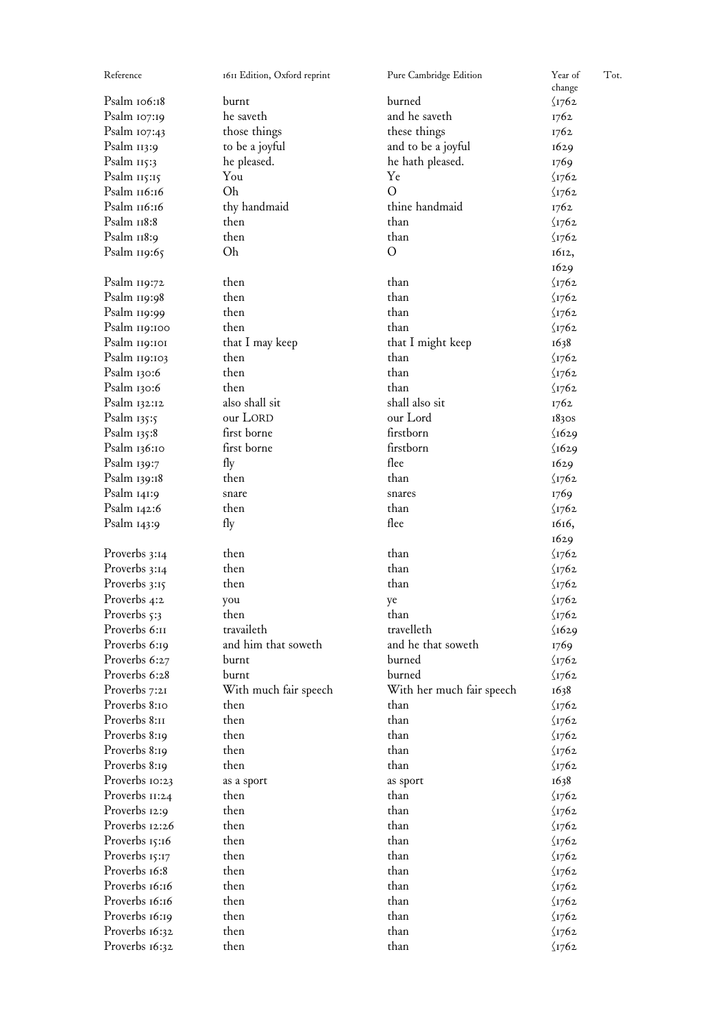| Reference | 1611 Edition, Oxford reprint | Pure Cambridge Edition | Year of change | Tot. |
|---|---|---|---|---|
| Psalm 106:18 | burnt | burned | ⟨1762 | |
| Psalm 107:19 | he saveth | and he saveth | 1762 | |
| Psalm 107:43 | those things | these things | 1762 | |
| Psalm 113:9 | to be a joyful | and to be a joyful | 1629 | |
| Psalm 115:3 | he pleased. | he hath pleased. | 1769 | |
| Psalm 115:15 | You | Ye | ⟨1762 | |
| Psalm 116:16 | Oh | O | ⟨1762 | |
| Psalm 116:16 | thy handmaid | thine handmaid | 1762 | |
| Psalm 118:8 | then | than | ⟨1762 | |
| Psalm 118:9 | then | than | ⟨1762 | |
| Psalm 119:65 | Oh | O | 1612, 1629 | |
| Psalm 119:72 | then | than | ⟨1762 | |
| Psalm 119:98 | then | than | ⟨1762 | |
| Psalm 119:99 | then | than | ⟨1762 | |
| Psalm 119:100 | then | than | ⟨1762 | |
| Psalm 119:101 | that I may keep | that I might keep | 1638 | |
| Psalm 119:103 | then | than | ⟨1762 | |
| Psalm 130:6 | then | than | ⟨1762 | |
| Psalm 130:6 | then | than | ⟨1762 | |
| Psalm 132:12 | also shall sit | shall also sit | 1762 | |
| Psalm 135:5 | our LORD | our Lord | 1830s | |
| Psalm 135:8 | first borne | firstborn | ⟨1629 | |
| Psalm 136:10 | first borne | firstborn | ⟨1629 | |
| Psalm 139:7 | fly | flee | 1629 | |
| Psalm 139:18 | then | than | ⟨1762 | |
| Psalm 141:9 | snare | snares | 1769 | |
| Psalm 142:6 | then | than | ⟨1762 | |
| Psalm 143:9 | fly | flee | 1616, 1629 | |
| Proverbs 3:14 | then | than | ⟨1762 | |
| Proverbs 3:14 | then | than | ⟨1762 | |
| Proverbs 3:15 | then | than | ⟨1762 | |
| Proverbs 4:2 | you | ye | ⟨1762 | |
| Proverbs 5:3 | then | than | ⟨1762 | |
| Proverbs 6:11 | travaileth | travelleth | ⟨1629 | |
| Proverbs 6:19 | and him that soweth | and he that soweth | 1769 | |
| Proverbs 6:27 | burnt | burned | ⟨1762 | |
| Proverbs 6:28 | burnt | burned | ⟨1762 | |
| Proverbs 7:21 | With much fair speech | With her much fair speech | 1638 | |
| Proverbs 8:10 | then | than | ⟨1762 | |
| Proverbs 8:11 | then | than | ⟨1762 | |
| Proverbs 8:19 | then | than | ⟨1762 | |
| Proverbs 8:19 | then | than | ⟨1762 | |
| Proverbs 8:19 | then | than | ⟨1762 | |
| Proverbs 10:23 | as a sport | as sport | 1638 | |
| Proverbs 11:24 | then | than | ⟨1762 | |
| Proverbs 12:9 | then | than | ⟨1762 | |
| Proverbs 12:26 | then | than | ⟨1762 | |
| Proverbs 15:16 | then | than | ⟨1762 | |
| Proverbs 15:17 | then | than | ⟨1762 | |
| Proverbs 16:8 | then | than | ⟨1762 | |
| Proverbs 16:16 | then | than | ⟨1762 | |
| Proverbs 16:16 | then | than | ⟨1762 | |
| Proverbs 16:19 | then | than | ⟨1762 | |
| Proverbs 16:32 | then | than | ⟨1762 | |
| Proverbs 16:32 | then | than | ⟨1762 | |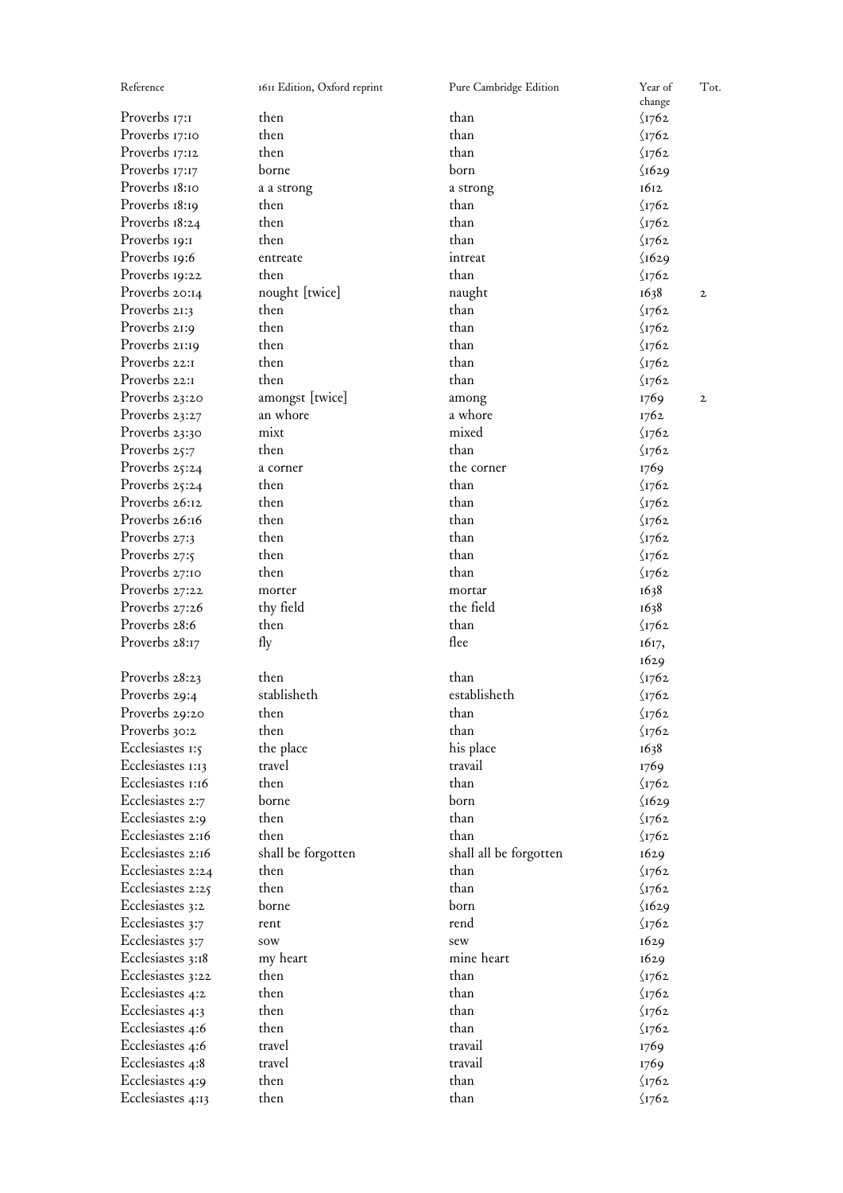| Reference | 1611 Edition, Oxford reprint | Pure Cambridge Edition | Year of change | Tot. |
|---|---|---|---|---|
| Proverbs 17:1 | then | than | ⟨1762 | |
| Proverbs 17:10 | then | than | ⟨1762 | |
| Proverbs 17:12 | then | than | ⟨1762 | |
| Proverbs 17:17 | borne | born | ⟨1629 | |
| Proverbs 18:10 | a a strong | a strong | 1612 | |
| Proverbs 18:19 | then | than | ⟨1762 | |
| Proverbs 18:24 | then | than | ⟨1762 | |
| Proverbs 19:1 | then | than | ⟨1762 | |
| Proverbs 19:6 | entreate | intreat | ⟨1629 | |
| Proverbs 19:22 | then | than | ⟨1762 | |
| Proverbs 20:14 | nought [twice] | naught | 1638 | 2 |
| Proverbs 21:3 | then | than | ⟨1762 | |
| Proverbs 21:9 | then | than | ⟨1762 | |
| Proverbs 21:19 | then | than | ⟨1762 | |
| Proverbs 22:1 | then | than | ⟨1762 | |
| Proverbs 22:1 | then | than | ⟨1762 | |
| Proverbs 23:20 | amongst [twice] | among | 1769 | 2 |
| Proverbs 23:27 | an whore | a whore | 1762 | |
| Proverbs 23:30 | mixt | mixed | ⟨1762 | |
| Proverbs 25:7 | then | than | ⟨1762 | |
| Proverbs 25:24 | a corner | the corner | 1769 | |
| Proverbs 25:24 | then | than | ⟨1762 | |
| Proverbs 26:12 | then | than | ⟨1762 | |
| Proverbs 26:16 | then | than | ⟨1762 | |
| Proverbs 27:3 | then | than | ⟨1762 | |
| Proverbs 27:5 | then | than | ⟨1762 | |
| Proverbs 27:10 | then | than | ⟨1762 | |
| Proverbs 27:22 | morter | mortar | 1638 | |
| Proverbs 27:26 | thy field | the field | 1638 | |
| Proverbs 28:6 | then | than | ⟨1762 | |
| Proverbs 28:17 | fly | flee | 1617, 1629 | |
| Proverbs 28:23 | then | than | ⟨1762 | |
| Proverbs 29:4 | stablisheth | establisheth | ⟨1762 | |
| Proverbs 29:20 | then | than | ⟨1762 | |
| Proverbs 30:2 | then | than | ⟨1762 | |
| Ecclesiastes 1:5 | the place | his place | 1638 | |
| Ecclesiastes 1:13 | travel | travail | 1769 | |
| Ecclesiastes 1:16 | then | than | ⟨1762 | |
| Ecclesiastes 2:7 | borne | born | ⟨1629 | |
| Ecclesiastes 2:9 | then | than | ⟨1762 | |
| Ecclesiastes 2:16 | then | than | ⟨1762 | |
| Ecclesiastes 2:16 | shall be forgotten | shall all be forgotten | 1629 | |
| Ecclesiastes 2:24 | then | than | ⟨1762 | |
| Ecclesiastes 2:25 | then | than | ⟨1762 | |
| Ecclesiastes 3:2 | borne | born | ⟨1629 | |
| Ecclesiastes 3:7 | rent | rend | ⟨1762 | |
| Ecclesiastes 3:7 | sow | sew | 1629 | |
| Ecclesiastes 3:18 | my heart | mine heart | 1629 | |
| Ecclesiastes 3:22 | then | than | ⟨1762 | |
| Ecclesiastes 4:2 | then | than | ⟨1762 | |
| Ecclesiastes 4:3 | then | than | ⟨1762 | |
| Ecclesiastes 4:6 | then | than | ⟨1762 | |
| Ecclesiastes 4:6 | travel | travail | 1769 | |
| Ecclesiastes 4:8 | travel | travail | 1769 | |
| Ecclesiastes 4:9 | then | than | ⟨1762 | |
| Ecclesiastes 4:13 | then | than | ⟨1762 | |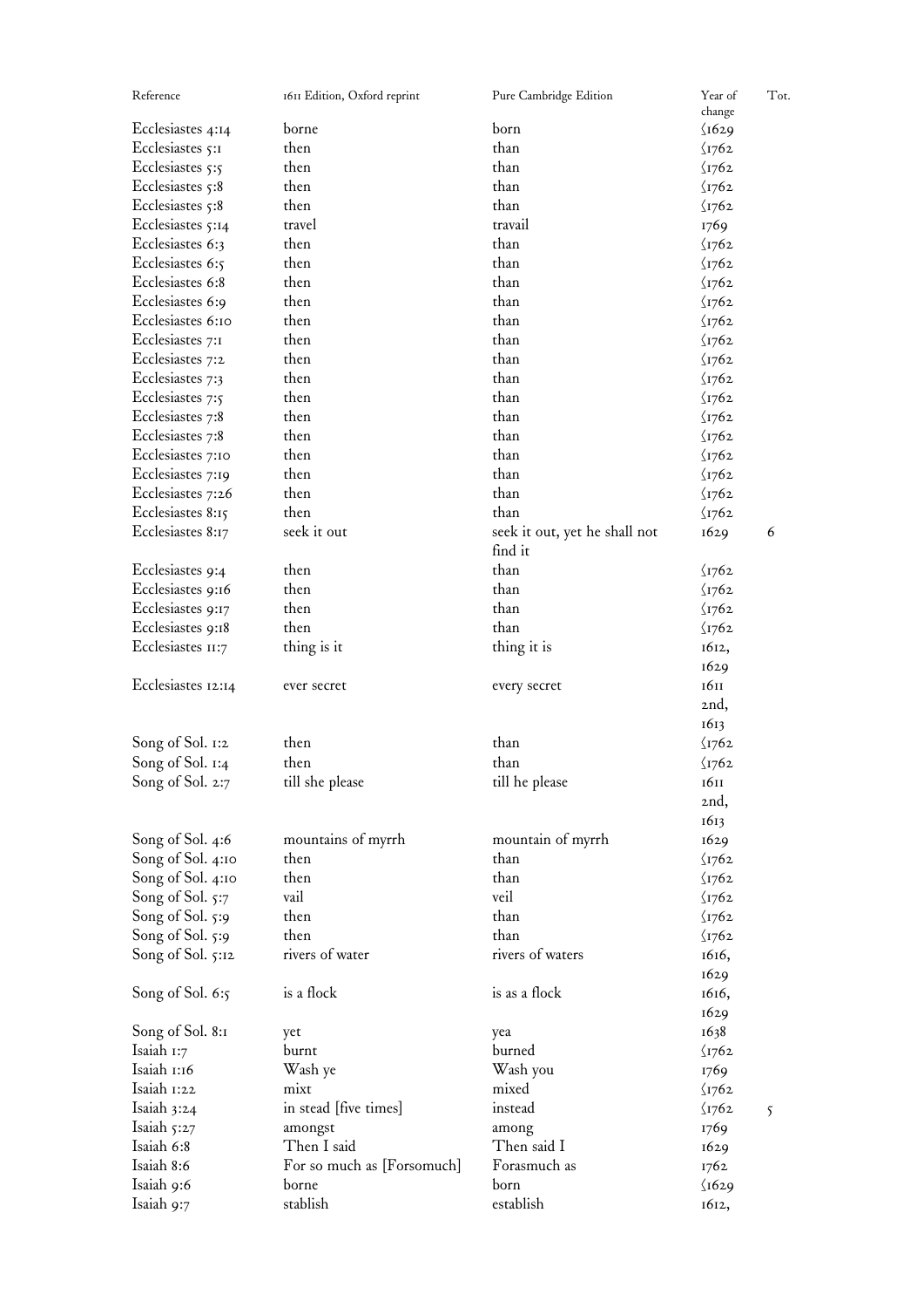| Reference | 1611 Edition, Oxford reprint | Pure Cambridge Edition | Year of change | Tot. |
|---|---|---|---|---|
| Ecclesiastes 4:14 | borne | born | ⟨1629 | |
| Ecclesiastes 5:1 | then | than | ⟨1762 | |
| Ecclesiastes 5:5 | then | than | ⟨1762 | |
| Ecclesiastes 5:8 | then | than | ⟨1762 | |
| Ecclesiastes 5:8 | then | than | ⟨1762 | |
| Ecclesiastes 5:14 | travel | travail | 1769 | |
| Ecclesiastes 6:3 | then | than | ⟨1762 | |
| Ecclesiastes 6:5 | then | than | ⟨1762 | |
| Ecclesiastes 6:8 | then | than | ⟨1762 | |
| Ecclesiastes 6:9 | then | than | ⟨1762 | |
| Ecclesiastes 6:10 | then | than | ⟨1762 | |
| Ecclesiastes 7:1 | then | than | ⟨1762 | |
| Ecclesiastes 7:2 | then | than | ⟨1762 | |
| Ecclesiastes 7:3 | then | than | ⟨1762 | |
| Ecclesiastes 7:5 | then | than | ⟨1762 | |
| Ecclesiastes 7:8 | then | than | ⟨1762 | |
| Ecclesiastes 7:8 | then | than | ⟨1762 | |
| Ecclesiastes 7:10 | then | than | ⟨1762 | |
| Ecclesiastes 7:19 | then | than | ⟨1762 | |
| Ecclesiastes 7:26 | then | than | ⟨1762 | |
| Ecclesiastes 8:15 | then | than | ⟨1762 | |
| Ecclesiastes 8:17 | seek it out | seek it out, yet he shall not find it | 1629 | 6 |
| Ecclesiastes 9:4 | then | than | ⟨1762 | |
| Ecclesiastes 9:16 | then | than | ⟨1762 | |
| Ecclesiastes 9:17 | then | than | ⟨1762 | |
| Ecclesiastes 9:18 | then | than | ⟨1762 | |
| Ecclesiastes 11:7 | thing is it | thing it is | 1612, 1629 | |
| Ecclesiastes 12:14 | ever secret | every secret | 1611 2nd, 1613 | |
| Song of Sol. 1:2 | then | than | ⟨1762 | |
| Song of Sol. 1:4 | then | than | ⟨1762 | |
| Song of Sol. 2:7 | till she please | till he please | 1611 2nd, 1613 | |
| Song of Sol. 4:6 | mountains of myrrh | mountain of myrrh | 1629 | |
| Song of Sol. 4:10 | then | than | ⟨1762 | |
| Song of Sol. 4:10 | then | than | ⟨1762 | |
| Song of Sol. 5:7 | vail | veil | ⟨1762 | |
| Song of Sol. 5:9 | then | than | ⟨1762 | |
| Song of Sol. 5:9 | then | than | ⟨1762 | |
| Song of Sol. 5:12 | rivers of water | rivers of waters | 1616, 1629 | |
| Song of Sol. 6:5 | is a flock | is as a flock | 1616, 1629 | |
| Song of Sol. 8:1 | yet | yea | 1638 | |
| Isaiah 1:7 | burnt | burned | ⟨1762 | |
| Isaiah 1:16 | Wash ye | Wash you | 1769 | |
| Isaiah 1:22 | mixt | mixed | ⟨1762 | |
| Isaiah 3:24 | in stead [five times] | instead | ⟨1762 | 5 |
| Isaiah 5:27 | amongst | among | 1769 | |
| Isaiah 6:8 | Then I said | Then said I | 1629 | |
| Isaiah 8:6 | For so much as [Forsomuch] | Forasmuch as | 1762 | |
| Isaiah 9:6 | borne | born | ⟨1629 | |
| Isaiah 9:7 | stablish | establish | 1612, | |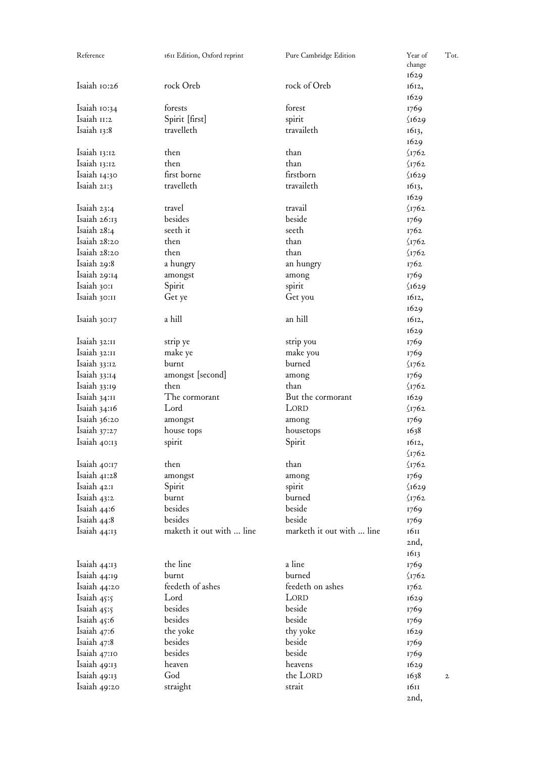| Reference | 1611 Edition, Oxford reprint | Pure Cambridge Edition | Year of change | Tot. |
|---|---|---|---|---|
| | | | 1629 | |
| Isaiah 10:26 | rock Oreb | rock of Oreb | 1612, 1629 | |
| Isaiah 10:34 | forests | forest | 1769 | |
| Isaiah 11:2 | Spirit [first] | spirit | ⟨1629 | |
| Isaiah 13:8 | travelleth | travaileth | 1613, 1629 | |
| Isaiah 13:12 | then | than | ⟨1762 | |
| Isaiah 13:12 | then | than | ⟨1762 | |
| Isaiah 14:30 | first borne | firstborn | ⟨1629 | |
| Isaiah 21:3 | travelleth | travaileth | 1613, 1629 | |
| Isaiah 23:4 | travel | travail | ⟨1762 | |
| Isaiah 26:13 | besides | beside | 1769 | |
| Isaiah 28:4 | seeth it | seeth | 1762 | |
| Isaiah 28:20 | then | than | ⟨1762 | |
| Isaiah 28:20 | then | than | ⟨1762 | |
| Isaiah 29:8 | a hungry | an hungry | 1762 | |
| Isaiah 29:14 | amongst | among | 1769 | |
| Isaiah 30:1 | Spirit | spirit | ⟨1629 | |
| Isaiah 30:11 | Get ye | Get you | 1612, 1629 | |
| Isaiah 30:17 | a hill | an hill | 1612, 1629 | |
| Isaiah 32:11 | strip ye | strip you | 1769 | |
| Isaiah 32:11 | make ye | make you | 1769 | |
| Isaiah 33:12 | burnt | burned | ⟨1762 | |
| Isaiah 33:14 | amongst [second] | among | 1769 | |
| Isaiah 33:19 | then | than | ⟨1762 | |
| Isaiah 34:11 | The cormorant | But the cormorant | 1629 | |
| Isaiah 34:16 | Lord | LORD | ⟨1762 | |
| Isaiah 36:20 | amongst | among | 1769 | |
| Isaiah 37:27 | house tops | housetops | 1638 | |
| Isaiah 40:13 | spirit | Spirit | 1612, ⟨1762 | |
| Isaiah 40:17 | then | than | ⟨1762 | |
| Isaiah 41:28 | amongst | among | 1769 | |
| Isaiah 42:1 | Spirit | spirit | ⟨1629 | |
| Isaiah 43:2 | burnt | burned | ⟨1762 | |
| Isaiah 44:6 | besides | beside | 1769 | |
| Isaiah 44:8 | besides | beside | 1769 | |
| Isaiah 44:13 | maketh it out with ... line | marketh it out with ... line | 1611 2nd, 1613 | |
| Isaiah 44:13 | the line | a line | 1769 | |
| Isaiah 44:19 | burnt | burned | ⟨1762 | |
| Isaiah 44:20 | feedeth of ashes | feedeth on ashes | 1762 | |
| Isaiah 45:5 | Lord | LORD | 1629 | |
| Isaiah 45:5 | besides | beside | 1769 | |
| Isaiah 45:6 | besides | beside | 1769 | |
| Isaiah 47:6 | the yoke | thy yoke | 1629 | |
| Isaiah 47:8 | besides | beside | 1769 | |
| Isaiah 47:10 | besides | beside | 1769 | |
| Isaiah 49:13 | heaven | heavens | 1629 | |
| Isaiah 49:13 | God | the LORD | 1638 | 2 |
| Isaiah 49:20 | straight | strait | 1611 2nd, | |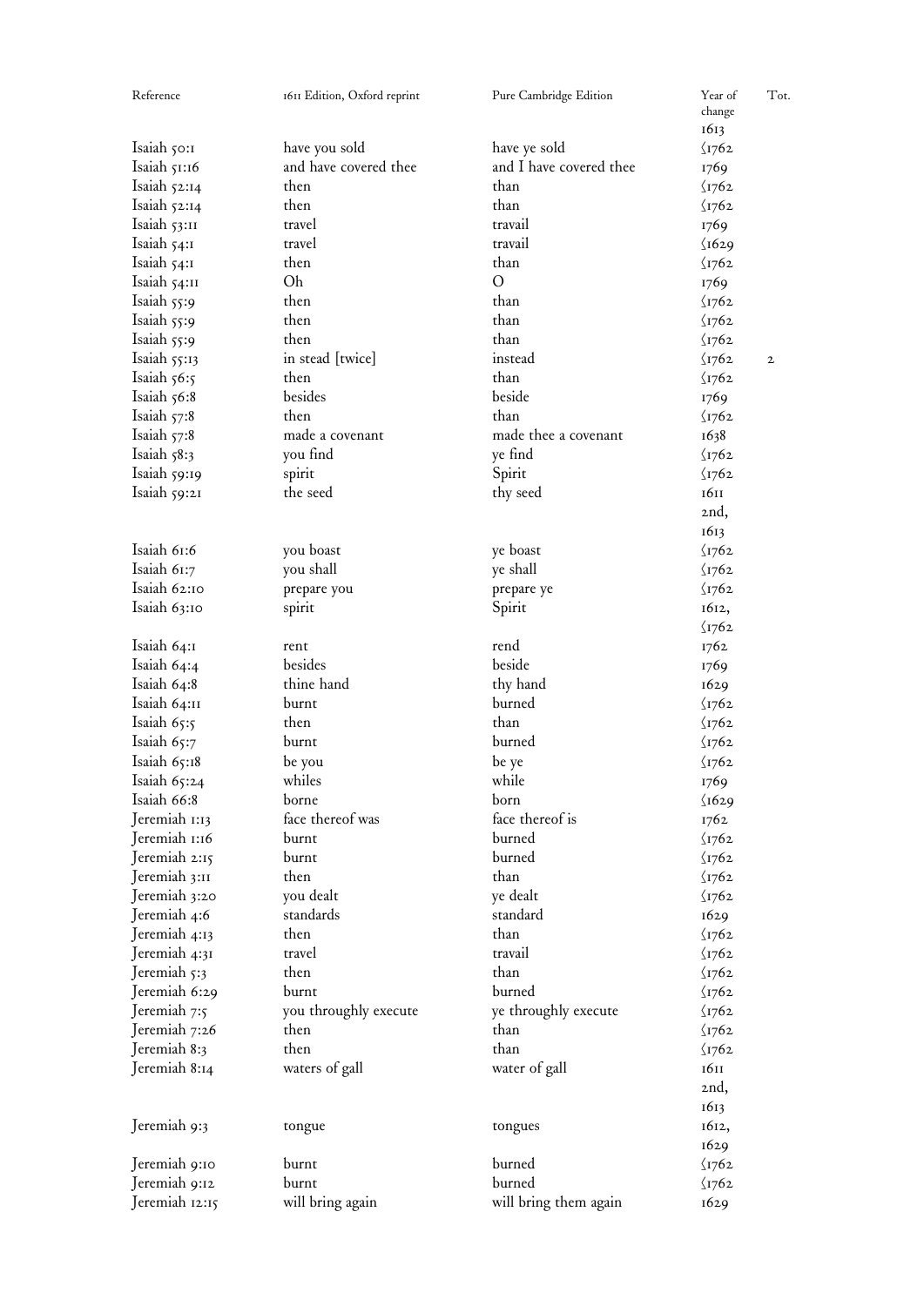| Reference | 1611 Edition, Oxford reprint | Pure Cambridge Edition | Year of change | Tot. |
|---|---|---|---|---|
| | | | 1613 | |
| Isaiah 50:1 | have you sold | have ye sold | ⟨1762 | |
| Isaiah 51:16 | and have covered thee | and I have covered thee | 1769 | |
| Isaiah 52:14 | then | than | ⟨1762 | |
| Isaiah 52:14 | then | than | ⟨1762 | |
| Isaiah 53:11 | travel | travail | 1769 | |
| Isaiah 54:1 | travel | travail | ⟨1629 | |
| Isaiah 54:1 | then | than | ⟨1762 | |
| Isaiah 54:11 | Oh | O | 1769 | |
| Isaiah 55:9 | then | than | ⟨1762 | |
| Isaiah 55:9 | then | than | ⟨1762 | |
| Isaiah 55:9 | then | than | ⟨1762 | |
| Isaiah 55:13 | in stead [twice] | instead | ⟨1762 | 2 |
| Isaiah 56:5 | then | than | ⟨1762 | |
| Isaiah 56:8 | besides | beside | 1769 | |
| Isaiah 57:8 | then | than | ⟨1762 | |
| Isaiah 57:8 | made a covenant | made thee a covenant | 1638 | |
| Isaiah 58:3 | you find | ye find | ⟨1762 | |
| Isaiah 59:19 | spirit | Spirit | ⟨1762 | |
| Isaiah 59:21 | the seed | thy seed | 1611 2nd, 1613 | |
| Isaiah 61:6 | you boast | ye boast | ⟨1762 | |
| Isaiah 61:7 | you shall | ye shall | ⟨1762 | |
| Isaiah 62:10 | prepare you | prepare ye | ⟨1762 | |
| Isaiah 63:10 | spirit | Spirit | 1612, ⟨1762 | |
| Isaiah 64:1 | rent | rend | 1762 | |
| Isaiah 64:4 | besides | beside | 1769 | |
| Isaiah 64:8 | thine hand | thy hand | 1629 | |
| Isaiah 64:11 | burnt | burned | ⟨1762 | |
| Isaiah 65:5 | then | than | ⟨1762 | |
| Isaiah 65:7 | burnt | burned | ⟨1762 | |
| Isaiah 65:18 | be you | be ye | ⟨1762 | |
| Isaiah 65:24 | whiles | while | 1769 | |
| Isaiah 66:8 | borne | born | ⟨1629 | |
| Jeremiah 1:13 | face thereof was | face thereof is | 1762 | |
| Jeremiah 1:16 | burnt | burned | ⟨1762 | |
| Jeremiah 2:15 | burnt | burned | ⟨1762 | |
| Jeremiah 3:11 | then | than | ⟨1762 | |
| Jeremiah 3:20 | you dealt | ye dealt | ⟨1762 | |
| Jeremiah 4:6 | standards | standard | 1629 | |
| Jeremiah 4:13 | then | than | ⟨1762 | |
| Jeremiah 4:31 | travel | travail | ⟨1762 | |
| Jeremiah 5:3 | then | than | ⟨1762 | |
| Jeremiah 6:29 | burnt | burned | ⟨1762 | |
| Jeremiah 7:5 | you throughly execute | ye throughly execute | ⟨1762 | |
| Jeremiah 7:26 | then | than | ⟨1762 | |
| Jeremiah 8:3 | then | than | ⟨1762 | |
| Jeremiah 8:14 | waters of gall | water of gall | 1611 2nd, 1613 | |
| Jeremiah 9:3 | tongue | tongues | 1612, 1629 | |
| Jeremiah 9:10 | burnt | burned | ⟨1762 | |
| Jeremiah 9:12 | burnt | burned | ⟨1762 | |
| Jeremiah 12:15 | will bring again | will bring them again | 1629 | |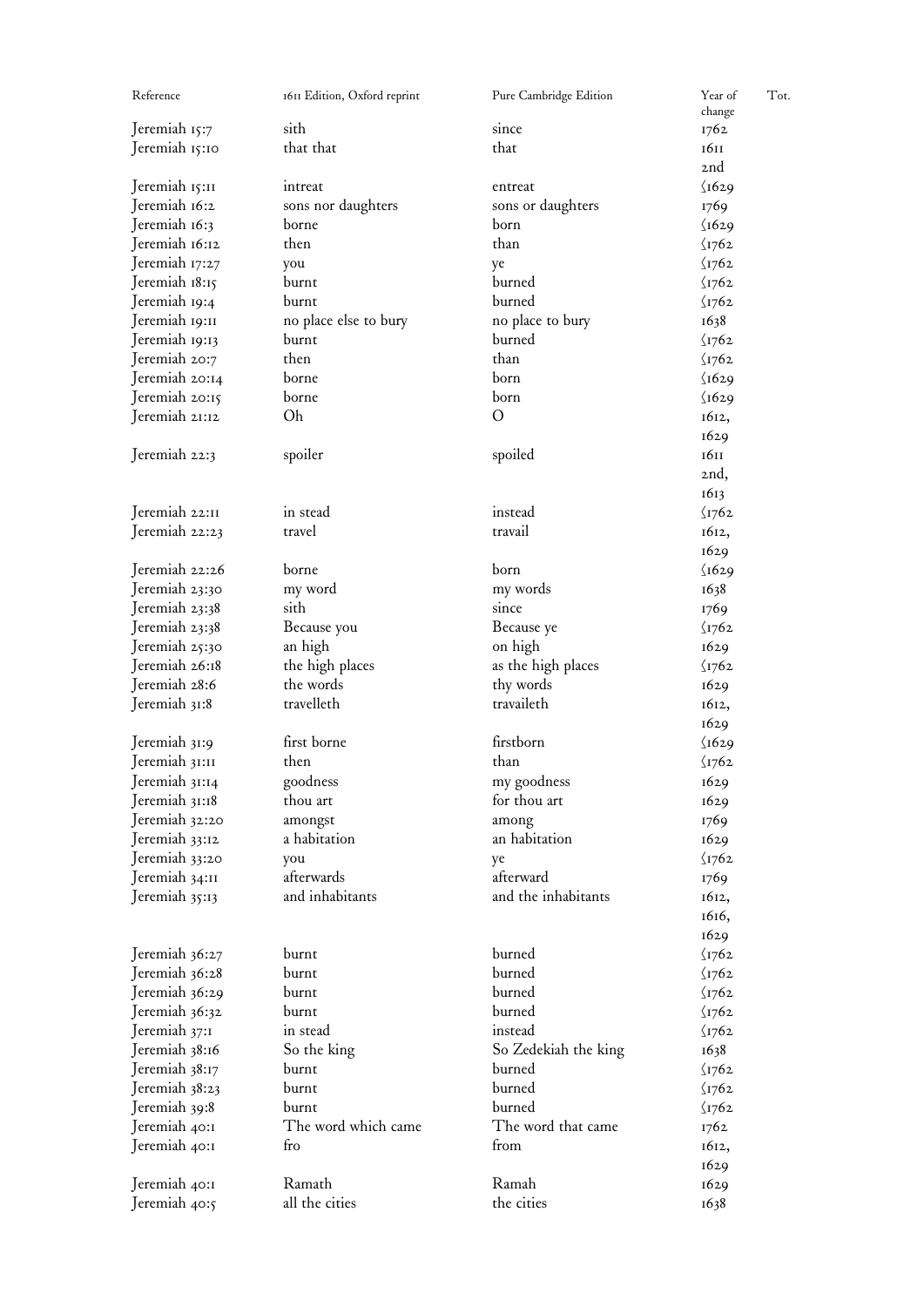| Reference | 1611 Edition, Oxford reprint | Pure Cambridge Edition | Year of change | Tot. |
|---|---|---|---|---|
| Jeremiah 15:7 | sith | since | 1762 | |
| Jeremiah 15:10 | that that | that | 1611 2nd | |
| Jeremiah 15:11 | intreat | entreat | ⟨1629 | |
| Jeremiah 16:2 | sons nor daughters | sons or daughters | 1769 | |
| Jeremiah 16:3 | borne | born | ⟨1629 | |
| Jeremiah 16:12 | then | than | ⟨1762 | |
| Jeremiah 17:27 | you | ye | ⟨1762 | |
| Jeremiah 18:15 | burnt | burned | ⟨1762 | |
| Jeremiah 19:4 | burnt | burned | ⟨1762 | |
| Jeremiah 19:11 | no place else to bury | no place to bury | 1638 | |
| Jeremiah 19:13 | burnt | burned | ⟨1762 | |
| Jeremiah 20:7 | then | than | ⟨1762 | |
| Jeremiah 20:14 | borne | born | ⟨1629 | |
| Jeremiah 20:15 | borne | born | ⟨1629 | |
| Jeremiah 21:12 | Oh | O | 1612, 1629 | |
| Jeremiah 22:3 | spoiler | spoiled | 1611 2nd, 1613 | |
| Jeremiah 22:11 | in stead | instead | ⟨1762 | |
| Jeremiah 22:23 | travel | travail | 1612, 1629 | |
| Jeremiah 22:26 | borne | born | ⟨1629 | |
| Jeremiah 23:30 | my word | my words | 1638 | |
| Jeremiah 23:38 | sith | since | 1769 | |
| Jeremiah 23:38 | Because you | Because ye | ⟨1762 | |
| Jeremiah 25:30 | an high | on high | 1629 | |
| Jeremiah 26:18 | the high places | as the high places | ⟨1762 | |
| Jeremiah 28:6 | the words | thy words | 1629 | |
| Jeremiah 31:8 | travelleth | travaileth | 1612, 1629 | |
| Jeremiah 31:9 | first borne | firstborn | ⟨1629 | |
| Jeremiah 31:11 | then | than | ⟨1762 | |
| Jeremiah 31:14 | goodness | my goodness | 1629 | |
| Jeremiah 31:18 | thou art | for thou art | 1629 | |
| Jeremiah 32:20 | amongst | among | 1769 | |
| Jeremiah 33:12 | a habitation | an habitation | 1629 | |
| Jeremiah 33:20 | you | ye | ⟨1762 | |
| Jeremiah 34:11 | afterwards | afterward | 1769 | |
| Jeremiah 35:13 | and inhabitants | and the inhabitants | 1612, 1616, 1629 | |
| Jeremiah 36:27 | burnt | burned | ⟨1762 | |
| Jeremiah 36:28 | burnt | burned | ⟨1762 | |
| Jeremiah 36:29 | burnt | burned | ⟨1762 | |
| Jeremiah 36:32 | burnt | burned | ⟨1762 | |
| Jeremiah 37:1 | in stead | instead | ⟨1762 | |
| Jeremiah 38:16 | So the king | So Zedekiah the king | 1638 | |
| Jeremiah 38:17 | burnt | burned | ⟨1762 | |
| Jeremiah 38:23 | burnt | burned | ⟨1762 | |
| Jeremiah 39:8 | burnt | burned | ⟨1762 | |
| Jeremiah 40:1 | The word which came | The word that came | 1762 | |
| Jeremiah 40:1 | fro | from | 1612, 1629 | |
| Jeremiah 40:1 | Ramath | Ramah | 1629 | |
| Jeremiah 40:5 | all the cities | the cities | 1638 | |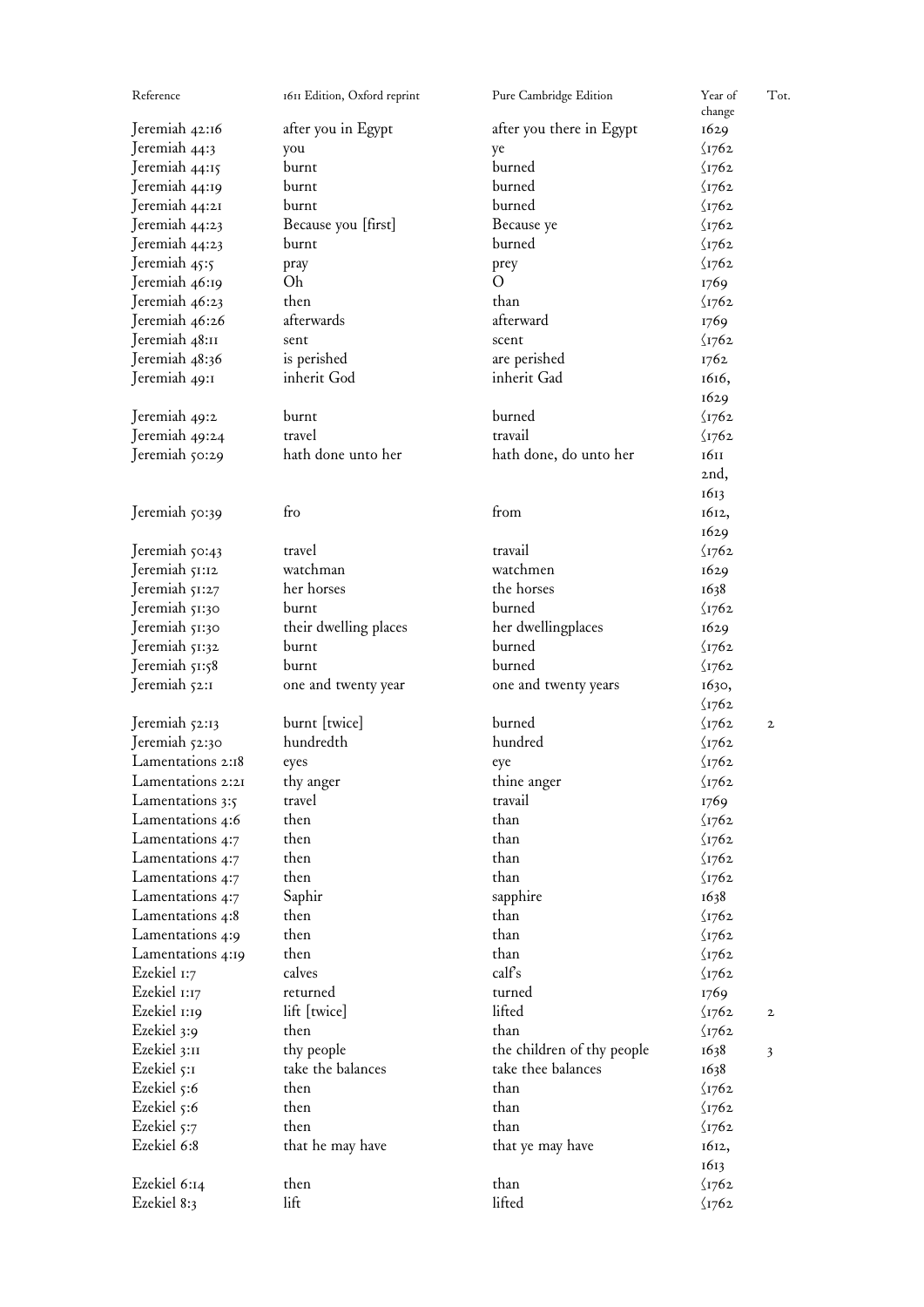| Reference | 1611 Edition, Oxford reprint | Pure Cambridge Edition | Year of change | Tot. |
|---|---|---|---|---|
| Jeremiah 42:16 | after you in Egypt | after you there in Egypt | 1629 | |
| Jeremiah 44:3 | you | ye | ⟨1762 | |
| Jeremiah 44:15 | burnt | burned | ⟨1762 | |
| Jeremiah 44:19 | burnt | burned | ⟨1762 | |
| Jeremiah 44:21 | burnt | burned | ⟨1762 | |
| Jeremiah 44:23 | Because you [first] | Because ye | ⟨1762 | |
| Jeremiah 44:23 | burnt | burned | ⟨1762 | |
| Jeremiah 45:5 | pray | prey | ⟨1762 | |
| Jeremiah 46:19 | Oh | O | 1769 | |
| Jeremiah 46:23 | then | than | ⟨1762 | |
| Jeremiah 46:26 | afterwards | afterward | 1769 | |
| Jeremiah 48:11 | sent | scent | ⟨1762 | |
| Jeremiah 48:36 | is perished | are perished | 1762 | |
| Jeremiah 49:1 | inherit God | inherit Gad | 1616, 1629 | |
| Jeremiah 49:2 | burnt | burned | ⟨1762 | |
| Jeremiah 49:24 | travel | travail | ⟨1762 | |
| Jeremiah 50:29 | hath done unto her | hath done, do unto her | 1611 2nd, 1613 | |
| Jeremiah 50:39 | fro | from | 1612, 1629 | |
| Jeremiah 50:43 | travel | travail | ⟨1762 | |
| Jeremiah 51:12 | watchman | watchmen | 1629 | |
| Jeremiah 51:27 | her horses | the horses | 1638 | |
| Jeremiah 51:30 | burnt | burned | ⟨1762 | |
| Jeremiah 51:30 | their dwelling places | her dwellingplaces | 1629 | |
| Jeremiah 51:32 | burnt | burned | ⟨1762 | |
| Jeremiah 51:58 | burnt | burned | ⟨1762 | |
| Jeremiah 52:1 | one and twenty year | one and twenty years | 1630, ⟨1762 | |
| Jeremiah 52:13 | burnt [twice] | burned | ⟨1762 | 2 |
| Jeremiah 52:30 | hundredth | hundred | ⟨1762 | |
| Lamentations 2:18 | eyes | eye | ⟨1762 | |
| Lamentations 2:21 | thy anger | thine anger | ⟨1762 | |
| Lamentations 3:5 | travel | travail | 1769 | |
| Lamentations 4:6 | then | than | ⟨1762 | |
| Lamentations 4:7 | then | than | ⟨1762 | |
| Lamentations 4:7 | then | than | ⟨1762 | |
| Lamentations 4:7 | then | than | ⟨1762 | |
| Lamentations 4:7 | Saphir | sapphire | 1638 | |
| Lamentations 4:8 | then | than | ⟨1762 | |
| Lamentations 4:9 | then | than | ⟨1762 | |
| Lamentations 4:19 | then | than | ⟨1762 | |
| Ezekiel 1:7 | calves | calf's | ⟨1762 | |
| Ezekiel 1:17 | returned | turned | 1769 | |
| Ezekiel 1:19 | lift [twice] | lifted | ⟨1762 | 2 |
| Ezekiel 3:9 | then | than | ⟨1762 | |
| Ezekiel 3:11 | thy people | the children of thy people | 1638 | 3 |
| Ezekiel 5:1 | take the balances | take thee balances | 1638 | |
| Ezekiel 5:6 | then | than | ⟨1762 | |
| Ezekiel 5:6 | then | than | ⟨1762 | |
| Ezekiel 5:7 | then | than | ⟨1762 | |
| Ezekiel 6:8 | that he may have | that ye may have | 1612, 1613 | |
| Ezekiel 6:14 | then | than | ⟨1762 | |
| Ezekiel 8:3 | lift | lifted | ⟨1762 | |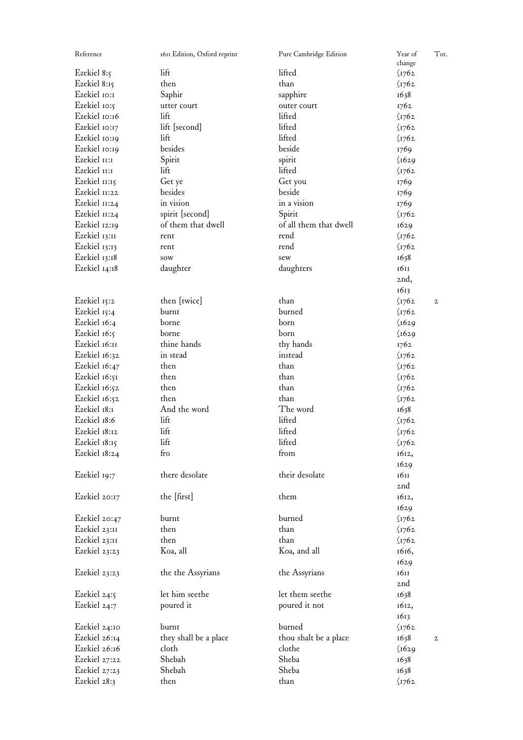| Reference | 1611 Edition, Oxford reprint | Pure Cambridge Edition | Year of change | Tot. |
|---|---|---|---|---|
| Ezekiel 8:5 | lift | lifted | ⟨1762 | |
| Ezekiel 8:15 | then | than | ⟨1762 | |
| Ezekiel 10:1 | Saphir | sapphire | 1638 | |
| Ezekiel 10:5 | utter court | outer court | 1762 | |
| Ezekiel 10:16 | lift | lifted | ⟨1762 | |
| Ezekiel 10:17 | lift [second] | lifted | ⟨1762 | |
| Ezekiel 10:19 | lift | lifted | ⟨1762 | |
| Ezekiel 10:19 | besides | beside | 1769 | |
| Ezekiel 11:1 | Spirit | spirit | ⟨1629 | |
| Ezekiel 11:1 | lift | lifted | ⟨1762 | |
| Ezekiel 11:15 | Get ye | Get you | 1769 | |
| Ezekiel 11:22 | besides | beside | 1769 | |
| Ezekiel 11:24 | in vision | in a vision | 1769 | |
| Ezekiel 11:24 | spirit [second] | Spirit | ⟨1762 | |
| Ezekiel 12:19 | of them that dwell | of all them that dwell | 1629 | |
| Ezekiel 13:11 | rent | rend | ⟨1762 | |
| Ezekiel 13:13 | rent | rend | ⟨1762 | |
| Ezekiel 13:18 | sow | sew | 1638 | |
| Ezekiel 14:18 | daughter | daughters | 1611 2nd, 1613 | |
| Ezekiel 15:2 | then [twice] | than | ⟨1762 | 2 |
| Ezekiel 15:4 | burnt | burned | ⟨1762 | |
| Ezekiel 16:4 | borne | born | ⟨1629 | |
| Ezekiel 16:5 | borne | born | ⟨1629 | |
| Ezekiel 16:11 | thine hands | thy hands | 1762 | |
| Ezekiel 16:32 | in stead | instead | ⟨1762 | |
| Ezekiel 16:47 | then | than | ⟨1762 | |
| Ezekiel 16:51 | then | than | ⟨1762 | |
| Ezekiel 16:52 | then | than | ⟨1762 | |
| Ezekiel 16:52 | then | than | ⟨1762 | |
| Ezekiel 18:1 | And the word | The word | 1638 | |
| Ezekiel 18:6 | lift | lifted | ⟨1762 | |
| Ezekiel 18:12 | lift | lifted | ⟨1762 | |
| Ezekiel 18:15 | lift | lifted | ⟨1762 | |
| Ezekiel 18:24 | fro | from | 1612, 1629 | |
| Ezekiel 19:7 | there desolate | their desolate | 1611 2nd | |
| Ezekiel 20:17 | the [first] | them | 1612, 1629 | |
| Ezekiel 20:47 | burnt | burned | ⟨1762 | |
| Ezekiel 23:11 | then | than | ⟨1762 | |
| Ezekiel 23:11 | then | than | ⟨1762 | |
| Ezekiel 23:23 | Koa, all | Koa, and all | 1616, 1629 | |
| Ezekiel 23:23 | the the Assyrians | the Assyrians | 1611 2nd | |
| Ezekiel 24:5 | let him seethe | let them seethe | 1638 | |
| Ezekiel 24:7 | poured it | poured it not | 1612, 1613 | |
| Ezekiel 24:10 | burnt | burned | ⟨1762 | |
| Ezekiel 26:14 | they shall be a place | thou shalt be a place | 1638 | 2 |
| Ezekiel 26:16 | cloth | clothe | ⟨1629 | |
| Ezekiel 27:22 | Shebah | Sheba | 1638 | |
| Ezekiel 27:23 | Shebah | Sheba | 1638 | |
| Ezekiel 28:3 | then | than | ⟨1762 | |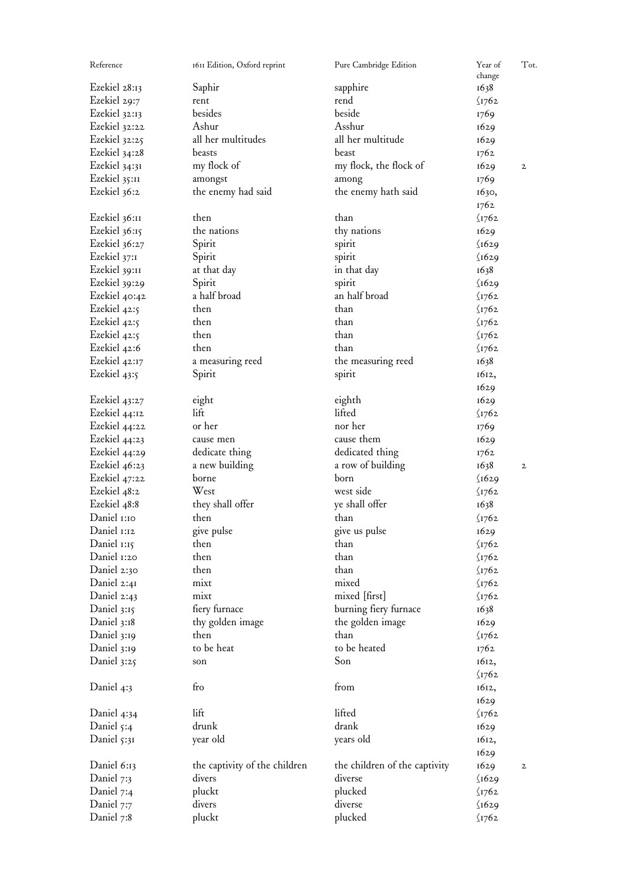| Reference | 1611 Edition, Oxford reprint | Pure Cambridge Edition | Year of change | Tot. |
|---|---|---|---|---|
| Ezekiel 28:13 | Saphir | sapphire | 1638 | |
| Ezekiel 29:7 | rent | rend | ⟨1762 | |
| Ezekiel 32:13 | besides | beside | 1769 | |
| Ezekiel 32:22 | Ashur | Asshur | 1629 | |
| Ezekiel 32:25 | all her multitudes | all her multitude | 1629 | |
| Ezekiel 34:28 | beasts | beast | 1762 | |
| Ezekiel 34:31 | my flock of | my flock, the flock of | 1629 | 2 |
| Ezekiel 35:11 | amongst | among | 1769 | |
| Ezekiel 36:2 | the enemy had said | the enemy hath said | 1630, 1762 | |
| Ezekiel 36:11 | then | than | ⟨1762 | |
| Ezekiel 36:15 | the nations | thy nations | 1629 | |
| Ezekiel 36:27 | Spirit | spirit | ⟨1629 | |
| Ezekiel 37:1 | Spirit | spirit | ⟨1629 | |
| Ezekiel 39:11 | at that day | in that day | 1638 | |
| Ezekiel 39:29 | Spirit | spirit | ⟨1629 | |
| Ezekiel 40:42 | a half broad | an half broad | ⟨1762 | |
| Ezekiel 42:5 | then | than | ⟨1762 | |
| Ezekiel 42:5 | then | than | ⟨1762 | |
| Ezekiel 42:5 | then | than | ⟨1762 | |
| Ezekiel 42:6 | then | than | ⟨1762 | |
| Ezekiel 42:17 | a measuring reed | the measuring reed | 1638 | |
| Ezekiel 43:5 | Spirit | spirit | 1612, 1629 | |
| Ezekiel 43:27 | eight | eighth | 1629 | |
| Ezekiel 44:12 | lift | lifted | ⟨1762 | |
| Ezekiel 44:22 | or her | nor her | 1769 | |
| Ezekiel 44:23 | cause men | cause them | 1629 | |
| Ezekiel 44:29 | dedicate thing | dedicated thing | 1762 | |
| Ezekiel 46:23 | a new building | a row of building | 1638 | 2 |
| Ezekiel 47:22 | borne | born | ⟨1629 | |
| Ezekiel 48:2 | West | west side | ⟨1762 | |
| Ezekiel 48:8 | they shall offer | ye shall offer | 1638 | |
| Daniel 1:10 | then | than | ⟨1762 | |
| Daniel 1:12 | give pulse | give us pulse | 1629 | |
| Daniel 1:15 | then | than | ⟨1762 | |
| Daniel 1:20 | then | than | ⟨1762 | |
| Daniel 2:30 | then | than | ⟨1762 | |
| Daniel 2:41 | mixt | mixed | ⟨1762 | |
| Daniel 2:43 | mixt | mixed [first] | ⟨1762 | |
| Daniel 3:15 | fiery furnace | burning fiery furnace | 1638 | |
| Daniel 3:18 | thy golden image | the golden image | 1629 | |
| Daniel 3:19 | then | than | ⟨1762 | |
| Daniel 3:19 | to be heat | to be heated | 1762 | |
| Daniel 3:25 | son | Son | 1612, ⟨1762 | |
| Daniel 4:3 | fro | from | 1612, 1629 | |
| Daniel 4:34 | lift | lifted | ⟨1762 | |
| Daniel 5:4 | drunk | drank | 1629 | |
| Daniel 5:31 | year old | years old | 1612, 1629 | |
| Daniel 6:13 | the captivity of the children | the children of the captivity | 1629 | 2 |
| Daniel 7:3 | divers | diverse | ⟨1629 | |
| Daniel 7:4 | pluckt | plucked | ⟨1762 | |
| Daniel 7:7 | divers | diverse | ⟨1629 | |
| Daniel 7:8 | pluckt | plucked | ⟨1762 | |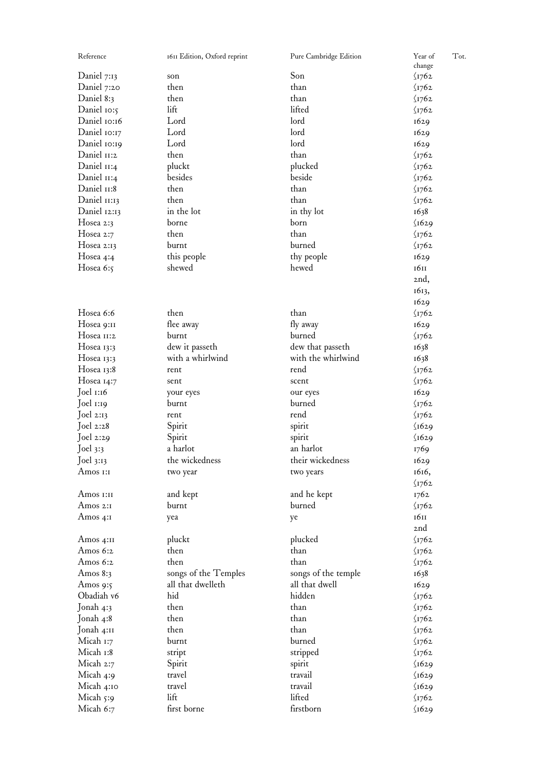| Reference | 1611 Edition, Oxford reprint | Pure Cambridge Edition | Year of change | Tot. |
|---|---|---|---|---|
| Daniel 7:13 | son | Son | ⟨1762 | |
| Daniel 7:20 | then | than | ⟨1762 | |
| Daniel 8:3 | then | than | ⟨1762 | |
| Daniel 10:5 | lift | lifted | ⟨1762 | |
| Daniel 10:16 | Lord | lord | 1629 | |
| Daniel 10:17 | Lord | lord | 1629 | |
| Daniel 10:19 | Lord | lord | 1629 | |
| Daniel 11:2 | then | than | ⟨1762 | |
| Daniel 11:4 | pluckt | plucked | ⟨1762 | |
| Daniel 11:4 | besides | beside | ⟨1762 | |
| Daniel 11:8 | then | than | ⟨1762 | |
| Daniel 11:13 | then | than | ⟨1762 | |
| Daniel 12:13 | in the lot | in thy lot | 1638 | |
| Hosea 2:3 | borne | born | ⟨1629 | |
| Hosea 2:7 | then | than | ⟨1762 | |
| Hosea 2:13 | burnt | burned | ⟨1762 | |
| Hosea 4:4 | this people | thy people | 1629 | |
| Hosea 6:5 | shewed | hewed | 1611 2nd, 1613, 1629 | |
| Hosea 6:6 | then | than | ⟨1762 | |
| Hosea 9:11 | flee away | fly away | 1629 | |
| Hosea 11:2 | burnt | burned | ⟨1762 | |
| Hosea 13:3 | dew it passeth | dew that passeth | 1638 | |
| Hosea 13:3 | with a whirlwind | with the whirlwind | 1638 | |
| Hosea 13:8 | rent | rend | ⟨1762 | |
| Hosea 14:7 | sent | scent | ⟨1762 | |
| Joel 1:16 | your eyes | our eyes | 1629 | |
| Joel 1:19 | burnt | burned | ⟨1762 | |
| Joel 2:13 | rent | rend | ⟨1762 | |
| Joel 2:28 | Spirit | spirit | ⟨1629 | |
| Joel 2:29 | Spirit | spirit | ⟨1629 | |
| Joel 3:3 | a harlot | an harlot | 1769 | |
| Joel 3:13 | the wickedness | their wickedness | 1629 | |
| Amos 1:1 | two year | two years | 1616, ⟨1762 | |
| Amos 1:11 | and kept | and he kept | 1762 | |
| Amos 2:1 | burnt | burned | ⟨1762 | |
| Amos 4:1 | yea | ye | 1611 2nd | |
| Amos 4:11 | pluckt | plucked | ⟨1762 | |
| Amos 6:2 | then | than | ⟨1762 | |
| Amos 6:2 | then | than | ⟨1762 | |
| Amos 8:3 | songs of the Temples | songs of the temple | 1638 | |
| Amos 9:5 | all that dwelleth | all that dwell | 1629 | |
| Obadiah v6 | hid | hidden | ⟨1762 | |
| Jonah 4:3 | then | than | ⟨1762 | |
| Jonah 4:8 | then | than | ⟨1762 | |
| Jonah 4:11 | then | than | ⟨1762 | |
| Micah 1:7 | burnt | burned | ⟨1762 | |
| Micah 1:8 | stript | stripped | ⟨1762 | |
| Micah 2:7 | Spirit | spirit | ⟨1629 | |
| Micah 4:9 | travel | travail | ⟨1629 | |
| Micah 4:10 | travel | travail | ⟨1629 | |
| Micah 5:9 | lift | lifted | ⟨1762 | |
| Micah 6:7 | first borne | firstborn | ⟨1629 | |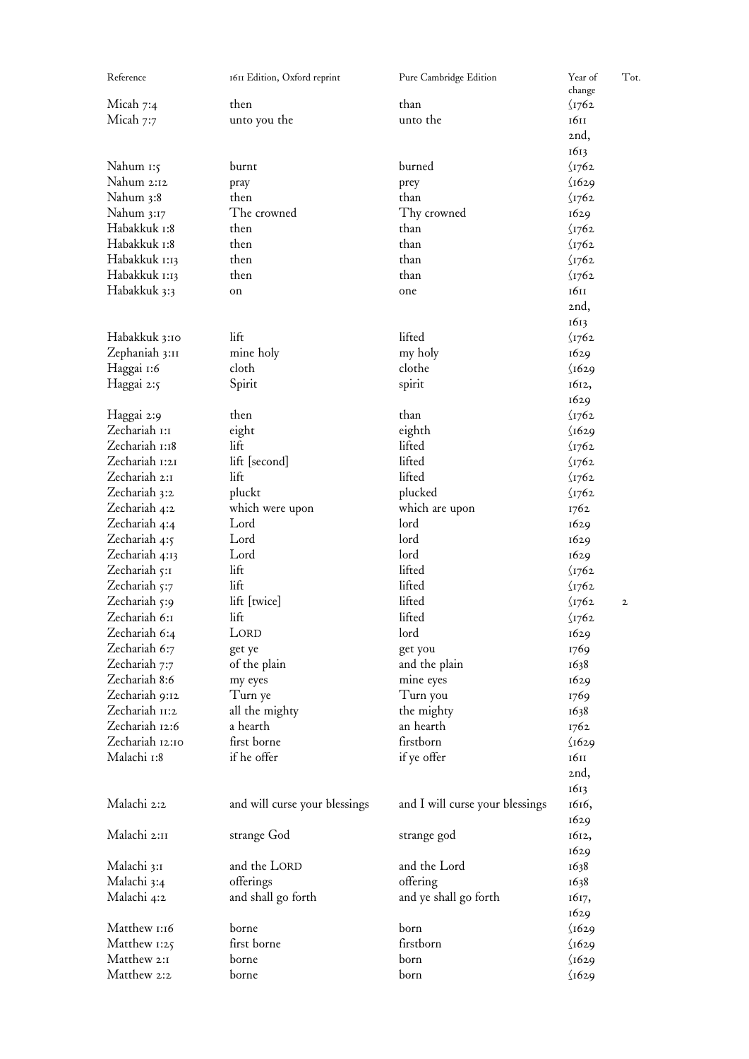| Reference | 1611 Edition, Oxford reprint | Pure Cambridge Edition | Year of change | Tot. |
|---|---|---|---|---|
| Micah 7:4 | then | than | ⟨1762 | |
| Micah 7:7 | unto you the | unto the | 1611 2nd, 1613 | |
| Nahum 1:5 | burnt | burned | ⟨1762 | |
| Nahum 2:12 | pray | prey | ⟨1629 | |
| Nahum 3:8 | then | than | ⟨1762 | |
| Nahum 3:17 | The crowned | Thy crowned | 1629 | |
| Habakkuk 1:8 | then | than | ⟨1762 | |
| Habakkuk 1:8 | then | than | ⟨1762 | |
| Habakkuk 1:13 | then | than | ⟨1762 | |
| Habakkuk 1:13 | then | than | ⟨1762 | |
| Habakkuk 3:3 | on | one | 1611 2nd, 1613 | |
| Habakkuk 3:10 | lift | lifted | ⟨1762 | |
| Zephaniah 3:11 | mine holy | my holy | 1629 | |
| Haggai 1:6 | cloth | clothe | ⟨1629 | |
| Haggai 2:5 | Spirit | spirit | 1612, 1629 | |
| Haggai 2:9 | then | than | ⟨1762 | |
| Zechariah 1:1 | eight | eighth | ⟨1629 | |
| Zechariah 1:18 | lift | lifted | ⟨1762 | |
| Zechariah 1:21 | lift [second] | lifted | ⟨1762 | |
| Zechariah 2:1 | lift | lifted | ⟨1762 | |
| Zechariah 3:2 | pluckt | plucked | ⟨1762 | |
| Zechariah 4:2 | which were upon | which are upon | 1762 | |
| Zechariah 4:4 | Lord | lord | 1629 | |
| Zechariah 4:5 | Lord | lord | 1629 | |
| Zechariah 4:13 | Lord | lord | 1629 | |
| Zechariah 5:1 | lift | lifted | ⟨1762 | |
| Zechariah 5:7 | lift | lifted | ⟨1762 | |
| Zechariah 5:9 | lift [twice] | lifted | ⟨1762 | 2 |
| Zechariah 6:1 | lift | lifted | ⟨1762 | |
| Zechariah 6:4 | LORD | lord | 1629 | |
| Zechariah 6:7 | get ye | get you | 1769 | |
| Zechariah 7:7 | of the plain | and the plain | 1638 | |
| Zechariah 8:6 | my eyes | mine eyes | 1629 | |
| Zechariah 9:12 | Turn ye | Turn you | 1769 | |
| Zechariah 11:2 | all the mighty | the mighty | 1638 | |
| Zechariah 12:6 | a hearth | an hearth | 1762 | |
| Zechariah 12:10 | first borne | firstborn | ⟨1629 | |
| Malachi 1:8 | if he offer | if ye offer | 1611 2nd, 1613 | |
| Malachi 2:2 | and will curse your blessings | and I will curse your blessings | 1616, 1629 | |
| Malachi 2:11 | strange God | strange god | 1612, 1629 | |
| Malachi 3:1 | and the LORD | and the Lord | 1638 | |
| Malachi 3:4 | offerings | offering | 1638 | |
| Malachi 4:2 | and shall go forth | and ye shall go forth | 1617, 1629 | |
| Matthew 1:16 | borne | born | ⟨1629 | |
| Matthew 1:25 | first borne | firstborn | ⟨1629 | |
| Matthew 2:1 | borne | born | ⟨1629 | |
| Matthew 2:2 | borne | born | ⟨1629 | |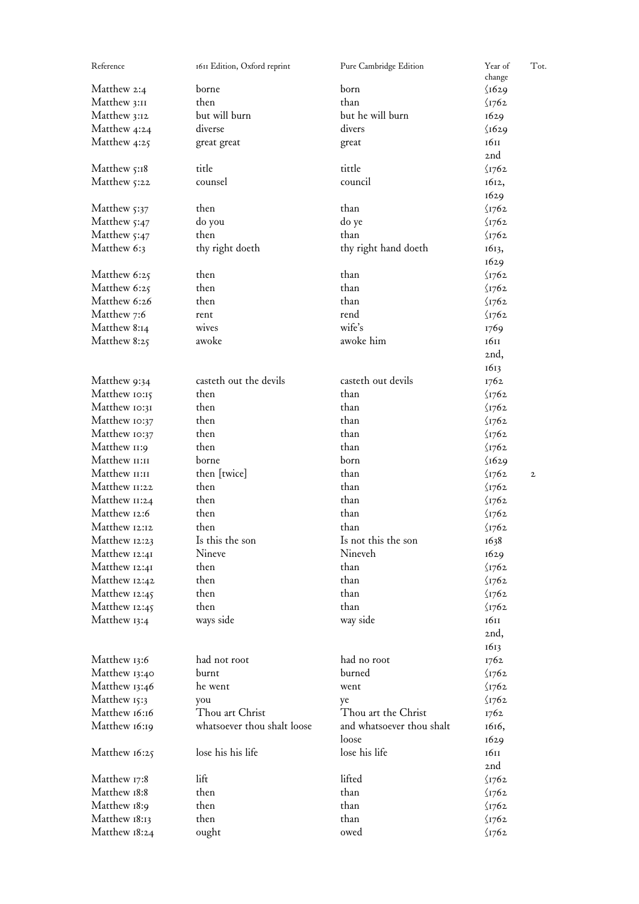| Reference | 1611 Edition, Oxford reprint | Pure Cambridge Edition | Year of change | Tot. |
|---|---|---|---|---|
| Matthew 2:4 | borne | born | ⟨1629 | |
| Matthew 3:11 | then | than | ⟨1762 | |
| Matthew 3:12 | but will burn | but he will burn | 1629 | |
| Matthew 4:24 | diverse | divers | ⟨1629 | |
| Matthew 4:25 | great great | great | 1611 2nd | |
| Matthew 5:18 | title | tittle | ⟨1762 | |
| Matthew 5:22 | counsel | council | 1612, 1629 | |
| Matthew 5:37 | then | than | ⟨1762 | |
| Matthew 5:47 | do you | do ye | ⟨1762 | |
| Matthew 5:47 | then | than | ⟨1762 | |
| Matthew 6:3 | thy right doeth | thy right hand doeth | 1613, 1629 | |
| Matthew 6:25 | then | than | ⟨1762 | |
| Matthew 6:25 | then | than | ⟨1762 | |
| Matthew 6:26 | then | than | ⟨1762 | |
| Matthew 7:6 | rent | rend | ⟨1762 | |
| Matthew 8:14 | wives | wife's | 1769 | |
| Matthew 8:25 | awoke | awoke him | 1611 2nd, 1613 | |
| Matthew 9:34 | casteth out the devils | casteth out devils | 1762 | |
| Matthew 10:15 | then | than | ⟨1762 | |
| Matthew 10:31 | then | than | ⟨1762 | |
| Matthew 10:37 | then | than | ⟨1762 | |
| Matthew 10:37 | then | than | ⟨1762 | |
| Matthew 11:9 | then | than | ⟨1762 | |
| Matthew 11:11 | borne | born | ⟨1629 | |
| Matthew 11:11 | then [twice] | than | ⟨1762 | 2 |
| Matthew 11:22 | then | than | ⟨1762 | |
| Matthew 11:24 | then | than | ⟨1762 | |
| Matthew 12:6 | then | than | ⟨1762 | |
| Matthew 12:12 | then | than | ⟨1762 | |
| Matthew 12:23 | Is this the son | Is not this the son | 1638 | |
| Matthew 12:41 | Nineve | Nineveh | 1629 | |
| Matthew 12:41 | then | than | ⟨1762 | |
| Matthew 12:42 | then | than | ⟨1762 | |
| Matthew 12:45 | then | than | ⟨1762 | |
| Matthew 12:45 | then | than | ⟨1762 | |
| Matthew 13:4 | ways side | way side | 1611 2nd, 1613 | |
| Matthew 13:6 | had not root | had no root | 1762 | |
| Matthew 13:40 | burnt | burned | ⟨1762 | |
| Matthew 13:46 | he went | went | ⟨1762 | |
| Matthew 15:3 | you | ye | ⟨1762 | |
| Matthew 16:16 | Thou art Christ | Thou art the Christ | 1762 | |
| Matthew 16:19 | whatsoever thou shalt loose | and whatsoever thou shalt loose | 1616, 1629 | |
| Matthew 16:25 | lose his his life | lose his life | 1611 2nd | |
| Matthew 17:8 | lift | lifted | ⟨1762 | |
| Matthew 18:8 | then | than | ⟨1762 | |
| Matthew 18:9 | then | than | ⟨1762 | |
| Matthew 18:13 | then | than | ⟨1762 | |
| Matthew 18:24 | ought | owed | ⟨1762 | |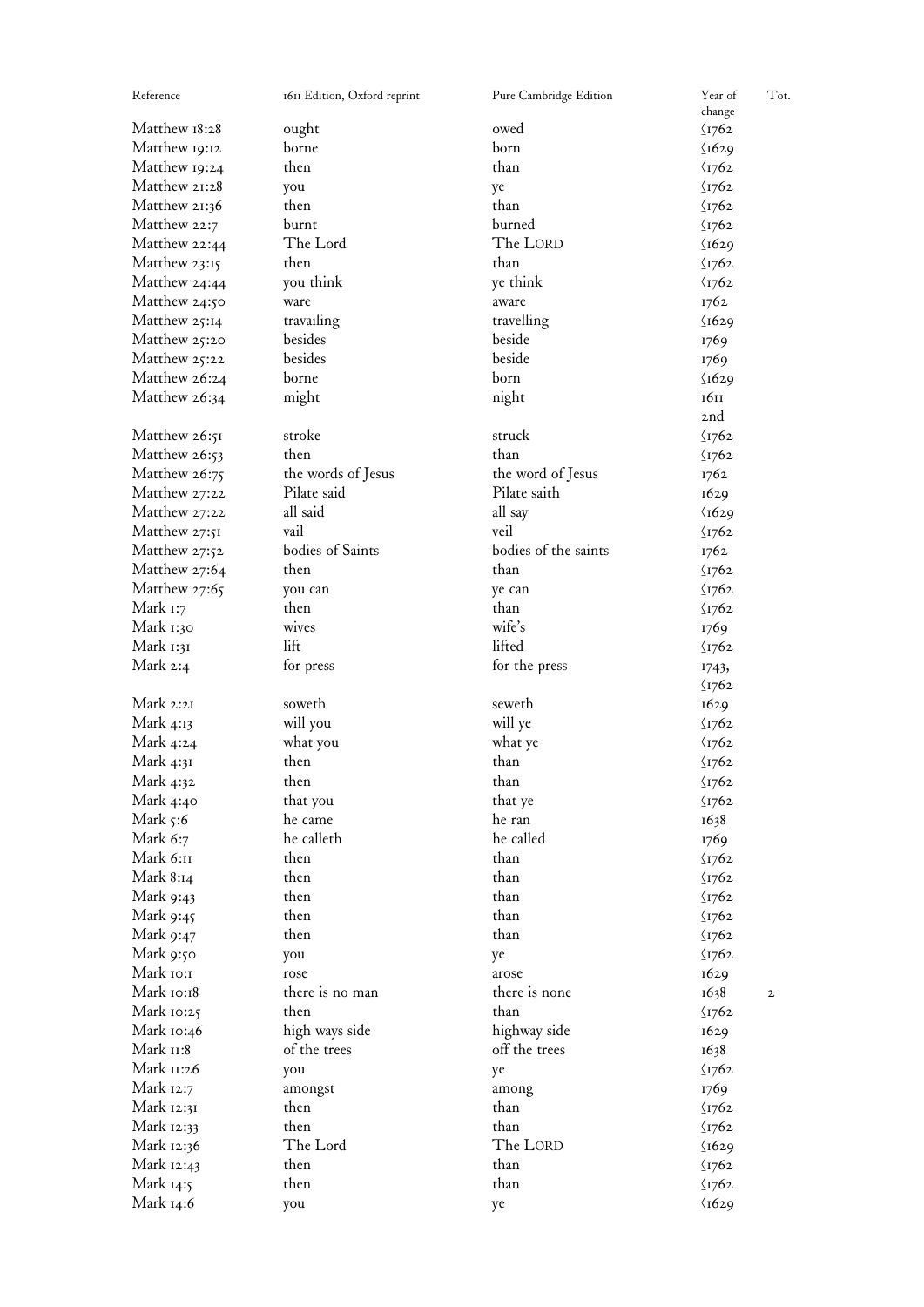| Reference | 1611 Edition, Oxford reprint | Pure Cambridge Edition | Year of change | Tot. |
|---|---|---|---|---|
| Matthew 18:28 | ought | owed | ⟨1762 | |
| Matthew 19:12 | borne | born | ⟨1629 | |
| Matthew 19:24 | then | than | ⟨1762 | |
| Matthew 21:28 | you | ye | ⟨1762 | |
| Matthew 21:36 | then | than | ⟨1762 | |
| Matthew 22:7 | burnt | burned | ⟨1762 | |
| Matthew 22:44 | The Lord | The LORD | ⟨1629 | |
| Matthew 23:15 | then | than | ⟨1762 | |
| Matthew 24:44 | you think | ye think | ⟨1762 | |
| Matthew 24:50 | ware | aware | 1762 | |
| Matthew 25:14 | travailing | travelling | ⟨1629 | |
| Matthew 25:20 | besides | beside | 1769 | |
| Matthew 25:22 | besides | beside | 1769 | |
| Matthew 26:24 | borne | born | ⟨1629 | |
| Matthew 26:34 | might | night | 1611 2nd | |
| Matthew 26:51 | stroke | struck | ⟨1762 | |
| Matthew 26:53 | then | than | ⟨1762 | |
| Matthew 26:75 | the words of Jesus | the word of Jesus | 1762 | |
| Matthew 27:22 | Pilate said | Pilate saith | 1629 | |
| Matthew 27:22 | all said | all say | ⟨1629 | |
| Matthew 27:51 | vail | veil | ⟨1762 | |
| Matthew 27:52 | bodies of Saints | bodies of the saints | 1762 | |
| Matthew 27:64 | then | than | ⟨1762 | |
| Matthew 27:65 | you can | ye can | ⟨1762 | |
| Mark 1:7 | then | than | ⟨1762 | |
| Mark 1:30 | wives | wife's | 1769 | |
| Mark 1:31 | lift | lifted | ⟨1762 | |
| Mark 2:4 | for press | for the press | 1743, ⟨1762 | |
| Mark 2:21 | soweth | seweth | 1629 | |
| Mark 4:13 | will you | will ye | ⟨1762 | |
| Mark 4:24 | what you | what ye | ⟨1762 | |
| Mark 4:31 | then | than | ⟨1762 | |
| Mark 4:32 | then | than | ⟨1762 | |
| Mark 4:40 | that you | that ye | ⟨1762 | |
| Mark 5:6 | he came | he ran | 1638 | |
| Mark 6:7 | he calleth | he called | 1769 | |
| Mark 6:11 | then | than | ⟨1762 | |
| Mark 8:14 | then | than | ⟨1762 | |
| Mark 9:43 | then | than | ⟨1762 | |
| Mark 9:45 | then | than | ⟨1762 | |
| Mark 9:47 | then | than | ⟨1762 | |
| Mark 9:50 | you | ye | ⟨1762 | |
| Mark 10:1 | rose | arose | 1629 | |
| Mark 10:18 | there is no man | there is none | 1638 | 2 |
| Mark 10:25 | then | than | ⟨1762 | |
| Mark 10:46 | high ways side | highway side | 1629 | |
| Mark 11:8 | of the trees | off the trees | 1638 | |
| Mark 11:26 | you | ye | ⟨1762 | |
| Mark 12:7 | amongst | among | 1769 | |
| Mark 12:31 | then | than | ⟨1762 | |
| Mark 12:33 | then | than | ⟨1762 | |
| Mark 12:36 | The Lord | The LORD | ⟨1629 | |
| Mark 12:43 | then | than | ⟨1762 | |
| Mark 14:5 | then | than | ⟨1762 | |
| Mark 14:6 | you | ye | ⟨1629 | |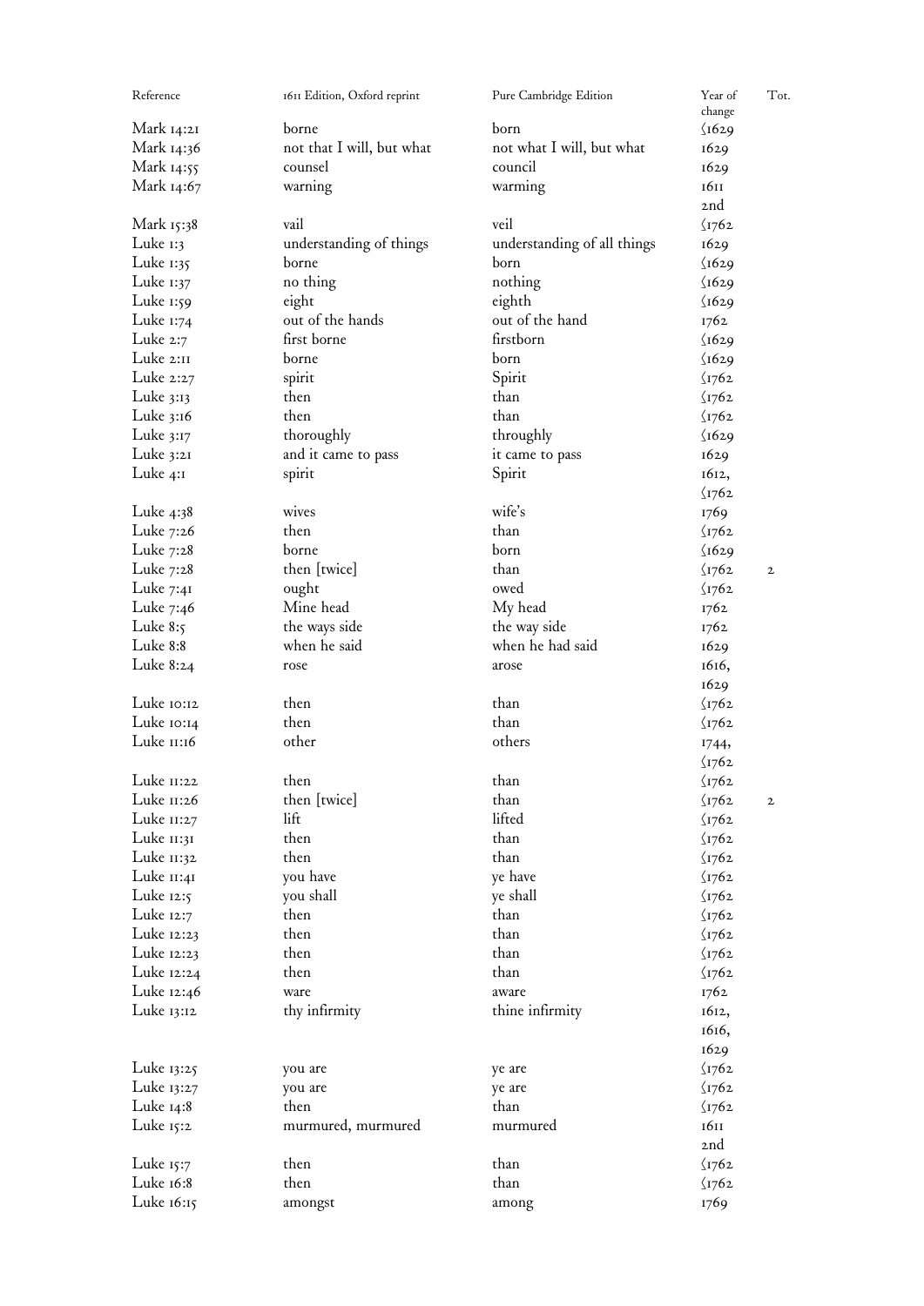| Reference | 1611 Edition, Oxford reprint | Pure Cambridge Edition | Year of change | Tot. |
|---|---|---|---|---|
| Mark 14:21 | borne | born | ⟨1629 | |
| Mark 14:36 | not that I will, but what | not what I will, but what | 1629 | |
| Mark 14:55 | counsel | council | 1629 | |
| Mark 14:67 | warning | warming | 1611 2nd | |
| Mark 15:38 | vail | veil | ⟨1762 | |
| Luke 1:3 | understanding of things | understanding of all things | 1629 | |
| Luke 1:35 | borne | born | ⟨1629 | |
| Luke 1:37 | no thing | nothing | ⟨1629 | |
| Luke 1:59 | eight | eighth | ⟨1629 | |
| Luke 1:74 | out of the hands | out of the hand | 1762 | |
| Luke 2:7 | first borne | firstborn | ⟨1629 | |
| Luke 2:11 | borne | born | ⟨1629 | |
| Luke 2:27 | spirit | Spirit | ⟨1762 | |
| Luke 3:13 | then | than | ⟨1762 | |
| Luke 3:16 | then | than | ⟨1762 | |
| Luke 3:17 | thoroughly | throughly | ⟨1629 | |
| Luke 3:21 | and it came to pass | it came to pass | 1629 | |
| Luke 4:1 | spirit | Spirit | 1612, ⟨1762 | |
| Luke 4:38 | wives | wife's | 1769 | |
| Luke 7:26 | then | than | ⟨1762 | |
| Luke 7:28 | borne | born | ⟨1629 | |
| Luke 7:28 | then [twice] | than | ⟨1762 | 2 |
| Luke 7:41 | ought | owed | ⟨1762 | |
| Luke 7:46 | Mine head | My head | 1762 | |
| Luke 8:5 | the ways side | the way side | 1762 | |
| Luke 8:8 | when he said | when he had said | 1629 | |
| Luke 8:24 | rose | arose | 1616, 1629 | |
| Luke 10:12 | then | than | ⟨1762 | |
| Luke 10:14 | then | than | ⟨1762 | |
| Luke 11:16 | other | others | 1744, ⟨1762 | |
| Luke 11:22 | then | than | ⟨1762 | |
| Luke 11:26 | then [twice] | than | ⟨1762 | 2 |
| Luke 11:27 | lift | lifted | ⟨1762 | |
| Luke 11:31 | then | than | ⟨1762 | |
| Luke 11:32 | then | than | ⟨1762 | |
| Luke 11:41 | you have | ye have | ⟨1762 | |
| Luke 12:5 | you shall | ye shall | ⟨1762 | |
| Luke 12:7 | then | than | ⟨1762 | |
| Luke 12:23 | then | than | ⟨1762 | |
| Luke 12:23 | then | than | ⟨1762 | |
| Luke 12:24 | then | than | ⟨1762 | |
| Luke 12:46 | ware | aware | 1762 | |
| Luke 13:12 | thy infirmity | thine infirmity | 1612, 1616, 1629 | |
| Luke 13:25 | you are | ye are | ⟨1762 | |
| Luke 13:27 | you are | ye are | ⟨1762 | |
| Luke 14:8 | then | than | ⟨1762 | |
| Luke 15:2 | murmured, murmured | murmured | 1611 2nd | |
| Luke 15:7 | then | than | ⟨1762 | |
| Luke 16:8 | then | than | ⟨1762 | |
| Luke 16:15 | amongst | among | 1769 | |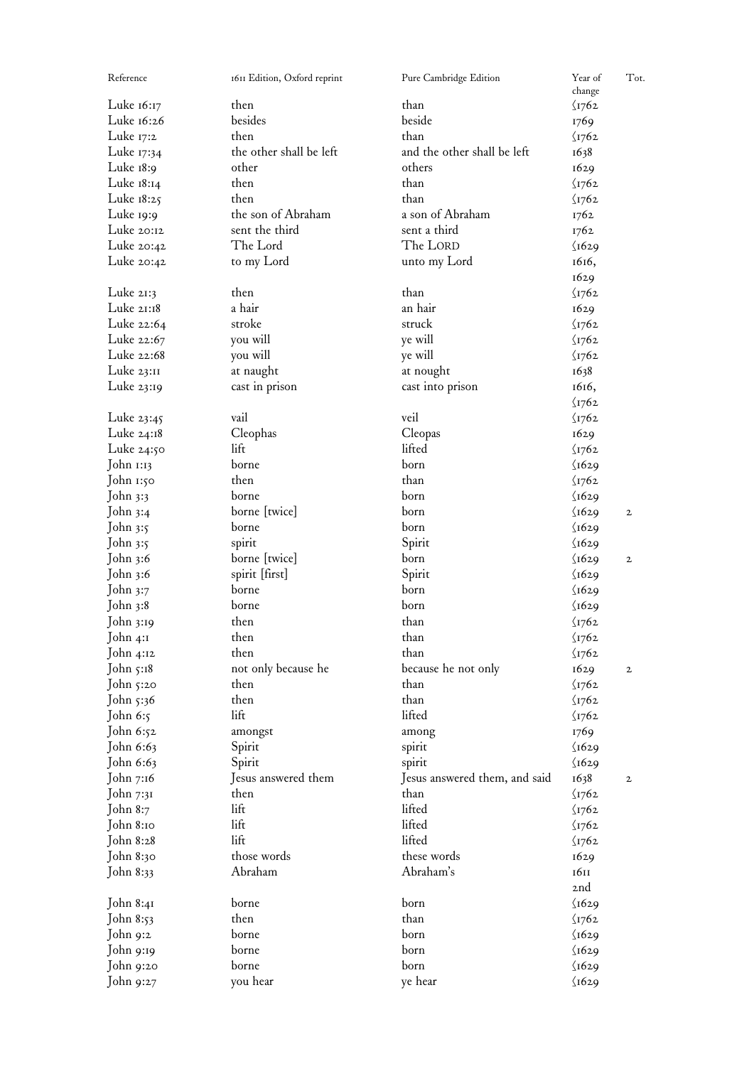| Reference | 1611 Edition, Oxford reprint | Pure Cambridge Edition | Year of change | Tot. |
|---|---|---|---|---|
| Luke 16:17 | then | than | ⟨1762 | |
| Luke 16:26 | besides | beside | 1769 | |
| Luke 17:2 | then | than | ⟨1762 | |
| Luke 17:34 | the other shall be left | and the other shall be left | 1638 | |
| Luke 18:9 | other | others | 1629 | |
| Luke 18:14 | then | than | ⟨1762 | |
| Luke 18:25 | then | than | ⟨1762 | |
| Luke 19:9 | the son of Abraham | a son of Abraham | 1762 | |
| Luke 20:12 | sent the third | sent a third | 1762 | |
| Luke 20:42 | The Lord | The LORD | ⟨1629 | |
| Luke 20:42 | to my Lord | unto my Lord | 1616, 1629 | |
| Luke 21:3 | then | than | ⟨1762 | |
| Luke 21:18 | a hair | an hair | 1629 | |
| Luke 22:64 | stroke | struck | ⟨1762 | |
| Luke 22:67 | you will | ye will | ⟨1762 | |
| Luke 22:68 | you will | ye will | ⟨1762 | |
| Luke 23:11 | at naught | at nought | 1638 | |
| Luke 23:19 | cast in prison | cast into prison | 1616, ⟨1762 | |
| Luke 23:45 | vail | veil | ⟨1762 | |
| Luke 24:18 | Cleophas | Cleopas | 1629 | |
| Luke 24:50 | lift | lifted | ⟨1762 | |
| John 1:13 | borne | born | ⟨1629 | |
| John 1:50 | then | than | ⟨1762 | |
| John 3:3 | borne | born | ⟨1629 | |
| John 3:4 | borne [twice] | born | ⟨1629 | 2 |
| John 3:5 | borne | born | ⟨1629 | |
| John 3:5 | spirit | Spirit | ⟨1629 | |
| John 3:6 | borne [twice] | born | ⟨1629 | 2 |
| John 3:6 | spirit [first] | Spirit | ⟨1629 | |
| John 3:7 | borne | born | ⟨1629 | |
| John 3:8 | borne | born | ⟨1629 | |
| John 3:19 | then | than | ⟨1762 | |
| John 4:1 | then | than | ⟨1762 | |
| John 4:12 | then | than | ⟨1762 | |
| John 5:18 | not only because he | because he not only | 1629 | 2 |
| John 5:20 | then | than | ⟨1762 | |
| John 5:36 | then | than | ⟨1762 | |
| John 6:5 | lift | lifted | ⟨1762 | |
| John 6:52 | amongst | among | 1769 | |
| John 6:63 | Spirit | spirit | ⟨1629 | |
| John 6:63 | Spirit | spirit | ⟨1629 | |
| John 7:16 | Jesus answered them | Jesus answered them, and said | 1638 | 2 |
| John 7:31 | then | than | ⟨1762 | |
| John 8:7 | lift | lifted | ⟨1762 | |
| John 8:10 | lift | lifted | ⟨1762 | |
| John 8:28 | lift | lifted | ⟨1762 | |
| John 8:30 | those words | these words | 1629 | |
| John 8:33 | Abraham | Abraham's | 1611 2nd | |
| John 8:41 | borne | born | ⟨1629 | |
| John 8:53 | then | than | ⟨1762 | |
| John 9:2 | borne | born | ⟨1629 | |
| John 9:19 | borne | born | ⟨1629 | |
| John 9:20 | borne | born | ⟨1629 | |
| John 9:27 | you hear | ye hear | ⟨1629 | |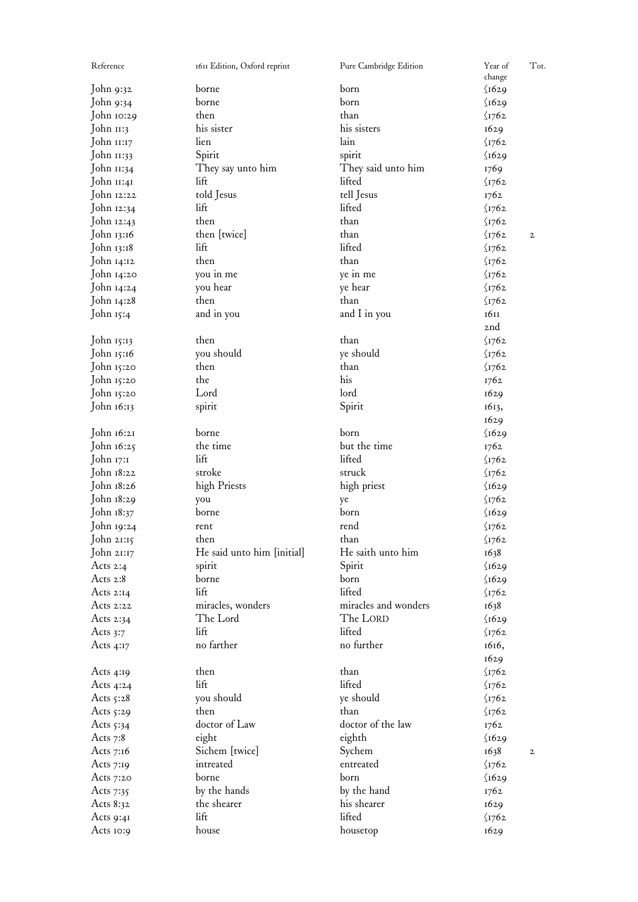| Reference | 1611 Edition, Oxford reprint | Pure Cambridge Edition | Year of change | Tot. |
|---|---|---|---|---|
| John 9:32 | borne | born | ⟨1629 | |
| John 9:34 | borne | born | ⟨1629 | |
| John 10:29 | then | than | ⟨1762 | |
| John 11:3 | his sister | his sisters | 1629 | |
| John 11:17 | lien | lain | ⟨1762 | |
| John 11:33 | Spirit | spirit | ⟨1629 | |
| John 11:34 | They say unto him | They said unto him | 1769 | |
| John 11:41 | lift | lifted | ⟨1762 | |
| John 12:22 | told Jesus | tell Jesus | 1762 | |
| John 12:34 | lift | lifted | ⟨1762 | |
| John 12:43 | then | than | ⟨1762 | |
| John 13:16 | then [twice] | than | ⟨1762 | 2 |
| John 13:18 | lift | lifted | ⟨1762 | |
| John 14:12 | then | than | ⟨1762 | |
| John 14:20 | you in me | ye in me | ⟨1762 | |
| John 14:24 | you hear | ye hear | ⟨1762 | |
| John 14:28 | then | than | ⟨1762 | |
| John 15:4 | and in you | and I in you | 1611 2nd | |
| John 15:13 | then | than | ⟨1762 | |
| John 15:16 | you should | ye should | ⟨1762 | |
| John 15:20 | then | than | ⟨1762 | |
| John 15:20 | the | his | 1762 | |
| John 15:20 | Lord | lord | 1629 | |
| John 16:13 | spirit | Spirit | 1613, 1629 | |
| John 16:21 | borne | born | ⟨1629 | |
| John 16:25 | the time | but the time | 1762 | |
| John 17:1 | lift | lifted | ⟨1762 | |
| John 18:22 | stroke | struck | ⟨1762 | |
| John 18:26 | high Priests | high priest | ⟨1629 | |
| John 18:29 | you | ye | ⟨1762 | |
| John 18:37 | borne | born | ⟨1629 | |
| John 19:24 | rent | rend | ⟨1762 | |
| John 21:15 | then | than | ⟨1762 | |
| John 21:17 | He said unto him [initial] | He saith unto him | 1638 | |
| Acts 2:4 | spirit | Spirit | ⟨1629 | |
| Acts 2:8 | borne | born | ⟨1629 | |
| Acts 2:14 | lift | lifted | ⟨1762 | |
| Acts 2:22 | miracles, wonders | miracles and wonders | 1638 | |
| Acts 2:34 | The Lord | The LORD | ⟨1629 | |
| Acts 3:7 | lift | lifted | ⟨1762 | |
| Acts 4:17 | no farther | no further | 1616, 1629 | |
| Acts 4:19 | then | than | ⟨1762 | |
| Acts 4:24 | lift | lifted | ⟨1762 | |
| Acts 5:28 | you should | ye should | ⟨1762 | |
| Acts 5:29 | then | than | ⟨1762 | |
| Acts 5:34 | doctor of Law | doctor of the law | 1762 | |
| Acts 7:8 | eight | eighth | ⟨1629 | |
| Acts 7:16 | Sichem [twice] | Sychem | 1638 | 2 |
| Acts 7:19 | intreated | entreated | ⟨1762 | |
| Acts 7:20 | borne | born | ⟨1629 | |
| Acts 7:35 | by the hands | by the hand | 1762 | |
| Acts 8:32 | the shearer | his shearer | 1629 | |
| Acts 9:41 | lift | lifted | ⟨1762 | |
| Acts 10:9 | house | housetop | 1629 | |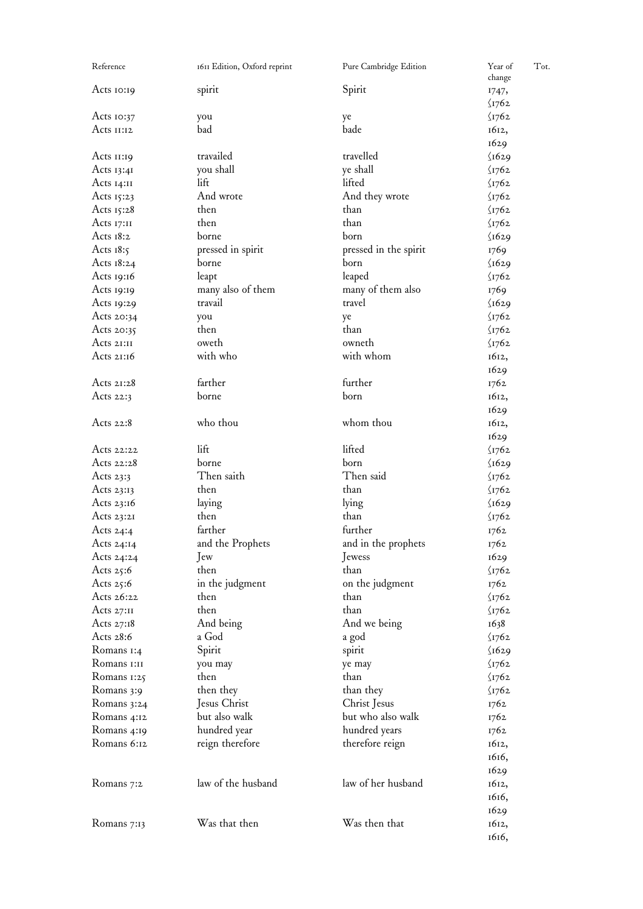| Reference | 1611 Edition, Oxford reprint | Pure Cambridge Edition | Year of change | Tot. |
|---|---|---|---|---|
| Acts 10:19 | spirit | Spirit | 1747, ⟨1762 | |
| Acts 10:37 | you | ye | ⟨1762 | |
| Acts 11:12 | bad | bade | 1612, 1629 | |
| Acts 11:19 | travailed | travelled | ⟨1629 | |
| Acts 13:41 | you shall | ye shall | ⟨1762 | |
| Acts 14:11 | lift | lifted | ⟨1762 | |
| Acts 15:23 | And wrote | And they wrote | ⟨1762 | |
| Acts 15:28 | then | than | ⟨1762 | |
| Acts 17:11 | then | than | ⟨1762 | |
| Acts 18:2 | borne | born | ⟨1629 | |
| Acts 18:5 | pressed in spirit | pressed in the spirit | 1769 | |
| Acts 18:24 | borne | born | ⟨1629 | |
| Acts 19:16 | leapt | leaped | ⟨1762 | |
| Acts 19:19 | many also of them | many of them also | 1769 | |
| Acts 19:29 | travail | travel | ⟨1629 | |
| Acts 20:34 | you | ye | ⟨1762 | |
| Acts 20:35 | then | than | ⟨1762 | |
| Acts 21:11 | oweth | owneth | ⟨1762 | |
| Acts 21:16 | with who | with whom | 1612, 1629 | |
| Acts 21:28 | farther | further | 1762 | |
| Acts 22:3 | borne | born | 1612, 1629 | |
| Acts 22:8 | who thou | whom thou | 1612, 1629 | |
| Acts 22:22 | lift | lifted | ⟨1762 | |
| Acts 22:28 | borne | born | ⟨1629 | |
| Acts 23:3 | Then saith | Then said | ⟨1762 | |
| Acts 23:13 | then | than | ⟨1762 | |
| Acts 23:16 | laying | lying | ⟨1629 | |
| Acts 23:21 | then | than | ⟨1762 | |
| Acts 24:4 | farther | further | 1762 | |
| Acts 24:14 | and the Prophets | and in the prophets | 1762 | |
| Acts 24:24 | Jew | Jewess | 1629 | |
| Acts 25:6 | then | than | ⟨1762 | |
| Acts 25:6 | in the judgment | on the judgment | 1762 | |
| Acts 26:22 | then | than | ⟨1762 | |
| Acts 27:11 | then | than | ⟨1762 | |
| Acts 27:18 | And being | And we being | 1638 | |
| Acts 28:6 | a God | a god | ⟨1762 | |
| Romans 1:4 | Spirit | spirit | ⟨1629 | |
| Romans 1:11 | you may | ye may | ⟨1762 | |
| Romans 1:25 | then | than | ⟨1762 | |
| Romans 3:9 | then they | than they | ⟨1762 | |
| Romans 3:24 | Jesus Christ | Christ Jesus | 1762 | |
| Romans 4:12 | but also walk | but who also walk | 1762 | |
| Romans 4:19 | hundred year | hundred years | 1762 | |
| Romans 6:12 | reign therefore | therefore reign | 1612, 1616, 1629 | |
| Romans 7:2 | law of the husband | law of her husband | 1612, 1616, 1629 | |
| Romans 7:13 | Was that then | Was then that | 1612, 1616, | |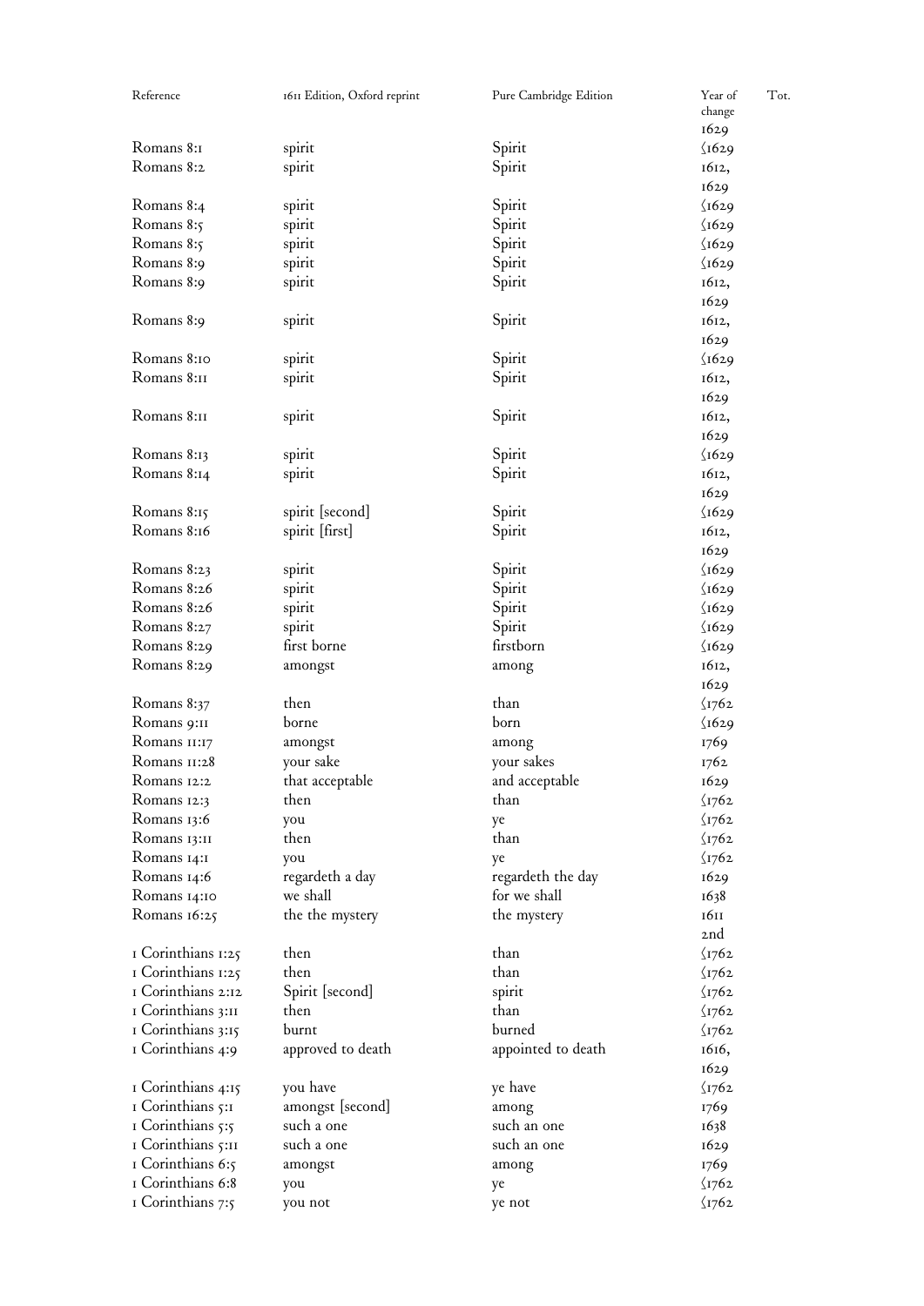| Reference | 1611 Edition, Oxford reprint | Pure Cambridge Edition | Year of change | Tot. |
|---|---|---|---|---|
| | | | 1629 | |
| Romans 8:1 | spirit | Spirit | ⟨1629 | |
| Romans 8:2 | spirit | Spirit | 1612, 1629 | |
| Romans 8:4 | spirit | Spirit | ⟨1629 | |
| Romans 8:5 | spirit | Spirit | ⟨1629 | |
| Romans 8:5 | spirit | Spirit | ⟨1629 | |
| Romans 8:9 | spirit | Spirit | ⟨1629 | |
| Romans 8:9 | spirit | Spirit | 1612, 1629 | |
| Romans 8:9 | spirit | Spirit | 1612, 1629 | |
| Romans 8:10 | spirit | Spirit | ⟨1629 | |
| Romans 8:11 | spirit | Spirit | 1612, 1629 | |
| Romans 8:11 | spirit | Spirit | 1612, 1629 | |
| Romans 8:13 | spirit | Spirit | ⟨1629 | |
| Romans 8:14 | spirit | Spirit | 1612, 1629 | |
| Romans 8:15 | spirit [second] | Spirit | ⟨1629 | |
| Romans 8:16 | spirit [first] | Spirit | 1612, 1629 | |
| Romans 8:23 | spirit | Spirit | ⟨1629 | |
| Romans 8:26 | spirit | Spirit | ⟨1629 | |
| Romans 8:26 | spirit | Spirit | ⟨1629 | |
| Romans 8:27 | spirit | Spirit | ⟨1629 | |
| Romans 8:29 | first borne | firstborn | ⟨1629 | |
| Romans 8:29 | amongst | among | 1612, 1629 | |
| Romans 8:37 | then | than | ⟨1762 | |
| Romans 9:11 | borne | born | ⟨1629 | |
| Romans 11:17 | amongst | among | 1769 | |
| Romans 11:28 | your sake | your sakes | 1762 | |
| Romans 12:2 | that acceptable | and acceptable | 1629 | |
| Romans 12:3 | then | than | ⟨1762 | |
| Romans 13:6 | you | ye | ⟨1762 | |
| Romans 13:11 | then | than | ⟨1762 | |
| Romans 14:1 | you | ye | ⟨1762 | |
| Romans 14:6 | regardeth a day | regardeth the day | 1629 | |
| Romans 14:10 | we shall | for we shall | 1638 | |
| Romans 16:25 | the the mystery | the mystery | 1611 2nd | |
| 1 Corinthians 1:25 | then | than | ⟨1762 | |
| 1 Corinthians 1:25 | then | than | ⟨1762 | |
| 1 Corinthians 2:12 | Spirit [second] | spirit | ⟨1762 | |
| 1 Corinthians 3:11 | then | than | ⟨1762 | |
| 1 Corinthians 3:15 | burnt | burned | ⟨1762 | |
| 1 Corinthians 4:9 | approved to death | appointed to death | 1616, 1629 | |
| 1 Corinthians 4:15 | you have | ye have | ⟨1762 | |
| 1 Corinthians 5:1 | amongst [second] | among | 1769 | |
| 1 Corinthians 5:5 | such a one | such an one | 1638 | |
| 1 Corinthians 5:11 | such a one | such an one | 1629 | |
| 1 Corinthians 6:5 | amongst | among | 1769 | |
| 1 Corinthians 6:8 | you | ye | ⟨1762 | |
| 1 Corinthians 7:5 | you not | ye not | ⟨1762 | |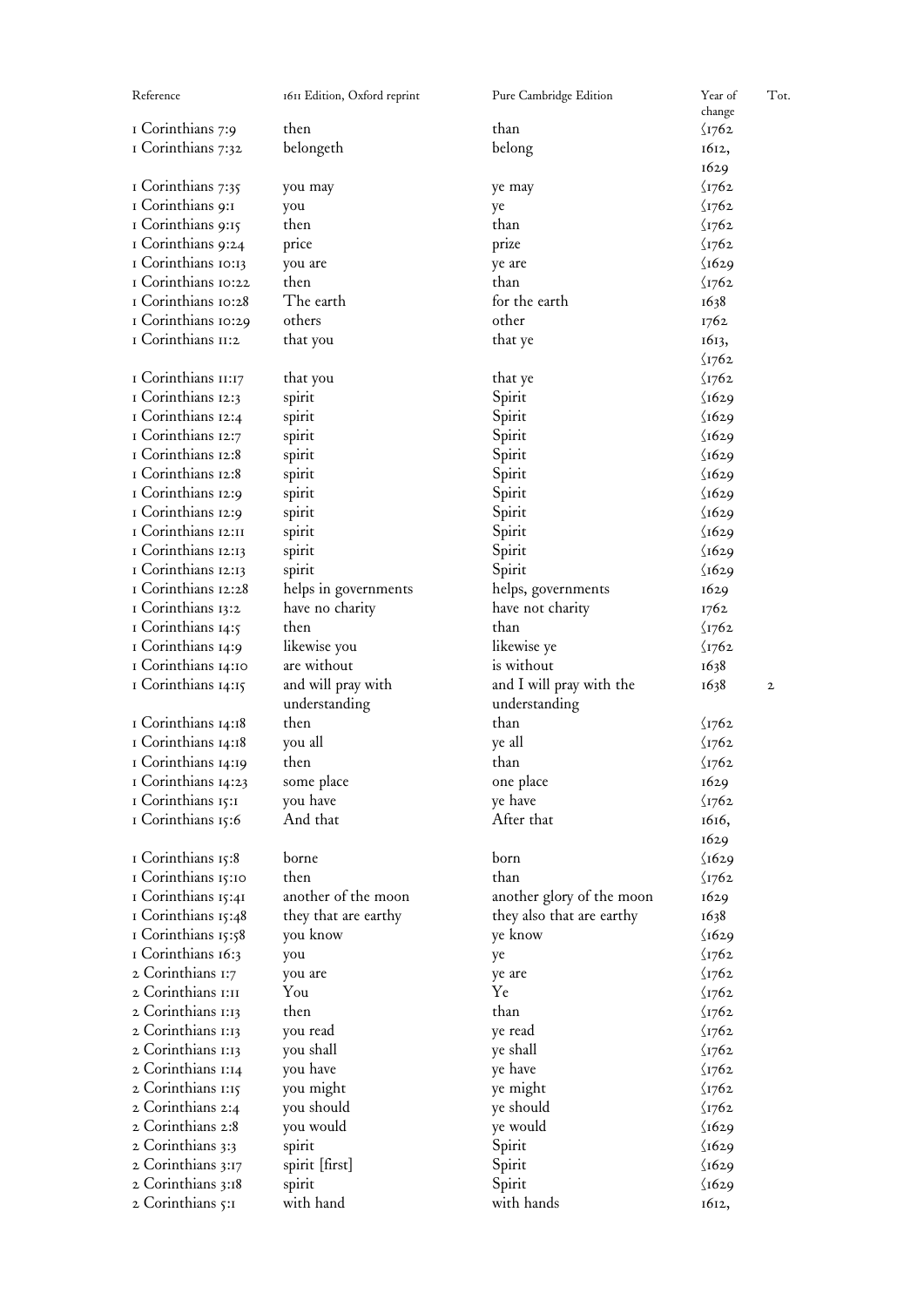| Reference | 1611 Edition, Oxford reprint | Pure Cambridge Edition | Year of change | Tot. |
|---|---|---|---|---|
| 1 Corinthians 7:9 | then | than | ⟨1762 | |
| 1 Corinthians 7:32 | belongeth | belong | 1612, 1629 | |
| 1 Corinthians 7:35 | you may | ye may | ⟨1762 | |
| 1 Corinthians 9:1 | you | ye | ⟨1762 | |
| 1 Corinthians 9:15 | then | than | ⟨1762 | |
| 1 Corinthians 9:24 | price | prize | ⟨1762 | |
| 1 Corinthians 10:13 | you are | ye are | ⟨1629 | |
| 1 Corinthians 10:22 | then | than | ⟨1762 | |
| 1 Corinthians 10:28 | The earth | for the earth | 1638 | |
| 1 Corinthians 10:29 | others | other | 1762 | |
| 1 Corinthians 11:2 | that you | that ye | 1613, ⟨1762 | |
| 1 Corinthians 11:17 | that you | that ye | ⟨1762 | |
| 1 Corinthians 12:3 | spirit | Spirit | ⟨1629 | |
| 1 Corinthians 12:4 | spirit | Spirit | ⟨1629 | |
| 1 Corinthians 12:7 | spirit | Spirit | ⟨1629 | |
| 1 Corinthians 12:8 | spirit | Spirit | ⟨1629 | |
| 1 Corinthians 12:8 | spirit | Spirit | ⟨1629 | |
| 1 Corinthians 12:9 | spirit | Spirit | ⟨1629 | |
| 1 Corinthians 12:9 | spirit | Spirit | ⟨1629 | |
| 1 Corinthians 12:11 | spirit | Spirit | ⟨1629 | |
| 1 Corinthians 12:13 | spirit | Spirit | ⟨1629 | |
| 1 Corinthians 12:13 | spirit | Spirit | ⟨1629 | |
| 1 Corinthians 12:28 | helps in governments | helps, governments | 1629 | |
| 1 Corinthians 13:2 | have no charity | have not charity | 1762 | |
| 1 Corinthians 14:5 | then | than | ⟨1762 | |
| 1 Corinthians 14:9 | likewise you | likewise ye | ⟨1762 | |
| 1 Corinthians 14:10 | are without | is without | 1638 | |
| 1 Corinthians 14:15 | and will pray with understanding | and I will pray with the understanding | 1638 | 2 |
| 1 Corinthians 14:18 | then | than | ⟨1762 | |
| 1 Corinthians 14:18 | you all | ye all | ⟨1762 | |
| 1 Corinthians 14:19 | then | than | ⟨1762 | |
| 1 Corinthians 14:23 | some place | one place | 1629 | |
| 1 Corinthians 15:1 | you have | ye have | ⟨1762 | |
| 1 Corinthians 15:6 | And that | After that | 1616, 1629 | |
| 1 Corinthians 15:8 | borne | born | ⟨1629 | |
| 1 Corinthians 15:10 | then | than | ⟨1762 | |
| 1 Corinthians 15:41 | another of the moon | another glory of the moon | 1629 | |
| 1 Corinthians 15:48 | they that are earthy | they also that are earthy | 1638 | |
| 1 Corinthians 15:58 | you know | ye know | ⟨1629 | |
| 1 Corinthians 16:3 | you | ye | ⟨1762 | |
| 2 Corinthians 1:7 | you are | ye are | ⟨1762 | |
| 2 Corinthians 1:11 | You | Ye | ⟨1762 | |
| 2 Corinthians 1:13 | then | than | ⟨1762 | |
| 2 Corinthians 1:13 | you read | ye read | ⟨1762 | |
| 2 Corinthians 1:13 | you shall | ye shall | ⟨1762 | |
| 2 Corinthians 1:14 | you have | ye have | ⟨1762 | |
| 2 Corinthians 1:15 | you might | ye might | ⟨1762 | |
| 2 Corinthians 2:4 | you should | ye should | ⟨1762 | |
| 2 Corinthians 2:8 | you would | ye would | ⟨1629 | |
| 2 Corinthians 3:3 | spirit | Spirit | ⟨1629 | |
| 2 Corinthians 3:17 | spirit [first] | Spirit | ⟨1629 | |
| 2 Corinthians 3:18 | spirit | Spirit | ⟨1629 | |
| 2 Corinthians 5:1 | with hand | with hands | 1612, | |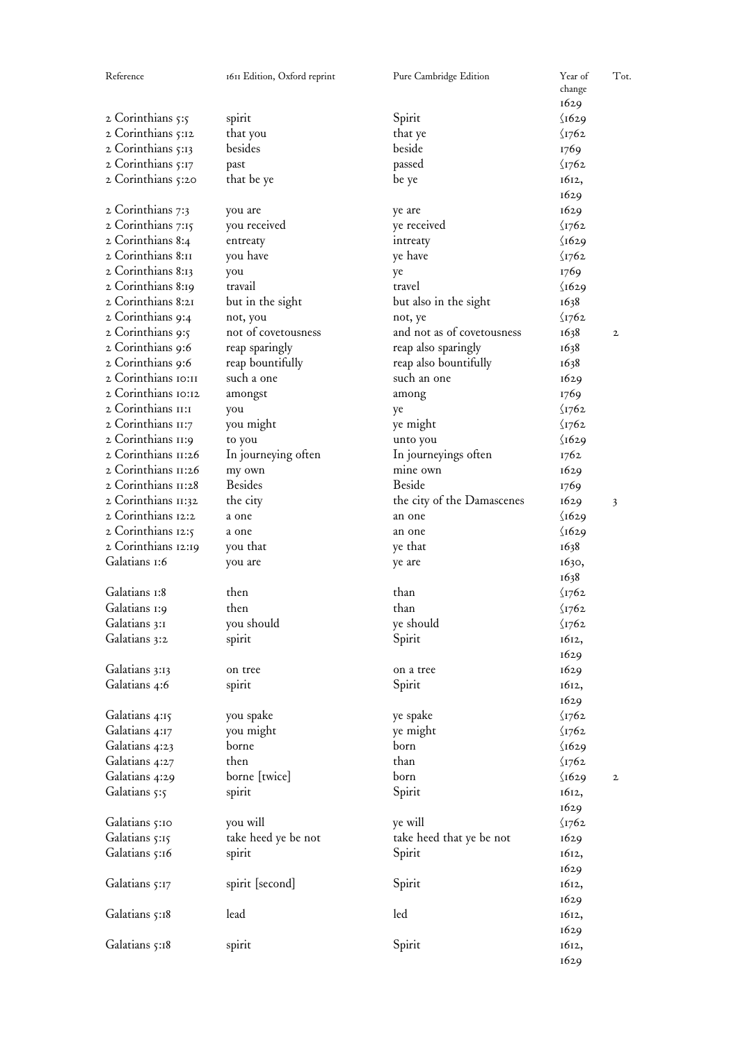| Reference | 1611 Edition, Oxford reprint | Pure Cambridge Edition | Year of change 1629 | Tot. |
|---|---|---|---|---|
| 2 Corinthians 5:5 | spirit | Spirit | ‹1629 | |
| 2 Corinthians 5:12 | that you | that ye | ‹1762 | |
| 2 Corinthians 5:13 | besides | beside | 1769 | |
| 2 Corinthians 5:17 | past | passed | ‹1762 | |
| 2 Corinthians 5:20 | that be ye | be ye | 1612, 1629 | |
| 2 Corinthians 7:3 | you are | ye are | 1629 | |
| 2 Corinthians 7:15 | you received | ye received | ‹1762 | |
| 2 Corinthians 8:4 | entreaty | intreaty | ‹1629 | |
| 2 Corinthians 8:11 | you have | ye have | ‹1762 | |
| 2 Corinthians 8:13 | you | ye | 1769 | |
| 2 Corinthians 8:19 | travail | travel | ‹1629 | |
| 2 Corinthians 8:21 | but in the sight | but also in the sight | 1638 | |
| 2 Corinthians 9:4 | not, you | not, ye | ‹1762 | |
| 2 Corinthians 9:5 | not of covetousness | and not as of covetousness | 1638 | 2 |
| 2 Corinthians 9:6 | reap sparingly | reap also sparingly | 1638 | |
| 2 Corinthians 9:6 | reap bountifully | reap also bountifully | 1638 | |
| 2 Corinthians 10:11 | such a one | such an one | 1629 | |
| 2 Corinthians 10:12 | amongst | among | 1769 | |
| 2 Corinthians 11:1 | you | ye | ‹1762 | |
| 2 Corinthians 11:7 | you might | ye might | ‹1762 | |
| 2 Corinthians 11:9 | to you | unto you | ‹1629 | |
| 2 Corinthians 11:26 | In journeying often | In journeyings often | 1762 | |
| 2 Corinthians 11:26 | my own | mine own | 1629 | |
| 2 Corinthians 11:28 | Besides | Beside | 1769 | |
| 2 Corinthians 11:32 | the city | the city of the Damascenes | 1629 | 3 |
| 2 Corinthians 12:2 | a one | an one | ‹1629 | |
| 2 Corinthians 12:5 | a one | an one | ‹1629 | |
| 2 Corinthians 12:19 | you that | ye that | 1638 | |
| Galatians 1:6 | you are | ye are | 1630, 1638 | |
| Galatians 1:8 | then | than | ‹1762 | |
| Galatians 1:9 | then | than | ‹1762 | |
| Galatians 3:1 | you should | ye should | ‹1762 | |
| Galatians 3:2 | spirit | Spirit | 1612, 1629 | |
| Galatians 3:13 | on tree | on a tree | 1629 | |
| Galatians 4:6 | spirit | Spirit | 1612, 1629 | |
| Galatians 4:15 | you spake | ye spake | ‹1762 | |
| Galatians 4:17 | you might | ye might | ‹1762 | |
| Galatians 4:23 | borne | born | ‹1629 | |
| Galatians 4:27 | then | than | ‹1762 | |
| Galatians 4:29 | borne [twice] | born | ‹1629 | 2 |
| Galatians 5:5 | spirit | Spirit | 1612, 1629 | |
| Galatians 5:10 | you will | ye will | ‹1762 | |
| Galatians 5:15 | take heed ye be not | take heed that ye be not | 1629 | |
| Galatians 5:16 | spirit | Spirit | 1612, 1629 | |
| Galatians 5:17 | spirit [second] | Spirit | 1612, 1629 | |
| Galatians 5:18 | lead | led | 1612, 1629 | |
| Galatians 5:18 | spirit | Spirit | 1612, 1629 | |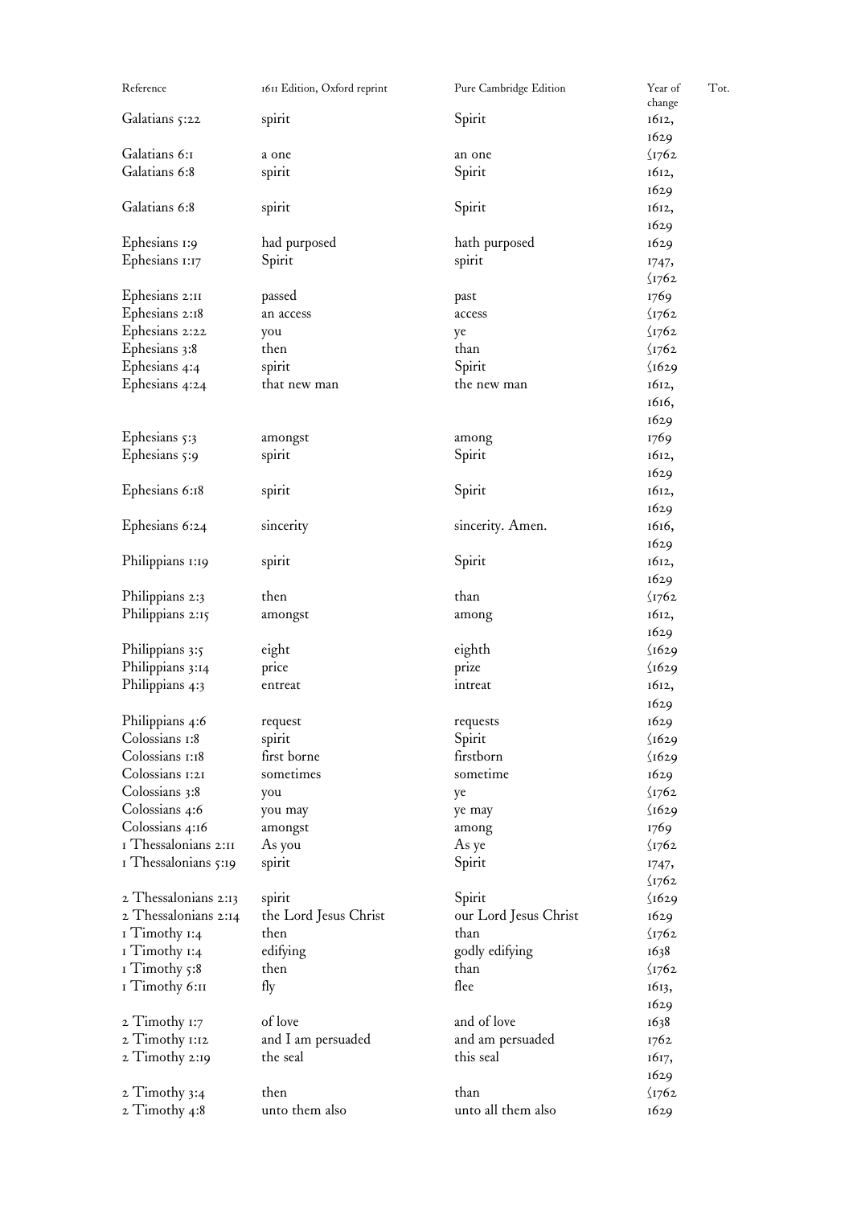| Reference | 1611 Edition, Oxford reprint | Pure Cambridge Edition | Year of change | Tot. |
|---|---|---|---|---|
| Galatians 5:22 | spirit | Spirit | 1612, 1629 | |
| Galatians 6:1 | a one | an one | ⟨1762 | |
| Galatians 6:8 | spirit | Spirit | 1612, 1629 | |
| Galatians 6:8 | spirit | Spirit | 1612, 1629 | |
| Ephesians 1:9 | had purposed | hath purposed | 1629 | |
| Ephesians 1:17 | Spirit | spirit | 1747, ⟨1762 | |
| Ephesians 2:11 | passed | past | 1769 | |
| Ephesians 2:18 | an access | access | ⟨1762 | |
| Ephesians 2:22 | you | ye | ⟨1762 | |
| Ephesians 3:8 | then | than | ⟨1762 | |
| Ephesians 4:4 | spirit | Spirit | ⟨1629 | |
| Ephesians 4:24 | that new man | the new man | 1612, 1616, 1629 | |
| Ephesians 5:3 | amongst | among | 1769 | |
| Ephesians 5:9 | spirit | Spirit | 1612, 1629 | |
| Ephesians 6:18 | spirit | Spirit | 1612, 1629 | |
| Ephesians 6:24 | sincerity | sincerity. Amen. | 1616, 1629 | |
| Philippians 1:19 | spirit | Spirit | 1612, 1629 | |
| Philippians 2:3 | then | than | ⟨1762 | |
| Philippians 2:15 | amongst | among | 1612, 1629 | |
| Philippians 3:5 | eight | eighth | ⟨1629 | |
| Philippians 3:14 | price | prize | ⟨1629 | |
| Philippians 4:3 | entreat | intreat | 1612, 1629 | |
| Philippians 4:6 | request | requests | 1629 | |
| Colossians 1:8 | spirit | Spirit | ⟨1629 | |
| Colossians 1:18 | first borne | firstborn | ⟨1629 | |
| Colossians 1:21 | sometimes | sometime | 1629 | |
| Colossians 3:8 | you | ye | ⟨1762 | |
| Colossians 4:6 | you may | ye may | ⟨1629 | |
| Colossians 4:16 | amongst | among | 1769 | |
| 1 Thessalonians 2:11 | As you | As ye | ⟨1762 | |
| 1 Thessalonians 5:19 | spirit | Spirit | 1747, ⟨1762 | |
| 2 Thessalonians 2:13 | spirit | Spirit | ⟨1629 | |
| 2 Thessalonians 2:14 | the Lord Jesus Christ | our Lord Jesus Christ | 1629 | |
| 1 Timothy 1:4 | then | than | ⟨1762 | |
| 1 Timothy 1:4 | edifying | godly edifying | 1638 | |
| 1 Timothy 5:8 | then | than | ⟨1762 | |
| 1 Timothy 6:11 | fly | flee | 1613, 1629 | |
| 2 Timothy 1:7 | of love | and of love | 1638 | |
| 2 Timothy 1:12 | and I am persuaded | and am persuaded | 1762 | |
| 2 Timothy 2:19 | the seal | this seal | 1617, 1629 | |
| 2 Timothy 3:4 | then | than | ⟨1762 | |
| 2 Timothy 4:8 | unto them also | unto all them also | 1629 | |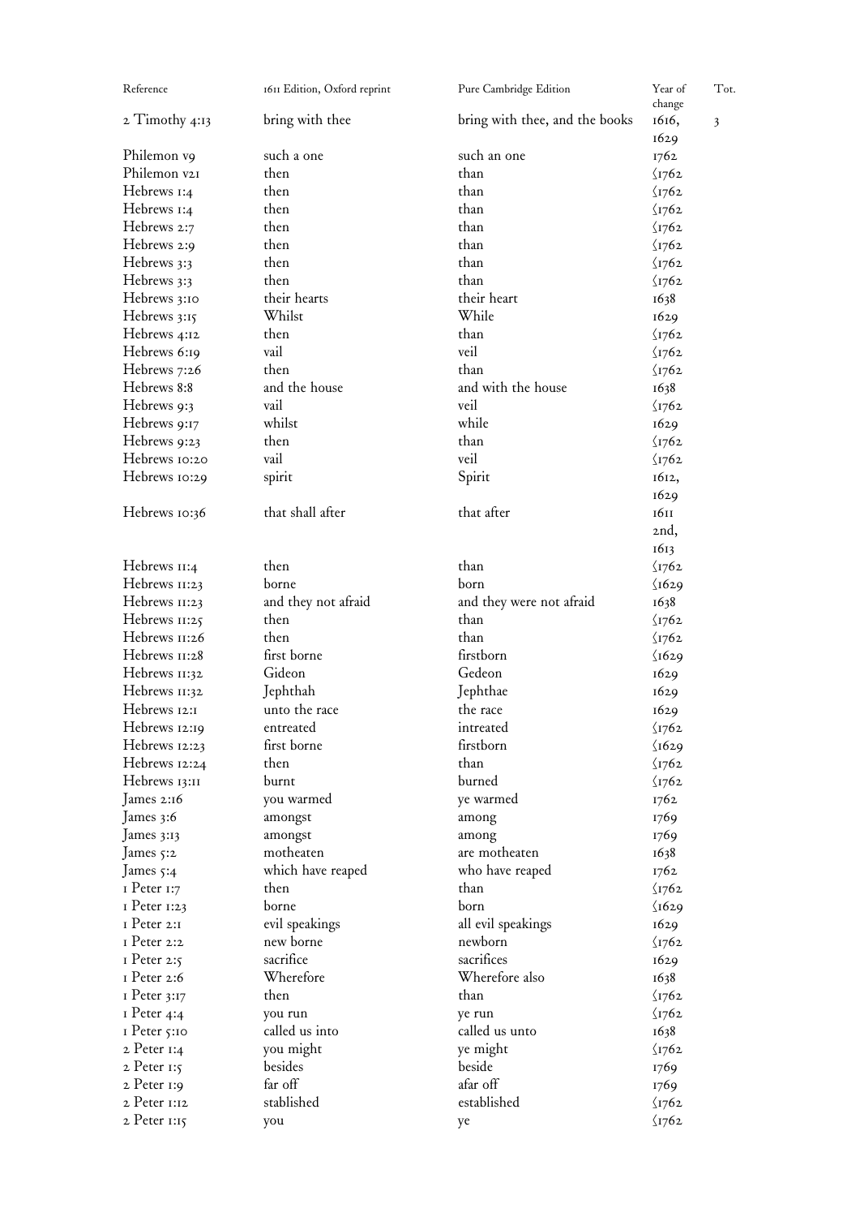| Reference | 1611 Edition, Oxford reprint | Pure Cambridge Edition | Year of change | Tot. |
|---|---|---|---|---|
| 2 Timothy 4:13 | bring with thee | bring with thee, and the books | 1616, 1629 | 3 |
| Philemon v9 | such a one | such an one | 1762 | |
| Philemon v21 | then | than | ⟨1762 | |
| Hebrews 1:4 | then | than | ⟨1762 | |
| Hebrews 1:4 | then | than | ⟨1762 | |
| Hebrews 2:7 | then | than | ⟨1762 | |
| Hebrews 2:9 | then | than | ⟨1762 | |
| Hebrews 3:3 | then | than | ⟨1762 | |
| Hebrews 3:3 | then | than | ⟨1762 | |
| Hebrews 3:10 | their hearts | their heart | 1638 | |
| Hebrews 3:15 | Whilst | While | 1629 | |
| Hebrews 4:12 | then | than | ⟨1762 | |
| Hebrews 6:19 | vail | veil | ⟨1762 | |
| Hebrews 7:26 | then | than | ⟨1762 | |
| Hebrews 8:8 | and the house | and with the house | 1638 | |
| Hebrews 9:3 | vail | veil | ⟨1762 | |
| Hebrews 9:17 | whilst | while | 1629 | |
| Hebrews 9:23 | then | than | ⟨1762 | |
| Hebrews 10:20 | vail | veil | ⟨1762 | |
| Hebrews 10:29 | spirit | Spirit | 1612, 1629 | |
| Hebrews 10:36 | that shall after | that after | 1611 2nd, 1613 | |
| Hebrews 11:4 | then | than | ⟨1762 | |
| Hebrews 11:23 | borne | born | ⟨1629 | |
| Hebrews 11:23 | and they not afraid | and they were not afraid | 1638 | |
| Hebrews 11:25 | then | than | ⟨1762 | |
| Hebrews 11:26 | then | than | ⟨1762 | |
| Hebrews 11:28 | first borne | firstborn | ⟨1629 | |
| Hebrews 11:32 | Gideon | Gedeon | 1629 | |
| Hebrews 11:32 | Jephthah | Jephthae | 1629 | |
| Hebrews 12:1 | unto the race | the race | 1629 | |
| Hebrews 12:19 | entreated | intreated | ⟨1762 | |
| Hebrews 12:23 | first borne | firstborn | ⟨1629 | |
| Hebrews 12:24 | then | than | ⟨1762 | |
| Hebrews 13:11 | burnt | burned | ⟨1762 | |
| James 2:16 | you warmed | ye warmed | 1762 | |
| James 3:6 | amongst | among | 1769 | |
| James 3:13 | amongst | among | 1769 | |
| James 5:2 | motheaten | are motheaten | 1638 | |
| James 5:4 | which have reaped | who have reaped | 1762 | |
| 1 Peter 1:7 | then | than | ⟨1762 | |
| 1 Peter 1:23 | borne | born | ⟨1629 | |
| 1 Peter 2:1 | evil speakings | all evil speakings | 1629 | |
| 1 Peter 2:2 | new borne | newborn | ⟨1762 | |
| 1 Peter 2:5 | sacrifice | sacrifices | 1629 | |
| 1 Peter 2:6 | Wherefore | Wherefore also | 1638 | |
| 1 Peter 3:17 | then | than | ⟨1762 | |
| 1 Peter 4:4 | you run | ye run | ⟨1762 | |
| 1 Peter 5:10 | called us into | called us unto | 1638 | |
| 2 Peter 1:4 | you might | ye might | ⟨1762 | |
| 2 Peter 1:5 | besides | beside | 1769 | |
| 2 Peter 1:9 | far off | afar off | 1769 | |
| 2 Peter 1:12 | stablished | established | ⟨1762 | |
| 2 Peter 1:15 | you | ye | ⟨1762 | |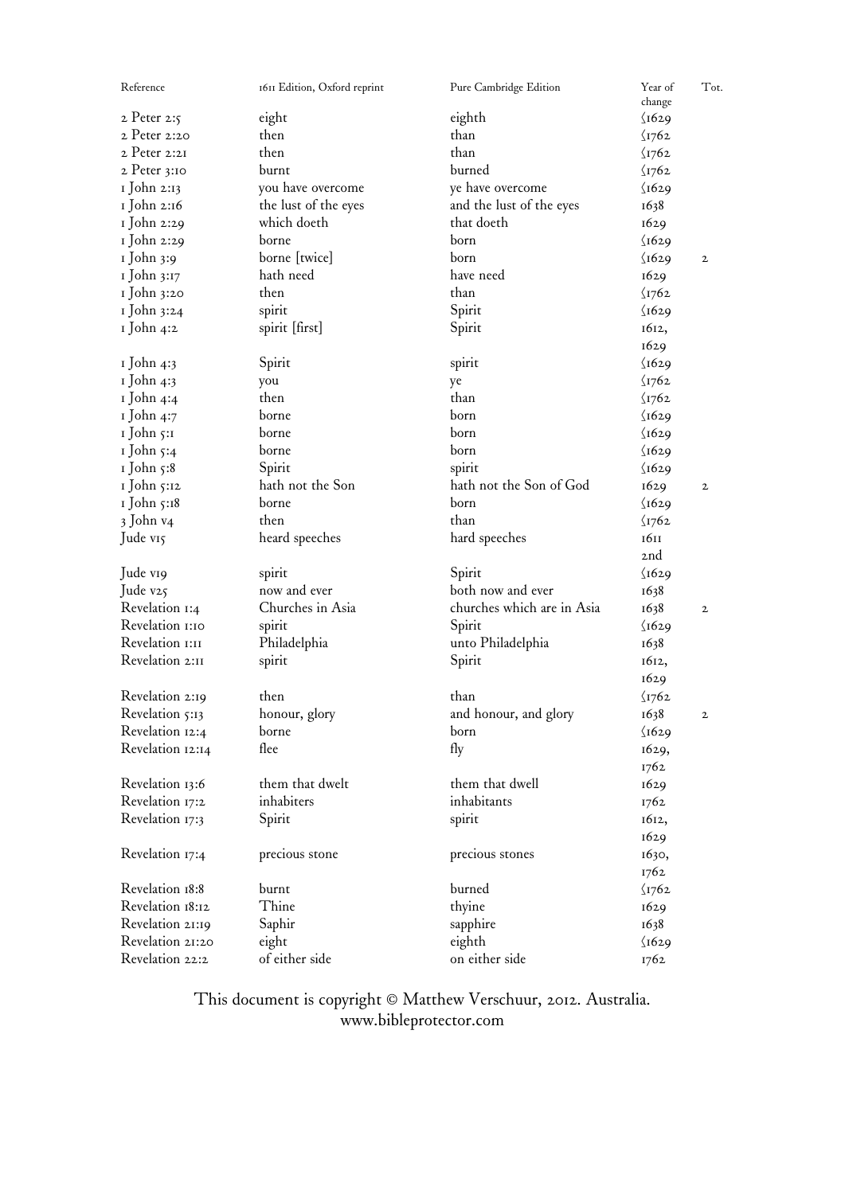| Reference | 1611 Edition, Oxford reprint | Pure Cambridge Edition | Year of change | Tot. |
|---|---|---|---|---|
| 2 Peter 2:5 | eight | eighth | ⟨1629 | |
| 2 Peter 2:20 | then | than | ⟨1762 | |
| 2 Peter 2:21 | then | than | ⟨1762 | |
| 2 Peter 3:10 | burnt | burned | ⟨1762 | |
| 1 John 2:13 | you have overcome | ye have overcome | ⟨1629 | |
| 1 John 2:16 | the lust of the eyes | and the lust of the eyes | 1638 | |
| 1 John 2:29 | which doeth | that doeth | 1629 | |
| 1 John 2:29 | borne | born | ⟨1629 | |
| 1 John 3:9 | borne [twice] | born | ⟨1629 | 2 |
| 1 John 3:17 | hath need | have need | 1629 | |
| 1 John 3:20 | then | than | ⟨1762 | |
| 1 John 3:24 | spirit | Spirit | ⟨1629 | |
| 1 John 4:2 | spirit [first] | Spirit | 1612, 1629 | |
| 1 John 4:3 | Spirit | spirit | ⟨1629 | |
| 1 John 4:3 | you | ye | ⟨1762 | |
| 1 John 4:4 | then | than | ⟨1762 | |
| 1 John 4:7 | borne | born | ⟨1629 | |
| 1 John 5:1 | borne | born | ⟨1629 | |
| 1 John 5:4 | borne | born | ⟨1629 | |
| 1 John 5:8 | Spirit | spirit | ⟨1629 | |
| 1 John 5:12 | hath not the Son | hath not the Son of God | 1629 | 2 |
| 1 John 5:18 | borne | born | ⟨1629 | |
| 3 John v4 | then | than | ⟨1762 | |
| Jude v15 | heard speeches | hard speeches | 1611 2nd | |
| Jude v19 | spirit | Spirit | ⟨1629 | |
| Jude v25 | now and ever | both now and ever | 1638 | |
| Revelation 1:4 | Churches in Asia | churches which are in Asia | 1638 | 2 |
| Revelation 1:10 | spirit | Spirit | ⟨1629 | |
| Revelation 1:11 | Philadelphia | unto Philadelphia | 1638 | |
| Revelation 2:11 | spirit | Spirit | 1612, 1629 | |
| Revelation 2:19 | then | than | ⟨1762 | |
| Revelation 5:13 | honour, glory | and honour, and glory | 1638 | 2 |
| Revelation 12:4 | borne | born | ⟨1629 | |
| Revelation 12:14 | flee | fly | 1629, 1762 | |
| Revelation 13:6 | them that dwelt | them that dwell | 1629 | |
| Revelation 17:2 | inhabiters | inhabitants | 1762 | |
| Revelation 17:3 | Spirit | spirit | 1612, 1629 | |
| Revelation 17:4 | precious stone | precious stones | 1630, 1762 | |
| Revelation 18:8 | burnt | burned | ⟨1762 | |
| Revelation 18:12 | Thine | thyine | 1629 | |
| Revelation 21:19 | Saphir | sapphire | 1638 | |
| Revelation 21:20 | eight | eighth | ⟨1629 | |
| Revelation 22:2 | of either side | on either side | 1762 | |

This document is copyright © Matthew Verschuur, 2012. Australia.
www.bibleprotector.com